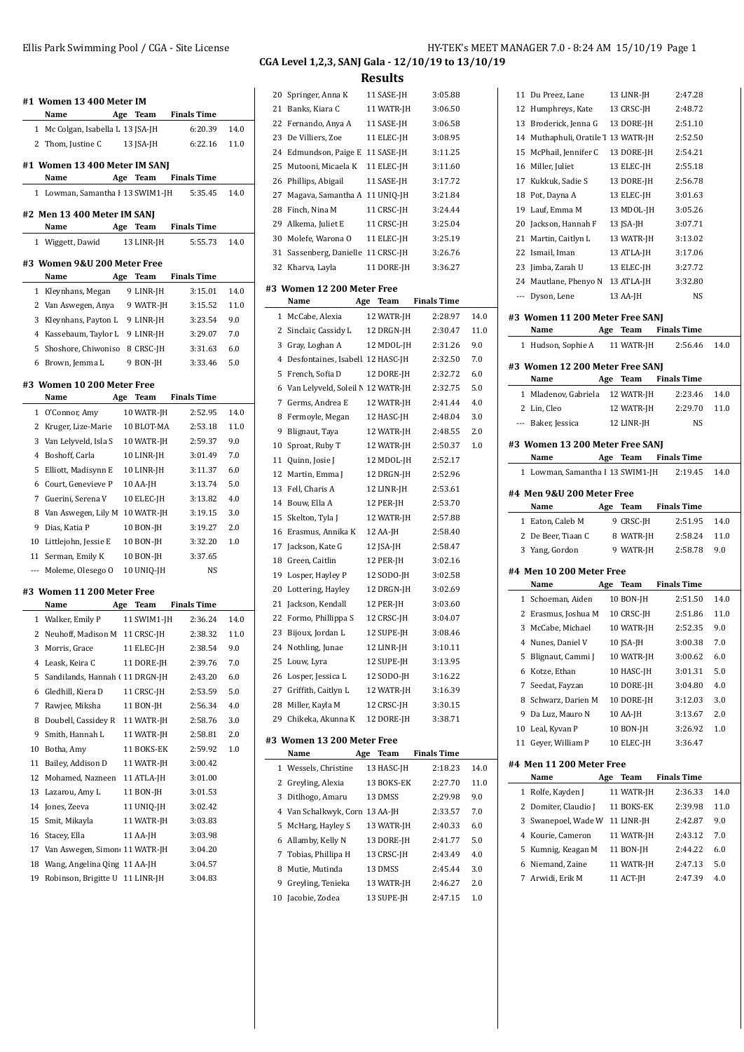## CGA Level 1,2,3, SANJ Gala - 12/10/19 to 13/10/19

## Results

### #1 Women 13 400 Meter IM

| | Name | Age | Team | Finals Time | |
|---|---|---|---|---|---|
| 1 | Mc Colgan, Isabella L | 13 | JSA-JH | 6:20.39 | 14.0 |
| 2 | Thom, Justine C | 13 | JSA-JH | 6:22.16 | 11.0 |

### #1 Women 13 400 Meter IM SANJ

| | Name | Age | Team | Finals Time | |
|---|---|---|---|---|---|
| 1 | Lowman, Samantha I | 13 | SWIM1-JH | 5:35.45 | 14.0 |

### #2 Men 13 400 Meter IM SANJ

| | Name | Age | Team | Finals Time | |
|---|---|---|---|---|---|
| 1 | Wiggett, Dawid | 13 | LINR-JH | 5:55.73 | 14.0 |

### #3 Women 9&U 200 Meter Free

| | Name | Age | Team | Finals Time | |
|---|---|---|---|---|---|
| 1 | Kleynhans, Megan | 9 | LINR-JH | 3:15.01 | 14.0 |
| 2 | Van Aswegen, Anya | 9 | WATR-JH | 3:15.52 | 11.0 |
| 3 | Kleynhans, Payton L | 9 | LINR-JH | 3:23.54 | 9.0 |
| 4 | Kassebaum, Taylor L | 9 | LINR-JH | 3:29.07 | 7.0 |
| 5 | Shoshore, Chiwoniso | 8 | CRSC-JH | 3:31.63 | 6.0 |
| 6 | Brown, Jemma L | 9 | BON-JH | 3:33.46 | 5.0 |

### #3 Women 10 200 Meter Free

| | Name | Age | Team | Finals Time | |
|---|---|---|---|---|---|
| 1 | O'Connor, Amy | 10 | WATR-JH | 2:52.95 | 14.0 |
| 2 | Kruger, Lize-Marie | 10 | BLOT-MA | 2:53.18 | 11.0 |
| 3 | Van Lelyveld, Isla S | 10 | WATR-JH | 2:59.37 | 9.0 |
| 4 | Boshoff, Carla | 10 | LINR-JH | 3:01.49 | 7.0 |
| 5 | Elliott, Madisynn E | 10 | LINR-JH | 3:11.37 | 6.0 |
| 6 | Court, Genevieve P | 10 | AA-JH | 3:13.74 | 5.0 |
| 7 | Guerini, Serena V | 10 | ELEC-JH | 3:13.82 | 4.0 |
| 8 | Van Aswegen, Lily M | 10 | WATR-JH | 3:19.15 | 3.0 |
| 9 | Dias, Katia P | 10 | BON-JH | 3:19.27 | 2.0 |
| 10 | Littlejohn, Jessie E | 10 | BON-JH | 3:32.20 | 1.0 |
| 11 | Serman, Emily K | 10 | BON-JH | 3:37.65 | |
| --- | Moleme, Olesego O | 10 | UNIQ-JH | NS | |

### #3 Women 11 200 Meter Free

| | Name | Age | Team | Finals Time | |
|---|---|---|---|---|---|
| 1 | Walker, Emily P | 11 | SWIM1-JH | 2:36.24 | 14.0 |
| 2 | Neuhoff, Madison M | 11 | CRSC-JH | 2:38.32 | 11.0 |
| 3 | Morris, Grace | 11 | ELEC-JH | 2:38.54 | 9.0 |
| 4 | Leask, Keira C | 11 | DORE-JH | 2:39.76 | 7.0 |
| 5 | Sandilands, Hannah ( | 11 | DRGN-JH | 2:43.20 | 6.0 |
| 6 | Gledhill, Kiera D | 11 | CRSC-JH | 2:53.59 | 5.0 |
| 7 | Rawjee, Miksha | 11 | BON-JH | 2:56.34 | 4.0 |
| 8 | Doubell, Cassidey R | 11 | WATR-JH | 2:58.76 | 3.0 |
| 9 | Smith, Hannah L | 11 | WATR-JH | 2:58.81 | 2.0 |
| 10 | Botha, Amy | 11 | BOKS-EK | 2:59.92 | 1.0 |
| 11 | Bailey, Addison D | 11 | WATR-JH | 3:00.42 | |
| 12 | Mohamed, Nazneen | 11 | ATLA-JH | 3:01.00 | |
| 13 | Lazarou, Amy L | 11 | BON-JH | 3:01.53 | |
| 14 | Jones, Zeeva | 11 | UNIQ-JH | 3:02.42 | |
| 15 | Smit, Mikayla | 11 | WATR-JH | 3:03.83 | |
| 16 | Stacey, Ella | 11 | AA-JH | 3:03.98 | |
| 17 | Van Aswegen, Simon | 11 | WATR-JH | 3:04.20 | |
| 18 | Wang, Angelina Qing | 11 | AA-JH | 3:04.57 | |
| 19 | Robinson, Brigitte U | 11 | LINR-JH | 3:04.83 | |
| 20 | Springer, Anna K | 11 | SASE-JH | 3:05.88 | |
| 21 | Banks, Kiara C | 11 | WATR-JH | 3:06.50 | |
| 22 | Fernando, Anya A | 11 | SASE-JH | 3:06.58 | |
| 23 | De Villiers, Zoe | 11 | ELEC-JH | 3:08.95 | |
| 24 | Edmundson, Paige E | 11 | SASE-JH | 3:11.25 | |
| 25 | Mutooni, Micaela K | 11 | ELEC-JH | 3:11.60 | |
| 26 | Phillips, Abigail | 11 | SASE-JH | 3:17.72 | |
| 27 | Magava, Samantha A | 11 | UNIQ-JH | 3:21.84 | |
| 28 | Finch, Nina M | 11 | CRSC-JH | 3:24.44 | |
| 29 | Alkema, Juliet E | 11 | CRSC-JH | 3:25.04 | |
| 30 | Molefe, Warona O | 11 | ELEC-JH | 3:25.19 | |
| 31 | Sassenberg, Danielle | 11 | CRSC-JH | 3:26.76 | |
| 32 | Kharva, Layla | 11 | DORE-JH | 3:36.27 | |

### #3 Women 12 200 Meter Free

| | Name | Age | Team | Finals Time | |
|---|---|---|---|---|---|
| 1 | McCabe, Alexia | 12 | WATR-JH | 2:28.97 | 14.0 |
| 2 | Sinclair, Cassidy L | 12 | DRGN-JH | 2:30.47 | 11.0 |
| 3 | Gray, Loghan A | 12 | MDOL-JH | 2:31.26 | 9.0 |
| 4 | Desfontaines, Isabell | 12 | HASC-JH | 2:32.50 | 7.0 |
| 5 | French, Sofia D | 12 | DORE-JH | 2:32.72 | 6.0 |
| 6 | Van Lelyveld, Soleil N | 12 | WATR-JH | 2:32.75 | 5.0 |
| 7 | Germs, Andrea E | 12 | WATR-JH | 2:41.44 | 4.0 |
| 8 | Fermoyle, Megan | 12 | HASC-JH | 2:48.04 | 3.0 |
| 9 | Blignaut, Taya | 12 | WATR-JH | 2:48.55 | 2.0 |
| 10 | Sproat, Ruby T | 12 | WATR-JH | 2:50.37 | 1.0 |
| 11 | Quinn, Josie J | 12 | MDOL-JH | 2:52.17 | |
| 12 | Martin, Emma J | 12 | DRGN-JH | 2:52.96 | |
| 13 | Fell, Charis A | 12 | LINR-JH | 2:53.61 | |
| 14 | Bouw, Ella A | 12 | PER-JH | 2:53.70 | |
| 15 | Skelton, Tyla J | 12 | WATR-JH | 2:57.88 | |
| 16 | Erasmus, Annika K | 12 | AA-JH | 2:58.40 | |
| 17 | Jackson, Kate G | 12 | JSA-JH | 2:58.47 | |
| 18 | Green, Caitlin | 12 | PER-JH | 3:02.16 | |
| 19 | Losper, Hayley P | 12 | SODO-JH | 3:02.58 | |
| 20 | Lottering, Hayley | 12 | DRGN-JH | 3:02.69 | |
| 21 | Jackson, Kendall | 12 | PER-JH | 3:03.60 | |
| 22 | Formo, Phillippa S | 12 | CRSC-JH | 3:04.07 | |
| 23 | Bijoux, Jordan L | 12 | SUPE-JH | 3:08.46 | |
| 24 | Nothling, Junae | 12 | LINR-JH | 3:10.11 | |
| 25 | Louw, Lyra | 12 | SUPE-JH | 3:13.95 | |
| 26 | Losper, Jessica L | 12 | SODO-JH | 3:16.22 | |
| 27 | Griffith, Caitlyn L | 12 | WATR-JH | 3:16.39 | |
| 28 | Miller, Kayla M | 12 | CRSC-JH | 3:30.15 | |
| 29 | Chikeka, Akunna K | 12 | DORE-JH | 3:38.71 | |

### #3 Women 13 200 Meter Free

| | Name | Age | Team | Finals Time | |
|---|---|---|---|---|---|
| 1 | Wessels, Christine | 13 | HASC-JH | 2:18.23 | 14.0 |
| 2 | Greyling, Alexia | 13 | BOKS-EK | 2:27.70 | 11.0 |
| 3 | Ditlhogo, Amaru | 13 | DMSS | 2:29.98 | 9.0 |
| 4 | Van Schalkwyk, Corn | 13 | AA-JH | 2:33.57 | 7.0 |
| 5 | McHarg, Hayley S | 13 | WATR-JH | 2:40.33 | 6.0 |
| 6 | Allamby, Kelly N | 13 | DORE-JH | 2:41.77 | 5.0 |
| 7 | Tobias, Phillipa H | 13 | CRSC-JH | 2:43.49 | 4.0 |
| 8 | Mutie, Mutinda | 13 | DMSS | 2:45.44 | 3.0 |
| 9 | Greyling, Tenieka | 13 | WATR-JH | 2:46.27 | 2.0 |
| 10 | Jacobie, Zodea | 13 | SUPE-JH | 2:47.15 | 1.0 |
| 11 | Du Preez, Lane | 13 | LINR-JH | 2:47.28 | |
| 12 | Humphreys, Kate | 13 | CRSC-JH | 2:48.72 | |
| 13 | Broderick, Jenna G | 13 | DORE-JH | 2:51.10 | |
| 14 | Muthaphuli, Oratile T | 13 | WATR-JH | 2:52.50 | |
| 15 | McPhail, Jennifer C | 13 | DORE-JH | 2:54.21 | |
| 16 | Miller, Juliet | 13 | ELEC-JH | 2:55.18 | |
| 17 | Kukkuk, Sadie S | 13 | DORE-JH | 2:56.78 | |
| 18 | Pot, Dayna A | 13 | ELEC-JH | 3:01.63 | |
| 19 | Lauf, Emma M | 13 | MDOL-JH | 3:05.26 | |
| 20 | Jackson, Hannah F | 13 | JSA-JH | 3:07.71 | |
| 21 | Martin, Caitlyn L | 13 | WATR-JH | 3:13.02 | |
| 22 | Ismail, Iman | 13 | ATLA-JH | 3:17.06 | |
| 23 | Jimba, Zarah U | 13 | ELEC-JH | 3:27.72 | |
| 24 | Mautlane, Phenyo N | 13 | ATLA-JH | 3:32.80 | |
| --- | Dyson, Lene | 13 | AA-JH | NS | |

### #3 Women 11 200 Meter Free SANJ

| | Name | Age | Team | Finals Time | |
|---|---|---|---|---|---|
| 1 | Hudson, Sophie A | 11 | WATR-JH | 2:56.46 | 14.0 |

### #3 Women 12 200 Meter Free SANJ

| | Name | Age | Team | Finals Time | |
|---|---|---|---|---|---|
| 1 | Mladenov, Gabriela | 12 | WATR-JH | 2:23.46 | 14.0 |
| 2 | Lin, Cleo | 12 | WATR-JH | 2:29.70 | 11.0 |
| --- | Baker, Jessica | 12 | LINR-JH | NS | |

### #3 Women 13 200 Meter Free SANJ

| | Name | Age | Team | Finals Time | |
|---|---|---|---|---|---|
| 1 | Lowman, Samantha I | 13 | SWIM1-JH | 2:19.45 | 14.0 |

### #4 Men 9&U 200 Meter Free

| | Name | Age | Team | Finals Time | |
|---|---|---|---|---|---|
| 1 | Eaton, Caleb M | 9 | CRSC-JH | 2:51.95 | 14.0 |
| 2 | De Beer, Tiaan C | 8 | WATR-JH | 2:58.24 | 11.0 |
| 3 | Yang, Gordon | 9 | WATR-JH | 2:58.78 | 9.0 |

### #4 Men 10 200 Meter Free

| | Name | Age | Team | Finals Time | |
|---|---|---|---|---|---|
| 1 | Schoeman, Aiden | 10 | BON-JH | 2:51.50 | 14.0 |
| 2 | Erasmus, Joshua M | 10 | CRSC-JH | 2:51.86 | 11.0 |
| 3 | McCabe, Michael | 10 | WATR-JH | 2:52.35 | 9.0 |
| 4 | Nunes, Daniel V | 10 | JSA-JH | 3:00.38 | 7.0 |
| 5 | Blignaut, Cammi J | 10 | WATR-JH | 3:00.62 | 6.0 |
| 6 | Kotze, Ethan | 10 | HASC-JH | 3:01.31 | 5.0 |
| 7 | Seedat, Fayzan | 10 | DORE-JH | 3:04.80 | 4.0 |
| 8 | Schwarz, Darien M | 10 | DORE-JH | 3:12.03 | 3.0 |
| 9 | Da Luz, Mauro N | 10 | AA-JH | 3:13.67 | 2.0 |
| 10 | Leal, Kyvan P | 10 | BON-JH | 3:26.92 | 1.0 |
| 11 | Geyer, William P | 10 | ELEC-JH | 3:36.47 | |

### #4 Men 11 200 Meter Free

| | Name | Age | Team | Finals Time | |
|---|---|---|---|---|---|
| 1 | Rolfe, Kayden J | 11 | WATR-JH | 2:36.33 | 14.0 |
| 2 | Domiter, Claudio J | 11 | BOKS-EK | 2:39.98 | 11.0 |
| 3 | Swanepoel, Wade W | 11 | LINR-JH | 2:42.87 | 9.0 |
| 4 | Kourie, Cameron | 11 | WATR-JH | 2:43.12 | 7.0 |
| 5 | Kumnig, Keagan M | 11 | BON-JH | 2:44.22 | 6.0 |
| 6 | Niemand, Zaine | 11 | WATR-JH | 2:47.13 | 5.0 |
| 7 | Arwidi, Erik M | 11 | ACT-JH | 2:47.39 | 4.0 |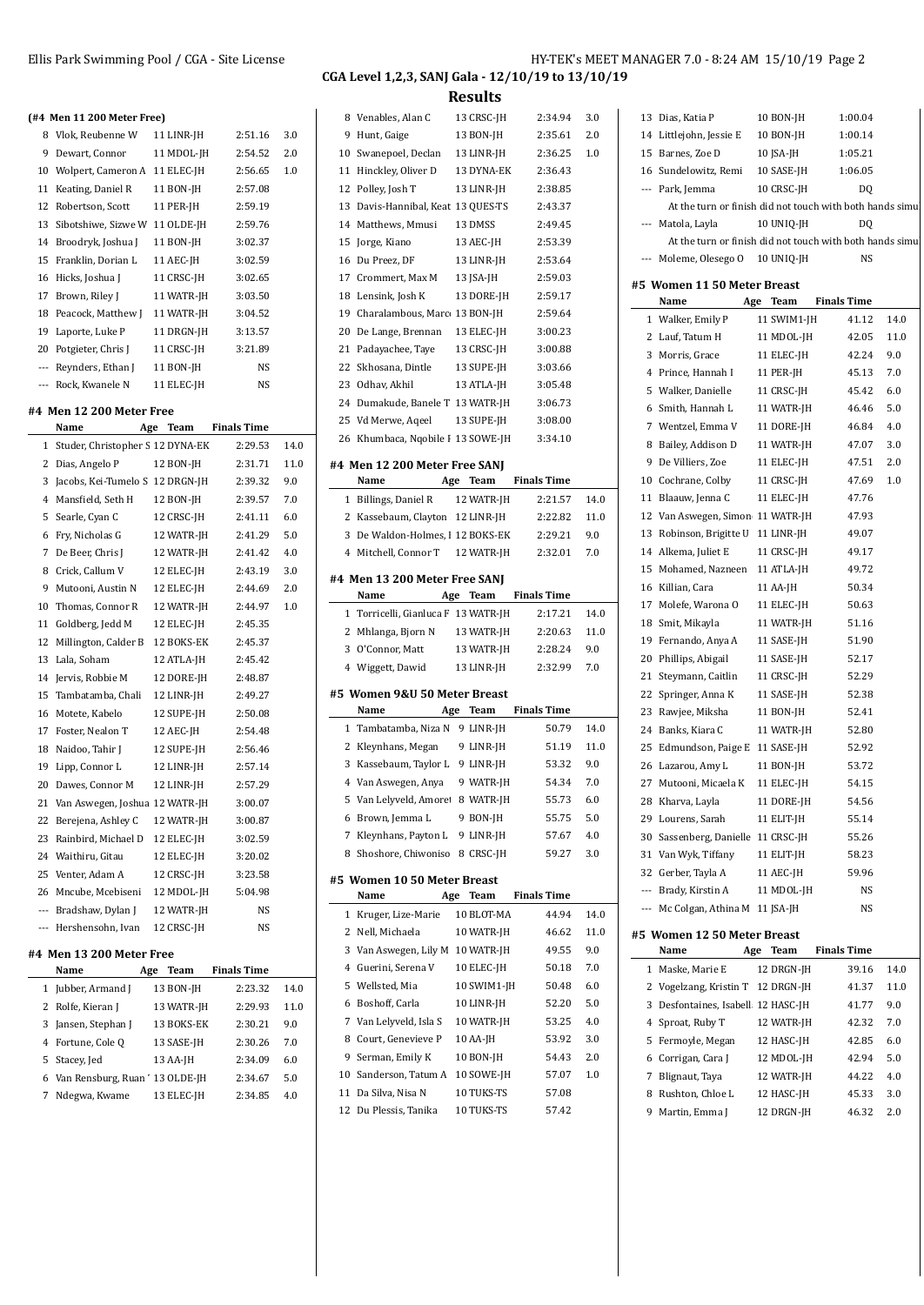**CGA Level 1,2,3, SANJ Gala - 12/10/19 to 13/10/19**

## Results

### (#4 Men 11 200 Meter Free)

| | Name | Age | Team | Finals Time | |
|---|---|---|---|---|---|
| 8 | Vlok, Reubenne W | 11 | LINR-JH | 2:51.16 | 3.0 |
| 9 | Dewart, Connor | 11 | MDOL-JH | 2:54.52 | 2.0 |
| 10 | Wolpert, Cameron A | 11 | ELEC-JH | 2:56.65 | 1.0 |
| 11 | Keating, Daniel R | 11 | BON-JH | 2:57.08 | |
| 12 | Robertson, Scott | 11 | PER-JH | 2:59.19 | |
| 13 | Sibotshiwe, Sizwe W | 11 | OLDE-JH | 2:59.76 | |
| 14 | Broodryk, Joshua J | 11 | BON-JH | 3:02.37 | |
| 15 | Franklin, Dorian L | 11 | AEC-JH | 3:02.59 | |
| 16 | Hicks, Joshua J | 11 | CRSC-JH | 3:02.65 | |
| 17 | Brown, Riley J | 11 | WATR-JH | 3:03.50 | |
| 18 | Peacock, Matthew J | 11 | WATR-JH | 3:04.52 | |
| 19 | Laporte, Luke P | 11 | DRGN-JH | 3:13.57 | |
| 20 | Potgieter, Chris J | 11 | CRSC-JH | 3:21.89 | |
| --- | Reynders, Ethan J | 11 | BON-JH | NS | |
| --- | Rock, Kwanele N | 11 | ELEC-JH | NS | |

### #4 Men 12 200 Meter Free

| | Name | Age | Team | Finals Time | |
|---|---|---|---|---|---|
| 1 | Studer, Christopher S | 12 | DYNA-EK | 2:29.53 | 14.0 |
| 2 | Dias, Angelo P | 12 | BON-JH | 2:31.71 | 11.0 |
| 3 | Jacobs, Kei-Tumelo S | 12 | DRGN-JH | 2:39.32 | 9.0 |
| 4 | Mansfield, Seth H | 12 | BON-JH | 2:39.57 | 7.0 |
| 5 | Searle, Cyan C | 12 | CRSC-JH | 2:41.11 | 6.0 |
| 6 | Fry, Nicholas G | 12 | WATR-JH | 2:41.29 | 5.0 |
| 7 | De Beer, Chris J | 12 | WATR-JH | 2:41.42 | 4.0 |
| 8 | Crick, Callum V | 12 | ELEC-JH | 2:43.19 | 3.0 |
| 9 | Mutooni, Austin N | 12 | ELEC-JH | 2:44.69 | 2.0 |
| 10 | Thomas, Connor R | 12 | WATR-JH | 2:44.97 | 1.0 |
| 11 | Goldberg, Jedd M | 12 | ELEC-JH | 2:45.35 | |
| 12 | Millington, Calder B | 12 | BOKS-EK | 2:45.37 | |
| 13 | Lala, Soham | 12 | ATLA-JH | 2:45.42 | |
| 14 | Jervis, Robbie M | 12 | DORE-JH | 2:48.87 | |
| 15 | Tambatamba, Chali | 12 | LINR-JH | 2:49.27 | |
| 16 | Motete, Kabelo | 12 | SUPE-JH | 2:50.08 | |
| 17 | Foster, Nealon T | 12 | AEC-JH | 2:54.48 | |
| 18 | Naidoo, Tahir J | 12 | SUPE-JH | 2:56.46 | |
| 19 | Lipp, Connor L | 12 | LINR-JH | 2:57.14 | |
| 20 | Dawes, Connor M | 12 | LINR-JH | 2:57.29 | |
| 21 | Van Aswegen, Joshua | 12 | WATR-JH | 3:00.07 | |
| 22 | Berejena, Ashley C | 12 | WATR-JH | 3:00.87 | |
| 23 | Rainbird, Michael D | 12 | ELEC-JH | 3:02.59 | |
| 24 | Waithiru, Gitau | 12 | ELEC-JH | 3:20.02 | |
| 25 | Venter, Adam A | 12 | CRSC-JH | 3:23.58 | |
| 26 | Mncube, Mcebiseni | 12 | MDOL-JH | 5:04.98 | |
| --- | Bradshaw, Dylan J | 12 | WATR-JH | NS | |
| --- | Hershenson, Ivan | 12 | CRSC-JH | NS | |

### #4 Men 13 200 Meter Free

| | Name | Age | Team | Finals Time | |
|---|---|---|---|---|---|
| 1 | Jubber, Armand J | 13 | BON-JH | 2:23.32 | 14.0 |
| 2 | Rolfe, Kieran J | 13 | WATR-JH | 2:29.93 | 11.0 |
| 3 | Jansen, Stephan J | 13 | BOKS-EK | 2:30.21 | 9.0 |
| 4 | Fortune, Cole Q | 13 | SASE-JH | 2:30.26 | 7.0 |
| 5 | Stacey, Jed | 13 | AA-JH | 2:34.09 | 6.0 |
| 6 | Van Rensburg, Ruan | 13 | OLDE-JH | 2:34.67 | 5.0 |
| 7 | Ndegwa, Kwame | 13 | ELEC-JH | 2:34.85 | 4.0 |
| 8 | Venables, Alan C | 13 | CRSC-JH | 2:34.94 | 3.0 |
| 9 | Hunt, Gaige | 13 | BON-JH | 2:35.61 | 2.0 |
| 10 | Swanepoel, Declan | 13 | LINR-JH | 2:36.25 | 1.0 |
| 11 | Hinckley, Oliver D | 13 | DYNA-EK | 2:36.43 | |
| 12 | Polley, Josh T | 13 | LINR-JH | 2:38.85 | |
| 13 | Davis-Hannibal, Keat | 13 | QUES-TS | 2:43.37 | |
| 14 | Matthews, Mmusi | 13 | DMSS | 2:49.45 | |
| 15 | Jorge, Kiano | 13 | AEC-JH | 2:53.39 | |
| 16 | Du Preez, DF | 13 | LINR-JH | 2:53.64 | |
| 17 | Crommert, Max M | 13 | JSA-JH | 2:59.03 | |
| 18 | Lensink, Josh K | 13 | DORE-JH | 2:59.17 | |
| 19 | Charalambous, Marc | 13 | BON-JH | 2:59.64 | |
| 20 | De Lange, Brennan | 13 | ELEC-JH | 3:00.23 | |
| 21 | Padayachee, Taye | 13 | CRSC-JH | 3:00.88 | |
| 22 | Skhosana, Dintle | 13 | SUPE-JH | 3:03.66 | |
| 23 | Odhav, Akhil | 13 | ATLA-JH | 3:05.48 | |
| 24 | Dumakude, Banele T | 13 | WATR-JH | 3:06.73 | |
| 25 | Vd Merwe, Aqeel | 13 | SUPE-JH | 3:08.00 | |
| 26 | Khumbaca, Nqobile F | 13 | SOWE-JH | 3:34.10 | |

### #4 Men 12 200 Meter Free SANJ

| | Name | Age | Team | Finals Time | |
|---|---|---|---|---|---|
| 1 | Billings, Daniel R | 12 | WATR-JH | 2:21.57 | 14.0 |
| 2 | Kassebaum, Clayton | 12 | LINR-JH | 2:22.82 | 11.0 |
| 3 | De Waldon-Holmes, I | 12 | BOKS-EK | 2:29.21 | 9.0 |
| 4 | Mitchell, Connor T | 12 | WATR-JH | 2:32.01 | 7.0 |

### #4 Men 13 200 Meter Free SANJ

| | Name | Age | Team | Finals Time | |
|---|---|---|---|---|---|
| 1 | Torricelli, Gianluca F | 13 | WATR-JH | 2:17.21 | 14.0 |
| 2 | Mhlanga, Bjorn N | 13 | WATR-JH | 2:20.63 | 11.0 |
| 3 | O'Connor, Matt | 13 | WATR-JH | 2:28.24 | 9.0 |
| 4 | Wiggett, Dawid | 13 | LINR-JH | 2:32.99 | 7.0 |

### #5 Women 9&U 50 Meter Breast

| | Name | Age | Team | Finals Time | |
|---|---|---|---|---|---|
| 1 | Tambatamba, Niza N | 9 | LINR-JH | 50.79 | 14.0 |
| 2 | Kleynhans, Megan | 9 | LINR-JH | 51.19 | 11.0 |
| 3 | Kassebaum, Taylor L | 9 | LINR-JH | 53.32 | 9.0 |
| 4 | Van Aswegen, Anya | 9 | WATR-JH | 54.34 | 7.0 |
| 5 | Van Lelyveld, Amoret | 8 | WATR-JH | 55.73 | 6.0 |
| 6 | Brown, Jemma L | 9 | BON-JH | 55.75 | 5.0 |
| 7 | Kleynhans, Payton L | 9 | LINR-JH | 57.67 | 4.0 |
| 8 | Shoshore, Chiwoniso | 8 | CRSC-JH | 59.27 | 3.0 |

### #5 Women 10 50 Meter Breast

| | Name | Age | Team | Finals Time | |
|---|---|---|---|---|---|
| 1 | Kruger, Lize-Marie | 10 | BLOT-MA | 44.94 | 14.0 |
| 2 | Nell, Michaela | 10 | WATR-JH | 46.62 | 11.0 |
| 3 | Van Aswegen, Lily M | 10 | WATR-JH | 49.55 | 9.0 |
| 4 | Guerini, Serena V | 10 | ELEC-JH | 50.18 | 7.0 |
| 5 | Wellsted, Mia | 10 | SWIM1-JH | 50.48 | 6.0 |
| 6 | Boshoff, Carla | 10 | LINR-JH | 52.20 | 5.0 |
| 7 | Van Lelyveld, Isla S | 10 | WATR-JH | 53.25 | 4.0 |
| 8 | Court, Genevieve P | 10 | AA-JH | 53.92 | 3.0 |
| 9 | Serman, Emily K | 10 | LINR-JH | 54.43 | 2.0 |
| 10 | Sanderson, Tatum A | 10 | SOWE-JH | 57.07 | 1.0 |
| 11 | Da Silva, Nisa N | 10 | TUKS-TS | 57.08 | |
| 12 | Du Plessis, Tanika | 10 | TUKS-TS | 57.42 | |
| 13 | Dias, Katia P | 10 | BON-JH | 1:00.04 | |
| 14 | Littlejohn, Jessie E | 10 | BON-JH | 1:00.14 | |
| 15 | Barnes, Zoe D | 10 | JSA-JH | 1:05.21 | |
| 16 | Sundelowitz, Remi | 10 | SASE-JH | 1:06.05 | |
| --- | Park, Jemma | 10 | CRSC-JH | DQ | |
| | At the turn or finish did not touch with both hands simu | | | | |
| --- | Matola, Layla | 10 | UNIQ-JH | DQ | |
| | At the turn or finish did not touch with both hands simu | | | | |
| --- | Moleme, Olesego O | 10 | UNIQ-JH | NS | |

### #5 Women 11 50 Meter Breast

| | Name | Age | Team | Finals Time | |
|---|---|---|---|---|---|
| 1 | Walker, Emily P | 11 | SWIM1-JH | 41.12 | 14.0 |
| 2 | Lauf, Tatum H | 11 | MDOL-JH | 42.05 | 11.0 |
| 3 | Morris, Grace | 11 | ELEC-JH | 42.24 | 9.0 |
| 4 | Prince, Hannah I | 11 | PER-JH | 45.13 | 7.0 |
| 5 | Walker, Danielle | 11 | CRSC-JH | 45.42 | 6.0 |
| 6 | Smith, Hannah L | 11 | WATR-JH | 46.46 | 5.0 |
| 7 | Wentzel, Emma V | 11 | DORE-JH | 46.84 | 4.0 |
| 8 | Bailey, Addison D | 11 | WATR-JH | 47.07 | 3.0 |
| 9 | De Villiers, Zoe | 11 | ELEC-JH | 47.51 | 2.0 |
| 10 | Cochrane, Colby | 11 | CRSC-JH | 47.69 | 1.0 |
| 11 | Blaauw, Jenna C | 11 | ELEC-JH | 47.76 | |
| 12 | Van Aswegen, Simon | 11 | WATR-JH | 47.93 | |
| 13 | Robinson, Brigitte U | 11 | LINR-JH | 49.07 | |
| 14 | Alkema, Juliet E | 11 | CRSC-JH | 49.17 | |
| 15 | Mohamed, Nazneen | 11 | ATLA-JH | 49.72 | |
| 16 | Killian, Cara | 11 | AA-JH | 50.34 | |
| 17 | Molefe, Warona O | 11 | ELEC-JH | 50.63 | |
| 18 | Smit, Mikayla | 11 | WATR-JH | 51.16 | |
| 19 | Fernando, Anya A | 11 | SASE-JH | 51.90 | |
| 20 | Phillips, Abigail | 11 | SASE-JH | 52.17 | |
| 21 | Steymann, Caitlin | 11 | CRSC-JH | 52.29 | |
| 22 | Springer, Anna K | 11 | SASE-JH | 52.38 | |
| 23 | Rawjee, Miksha | 11 | BON-JH | 52.41 | |
| 24 | Banks, Kiara C | 11 | WATR-JH | 52.80 | |
| 25 | Edmundson, Paige E | 11 | SASE-JH | 52.92 | |
| 26 | Lazarou, Amy L | 11 | BON-JH | 53.72 | |
| 27 | Mutooni, Micaela K | 11 | ELEC-JH | 54.15 | |
| 28 | Kharva, Layla | 11 | DORE-JH | 54.56 | |
| 29 | Lourens, Sarah | 11 | ELIT-JH | 55.14 | |
| 30 | Sassenberg, Danielle | 11 | CRSC-JH | 55.26 | |
| 31 | Van Wyk, Tiffany | 11 | ELIT-JH | 58.23 | |
| 32 | Gerber, Tayla A | 11 | AEC-JH | 59.96 | |
| --- | Brady, Kirstin A | 11 | MDOL-JH | NS | |
| --- | Mc Colgan, Athina M | 11 | JSA-JH | NS | |

### #5 Women 12 50 Meter Breast

| | Name | Age | Team | Finals Time | |
|---|---|---|---|---|---|
| 1 | Maske, Marie E | 12 | DRGN-JH | 39.16 | 14.0 |
| 2 | Vogelzang, Kristin T | 12 | DRGN-JH | 41.37 | 11.0 |
| 3 | Desfontaines, Isabell | 12 | HASC-JH | 41.77 | 9.0 |
| 4 | Sproat, Ruby T | 12 | WATR-JH | 42.32 | 7.0 |
| 5 | Fermoyle, Megan | 12 | HASC-JH | 42.85 | 6.0 |
| 6 | Corrigan, Cara J | 12 | MDOL-JH | 42.94 | 5.0 |
| 7 | Blignaut, Taya | 12 | WATR-JH | 44.22 | 4.0 |
| 8 | Rushton, Chloe L | 12 | HASC-JH | 45.33 | 3.0 |
| 9 | Martin, Emma J | 12 | DRGN-JH | 46.32 | 2.0 |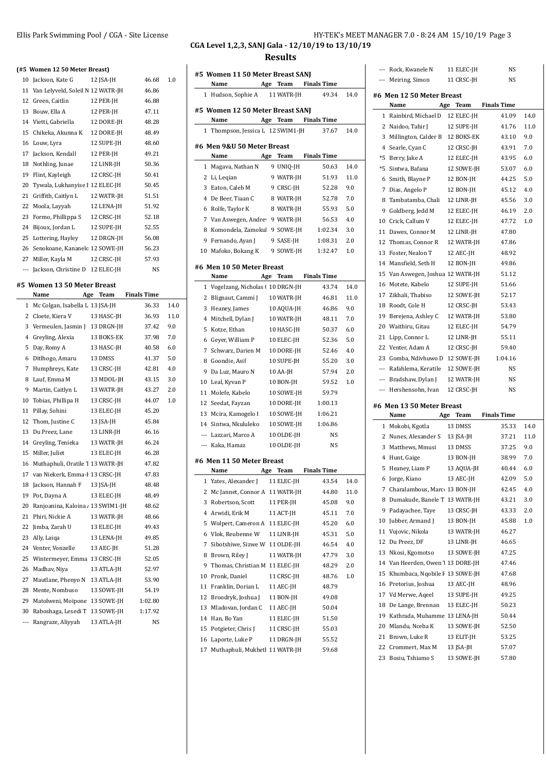# CGA Level 1,2,3, SANJ Gala - 12/10/19 to 13/10/19

## Results

### (#5 Women 12 50 Meter Breast)

| | Name | Age | Team | Finals Time | |
|---|---|---|---|---|---|
| 10 | Jackson, Kate G | 12 | JSA-JH | 46.68 | 1.0 |
| 11 | Van Lelyveld, Soleil N | 12 | WATR-JH | 46.86 | |
| 12 | Green, Caitlin | 12 | PER-JH | 46.88 | |
| 13 | Bouw, Ella A | 12 | PER-JH | 47.11 | |
| 14 | Vietti, Gabriella | 12 | DORE-JH | 48.28 | |
| 15 | Chikeka, Akunna K | 12 | DORE-JH | 48.49 | |
| 16 | Louw, Lyra | 12 | SUPE-JH | 48.60 | |
| 17 | Jackson, Kendall | 12 | PER-JH | 49.21 | |
| 18 | Nothling, Junae | 12 | LINR-JH | 50.36 | |
| 19 | Flint, Kayleigh | 12 | CRSC-JH | 50.41 | |
| 20 | Tywala, Lukhanyise I | 12 | ELEC-JH | 50.45 | |
| 21 | Griffith, Caitlyn L | 12 | WATR-JH | 51.51 | |
| 22 | Moola, Layyah | 12 | LENA-JH | 51.92 | |
| 23 | Formo, Phillippa S | 12 | CRSC-JH | 52.18 | |
| 24 | Bijoux, Jordan L | 12 | SUPE-JH | 52.55 | |
| 25 | Lottering, Hayley | 12 | DRGN-JH | 56.08 | |
| 26 | Senokoane, Kananelo | 12 | SOWE-JH | 56.23 | |
| 27 | Miller, Kayla M | 12 | CRSC-JH | 57.93 | |
| --- | Jackson, Christine D | 12 | ELEC-JH | NS | |

### #5 Women 13 50 Meter Breast

| | Name | Age | Team | Finals Time | |
|---|---|---|---|---|---|
| 1 | Mc Colgan, Isabella L | 13 | JSA-JH | 36.33 | 14.0 |
| 2 | Cloete, Kiera V | 13 | HASC-JH | 36.93 | 11.0 |
| 3 | Vermeulen, Jasmin J | 13 | DRGN-JH | 37.42 | 9.0 |
| 4 | Greyling, Alexia | 13 | BOKS-EK | 37.98 | 7.0 |
| 5 | Day, Romy A | 13 | HASC-JH | 40.58 | 6.0 |
| 6 | Ditlhogo, Amaru | 13 | DMSS | 41.37 | 5.0 |
| 7 | Humphreys, Kate | 13 | CRSC-JH | 42.81 | 4.0 |
| 8 | Lauf, Emma M | 13 | MDOL-JH | 43.15 | 3.0 |
| 9 | Martin, Caitlyn L | 13 | WATR-JH | 43.27 | 2.0 |
| 10 | Tobias, Phillipa H | 13 | CRSC-JH | 44.07 | 1.0 |
| 11 | Pillay, Sohini | 13 | ELEC-JH | 45.20 | |
| 12 | Thom, Justine C | 13 | JSA-JH | 45.84 | |
| 13 | Du Preez, Lane | 13 | LINR-JH | 46.16 | |
| 14 | Greyling, Tenieka | 13 | WATR-JH | 46.24 | |
| 15 | Miller, Juliet | 13 | ELEC-JH | 46.28 | |
| 16 | Muthaphuli, Oratile T | 13 | WATR-JH | 47.82 | |
| 17 | van Niekerk, Emma-I | 13 | CRSC-JH | 47.83 | |
| 18 | Jackson, Hannah F | 13 | JSA-JH | 48.48 | |
| 19 | Pot, Dayna A | 13 | ELEC-JH | 48.49 | |
| 20 | Ranjoanina, Kaloina A | 13 | SWIM1-JH | 48.62 | |
| 21 | Phiri, Nickie A | 13 | WATR-JH | 48.66 | |
| 22 | Jimba, Zarah U | 13 | ELEC-JH | 49.43 | |
| 23 | Ally, Laiqa | 13 | LENA-JH | 49.85 | |
| 24 | Venter, Vonzelle | 13 | AEC-JH | 51.28 | |
| 25 | Wintermeyer, Emma | 13 | CRSC-JH | 52.05 | |
| 26 | Madhav, Niya | 13 | ATLA-JH | 52.97 | |
| 27 | Mautlane, Phenyo N | 13 | ATLA-JH | 53.90 | |
| 28 | Mente, Nombuso | 13 | SOWE-JH | 54.19 | |
| 29 | Matolweni, Moipone | 13 | SOWE-JH | 1:02.80 | |
| 30 | Raboshaga, Lesedi T | 13 | SOWE-JH | 1:17.92 | |
| --- | Rangraze, Aliyyah | 13 | ATLA-JH | NS | |

### #5 Women 11 50 Meter Breast SANJ

| | Name | Age | Team | Finals Time | |
|---|---|---|---|---|---|
| 1 | Hudson, Sophie A | 11 | WATR-JH | 49.34 | 14.0 |

### #5 Women 12 50 Meter Breast SANJ

| | Name | Age | Team | Finals Time | |
|---|---|---|---|---|---|
| 1 | Thompson, Jessica L | 12 | SWIM1-JH | 37.67 | 14.0 |

### #6 Men 9&U 50 Meter Breast

| | Name | Age | Team | Finals Time | |
|---|---|---|---|---|---|
| 1 | Magava, Nathan N | 9 | UNIQ-JH | 50.63 | 14.0 |
| 2 | Li, Leqian | 9 | WATR-JH | 51.93 | 11.0 |
| 3 | Eaton, Caleb M | 9 | CRSC-JH | 52.28 | 9.0 |
| 4 | De Beer, Tiaan C | 8 | WATR-JH | 52.78 | 7.0 |
| 6 | Rolfe, Taylor K | 8 | WATR-JH | 55.93 | 5.0 |
| 7 | Van Aswegen, Andrew | 9 | WATR-JH | 56.53 | 4.0 |
| 8 | Komondela, Zamokul | 9 | SOWE-JH | 1:02.34 | 3.0 |
| 9 | Fernando, Ayan J | 9 | SASE-JH | 1:08.31 | 2.0 |
| 10 | Mafoko, Bokang K | 9 | SOWE-JH | 1:32.47 | 1.0 |

### #6 Men 10 50 Meter Breast

| | Name | Age | Team | Finals Time | |
|---|---|---|---|---|---|
| 1 | Vogelzang, Nicholas ( | 10 | DRGN-JH | 43.74 | 14.0 |
| 2 | Blignaut, Cammi J | 10 | WATR-JH | 46.81 | 11.0 |
| 3 | Heaney, James | 10 | AQUA-JH | 46.86 | 9.0 |
| 4 | Mitchell, Dylan J | 10 | WATR-JH | 48.11 | 7.0 |
| 5 | Kotze, Ethan | 10 | HASC-JH | 50.37 | 6.0 |
| 6 | Geyer, William P | 10 | ELEC-JH | 52.36 | 5.0 |
| 7 | Schwarz, Darien M | 10 | DORE-JH | 52.46 | 4.0 |
| 8 | Goondie, Asif | 10 | SUPE-JH | 55.20 | 3.0 |
| 9 | Da Luz, Mauro N | 10 | AA-JH | 57.94 | 2.0 |
| 10 | Leal, Kyvan P | 10 | BON-JH | 59.52 | 1.0 |
| 11 | Molefe, Kabelo | 10 | SOWE-JH | 59.79 | |
| 12 | Seedat, Fayzan | 10 | DORE-JH | 1:00.13 | |
| 13 | Mcira, Kamogelo I | 10 | SOWE-JH | 1:06.21 | |
| 14 | Sintwa, Nkululeko | 10 | SOWE-JH | 1:06.86 | |
| --- | Lazzari, Marco A | 10 | OLDE-JH | NS | |
| --- | Kaka, Hamaz | 10 | OLDE-JH | NS | |

### #6 Men 11 50 Meter Breast

| | Name | Age | Team | Finals Time | |
|---|---|---|---|---|---|
| 1 | Yates, Alexander J | 11 | ELEC-JH | 43.54 | 14.0 |
| 2 | Mc Jannet, Connor A | 11 | WATR-JH | 44.80 | 11.0 |
| 3 | Robertson, Scott | 11 | PER-JH | 45.08 | 9.0 |
| 4 | Arwidi, Erik M | 11 | ACT-JH | 45.11 | 7.0 |
| 5 | Wolpert, Cameron A | 11 | ELEC-JH | 45.20 | 6.0 |
| 6 | Vlok, Reubenne W | 11 | LINR-JH | 45.31 | 5.0 |
| 7 | Sibotshiwe, Sizwe W | 11 | OLDE-JH | 46.54 | 4.0 |
| 8 | Brown, Riley J | 11 | WATR-JH | 47.79 | 3.0 |
| 9 | Thomas, Christian M | 11 | ELEC-JH | 48.29 | 2.0 |
| 10 | Pronk, Daniel | 11 | CRSC-JH | 48.76 | 1.0 |
| 11 | Franklin, Dorian L | 11 | AEC-JH | 48.79 | |
| 12 | Broodryk, Joshua J | 11 | BON-JH | 49.08 | |
| 13 | Mladovan, Jordan C | 11 | AEC-JH | 50.04 | |
| 14 | Han, Bo Yan | 11 | ELEC-JH | 51.50 | |
| 15 | Potgieter, Chris J | 11 | CRSC-JH | 55.03 | |
| 16 | Laporte, Luke P | 11 | DRGN-JH | 55.52 | |
| 17 | Muthaphuli, Mukhetl | 11 | WATR-JH | 59.68 | |
| --- | Rock, Kwanele N | 11 | ELEC-JH | NS | |
| --- | Meiring, Simon | 11 | CRSC-JH | NS | |

### #6 Men 12 50 Meter Breast

| | Name | Age | Team | Finals Time | |
|---|---|---|---|---|---|
| 1 | Rainbird, Michael D | 12 | ELEC-JH | 41.09 | 14.0 |
| 2 | Naidoo, Tahir J | 12 | SUPE-JH | 41.76 | 11.0 |
| 3 | Millington, Calder B | 12 | BOKS-EK | 43.10 | 9.0 |
| 4 | Searle, Cyan C | 12 | CRSC-JH | 43.91 | 7.0 |
| *5 | Berry, Jake A | 12 | ELEC-JH | 43.95 | 6.0 |
| *5 | Sintwa, Bafana | 12 | SOWE-JH | 53.07 | 6.0 |
| 6 | Smith, Blayne P | 12 | BON-JH | 44.25 | 5.0 |
| 7 | Dias, Angelo P | 12 | BON-JH | 45.12 | 4.0 |
| 8 | Tambatamba, Chali | 12 | LINR-JH | 45.56 | 3.0 |
| 9 | Goldberg, Jedd M | 12 | ELEC-JH | 46.19 | 2.0 |
| 10 | Crick, Callum V | 12 | ELEC-JH | 47.72 | 1.0 |
| 11 | Dawes, Connor M | 12 | LINR-JH | 47.80 | |
| 12 | Thomas, Connor R | 12 | WATR-JH | 47.86 | |
| 13 | Foster, Nealon T | 12 | AEC-JH | 48.92 | |
| 14 | Mansfield, Seth H | 12 | BON-JH | 49.86 | |
| 15 | Van Aswegen, Joshua | 12 | WATR-JH | 51.12 | |
| 16 | Motete, Kabelo | 12 | SUPE-JH | 51.66 | |
| 17 | Zikhali, Thabiso | 12 | SOWE-JH | 52.17 | |
| 18 | Roodt, Cole H | 12 | CRSC-JH | 53.43 | |
| 19 | Berejena, Ashley C | 12 | WATR-JH | 53.80 | |
| 20 | Waithiru, Gitau | 12 | ELEC-JH | 54.79 | |
| 21 | Lipp, Connor L | 12 | LINR-JH | 55.11 | |
| 22 | Venter, Adam A | 12 | CRSC-JH | 59.40 | |
| 23 | Gomba, Ndivhuwo D | 12 | SOWE-JH | 1:04.16 | |
| --- | Rafahlema, Keratile | 12 | SOWE-JH | NS | |
| --- | Bradshaw, Dylan J | 12 | WATR-JH | NS | |
| --- | Hershensohn, Ivan | 12 | CRSC-JH | NS | |

### #6 Men 13 50 Meter Breast

| | Name | Age | Team | Finals Time | |
|---|---|---|---|---|---|
| 1 | Mokobi, Kgotla | 13 | DMSS | 35.33 | 14.0 |
| 2 | Nunes, Alexander S | 13 | JSA-JH | 37.21 | 11.0 |
| 3 | Matthews, Mmusi | 13 | DMSS | 37.25 | 9.0 |
| 4 | Hunt, Gaige | 13 | BON-JH | 38.99 | 7.0 |
| 5 | Heaney, Liam P | 13 | AQUA-JH | 40.44 | 6.0 |
| 6 | Jorge, Kiano | 13 | AEC-JH | 42.09 | 5.0 |
| 7 | Charalambous, Marc | 13 | BON-JH | 42.45 | 4.0 |
| 8 | Dumakude, Banele T | 13 | WATR-JH | 43.21 | 3.0 |
| 9 | Padayachee, Taye | 13 | CRSC-JH | 43.33 | 2.0 |
| 10 | Jubber, Armand J | 13 | BON-JH | 45.88 | 1.0 |
| 11 | Vujovic, Nikola | 13 | WATR-JH | 46.27 | |
| 12 | Du Preez, DF | 13 | LINR-JH | 46.65 | |
| 13 | Nkosi, Kgomotso | 13 | SOWE-JH | 47.25 | |
| 14 | Van Heerden, Owen T | 13 | DORE-JH | 47.46 | |
| 15 | Khumbaca, Nqobile F | 13 | SOWE-JH | 47.68 | |
| 16 | Pretorius, Joshua | 13 | AEC-JH | 48.96 | |
| 17 | Vd Merwe, Aqeel | 13 | SUPE-JH | 49.25 | |
| 18 | De Lange, Brennan | 13 | ELEC-JH | 50.23 | |
| 19 | Kathrada, Muhamme | 13 | LENA-JH | 50.44 | |
| 20 | Mlandu, Nceba K | 13 | SOWE-JH | 52.50 | |
| 21 | Brown, Luke R | 13 | ELIT-JH | 53.25 | |
| 22 | Crommert, Max M | 13 | JSA-JH | 57.07 | |
| 23 | Bosiu, Tshiamo S | 13 | SOWE-JH | 57.80 | |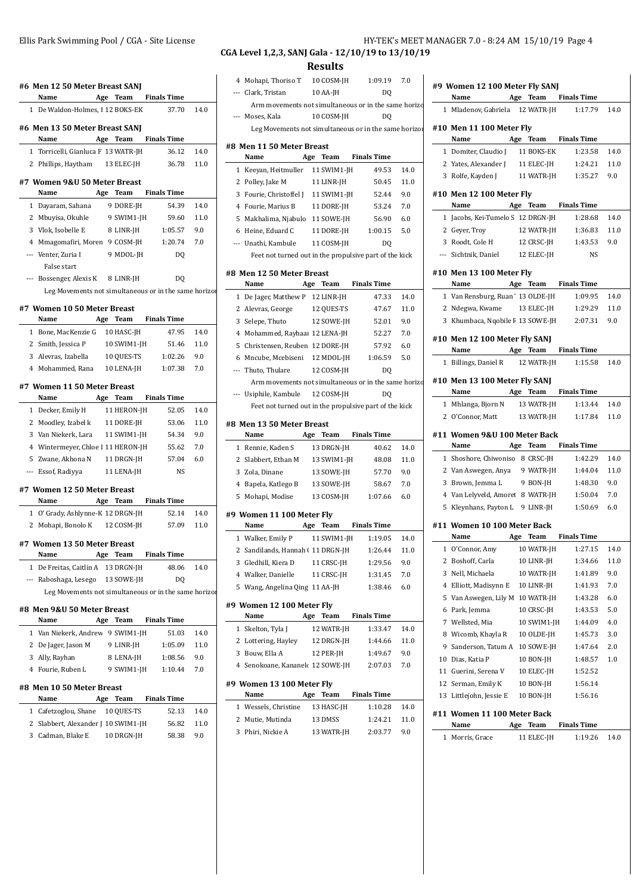Ellis Park Swimming Pool / CGA - Site License

## CGA Level 1,2,3, SANJ Gala - 12/10/19 to 13/10/19

## Results

### #6 Men 12 50 Meter Breast SANJ

| | Name | Age | Team | Finals Time | |
|---|---|---|---|---|---|
| 1 | De Waldon-Holmes, I | 12 | BOKS-EK | 37.70 | 14.0 |

### #6 Men 13 50 Meter Breast SANJ

| | Name | Age | Team | Finals Time | |
|---|---|---|---|---|---|
| 1 | Torricelli, Gianluca F | 13 | WATR-JH | 36.12 | 14.0 |
| 2 | Phillips, Haytham | 13 | ELEC-JH | 36.78 | 11.0 |

### #7 Women 9&U 50 Meter Breast

| | Name | Age | Team | Finals Time | |
|---|---|---|---|---|---|
| 1 | Dayaram, Sahana | 9 | DORE-JH | 54.39 | 14.0 |
| 2 | Mbuyisa, Okuhle | 9 | SWIM1-JH | 59.60 | 11.0 |
| 3 | Vlok, Isobelle E | 8 | LINR-JH | 1:05.57 | 9.0 |
| 4 | Mmagomafiri, Moren | 9 | COSM-JH | 1:20.74 | 7.0 |
| --- | Venter, Zuria I | 9 | MDOL-JH | DQ | |
| | False start | | | | |
| --- | Bossenger, Alexis K | 8 | LINR-JH | DQ | |
| | Leg Movements not simultaneous or in the same horizon | | | | |

### #7 Women 10 50 Meter Breast

| | Name | Age | Team | Finals Time | |
|---|---|---|---|---|---|
| 1 | Bone, MacKenzie G | 10 | HASC-JH | 47.95 | 14.0 |
| 2 | Smith, Jessica P | 10 | SWIM1-JH | 51.46 | 11.0 |
| 3 | Alevras, Izabella | 10 | QUES-TS | 1:02.26 | 9.0 |
| 4 | Mohammed, Rana | 10 | LENA-JH | 1:07.38 | 7.0 |

### #7 Women 11 50 Meter Breast

| | Name | Age | Team | Finals Time | |
|---|---|---|---|---|---|
| 1 | Decker, Emily H | 11 | HERON-JH | 52.05 | 14.0 |
| 2 | Moodley, Izabel k | 11 | DORE-JH | 53.06 | 11.0 |
| 3 | Van Niekerk, Lara | 11 | SWIM1-JH | 54.34 | 9.0 |
| 4 | Wintermeyer, Chloe I | 11 | HERON-JH | 55.62 | 7.0 |
| 5 | Zwane, Akhona N | 11 | DRGN-JH | 57.04 | 6.0 |
| --- | Essof, Radiyya | 11 | LENA-JH | NS | |

### #7 Women 12 50 Meter Breast

| | Name | Age | Team | Finals Time | |
|---|---|---|---|---|---|
| 1 | O' Grady, Ashlynne-K | 12 | DRGN-JH | 52.14 | 14.0 |
| 2 | Mohapi, Bonolo K | 12 | COSM-JH | 57.09 | 11.0 |

### #7 Women 13 50 Meter Breast

| | Name | Age | Team | Finals Time | |
|---|---|---|---|---|---|
| 1 | De Freitas, Caitlin A | 13 | DRGN-JH | 48.06 | 14.0 |
| --- | Raboshaga, Lesego | 13 | SOWE-JH | DQ | |
| | Leg Movements not simultaneous or in the same horizon | | | | |

### #8 Men 9&U 50 Meter Breast

| | Name | Age | Team | Finals Time | |
|---|---|---|---|---|---|
| 1 | Van Niekerk, Andrew | 9 | SWIM1-JH | 51.03 | 14.0 |
| 2 | De Jager, Jason M | 9 | LINR-JH | 1:05.09 | 11.0 |
| 3 | Ally, Rayhan | 8 | LENA-JH | 1:08.56 | 9.0 |
| 4 | Fourie, Ruben L | 9 | SWIM1-JH | 1:10.44 | 7.0 |

### #8 Men 10 50 Meter Breast

| | Name | Age | Team | Finals Time | |
|---|---|---|---|---|---|
| 1 | Cafetzoglou, Shane | 10 | QUES-TS | 52.13 | 14.0 |
| 2 | Slabbert, Alexander J | 10 | SWIM1-JH | 56.82 | 11.0 |
| 3 | Cadman, Blake E | 10 | DRGN-JH | 58.38 | 9.0 |
| 4 | Mohapi, Thoriso T | 10 | COSM-JH | 1:09.19 | 7.0 |
| --- | Clark, Tristan | 10 | AA-JH | DQ | |
| | Arm movements not simultaneous or in the same horizo | | | | |
| --- | Moses, Kala | 10 | COSM-JH | DQ | |
| | Leg Movements not simultaneous or in the same horizon | | | | |

### #8 Men 11 50 Meter Breast

| | Name | Age | Team | Finals Time | |
|---|---|---|---|---|---|
| 1 | Keeyan, Heitmuller | 11 | SWIM1-JH | 49.53 | 14.0 |
| 2 | Polley, Jake M | 11 | LINR-JH | 50.45 | 11.0 |
| 3 | Fourie, Christoffel J | 11 | SWIM1-JH | 52.44 | 9.0 |
| 4 | Fourie, Marius B | 11 | DORE-JH | 53.24 | 7.0 |
| 5 | Makhalima, Njabulo | 11 | SOWE-JH | 56.90 | 6.0 |
| 6 | Heine, Eduard C | 11 | DORE-JH | 1:00.15 | 5.0 |
| --- | Unathi, Kambule | 11 | COSM-JH | DQ | |
| | Feet not turned out in the propulsive part of the kick | | | | |

### #8 Men 12 50 Meter Breast

| | Name | Age | Team | Finals Time | |
|---|---|---|---|---|---|
| 1 | De Jager, Matthew P | 12 | LINR-JH | 47.33 | 14.0 |
| 2 | Alevras, George | 12 | QUES-TS | 47.67 | 11.0 |
| 3 | Selepe, Thuto | 12 | SOWE-JH | 52.01 | 9.0 |
| 4 | Mohammed, Rayhaan | 12 | LENA-JH | 52.27 | 7.0 |
| 5 | Christensen, Reuben | 12 | DORE-JH | 57.92 | 6.0 |
| 6 | Mncube, Mcebiseni | 12 | MDOL-JH | 1:06.59 | 5.0 |
| --- | Thuto, Thulare | 12 | COSM-JH | DQ | |
| | Arm movements not simultaneous or in the same horizo | | | | |
| --- | Usiphile, Kambule | 12 | COSM-JH | DQ | |
| | Feet not turned out in the propulsive part of the kick | | | | |

### #8 Men 13 50 Meter Breast

| | Name | Age | Team | Finals Time | |
|---|---|---|---|---|---|
| 1 | Rennie, Kaden S | 13 | DRGN-JH | 40.62 | 14.0 |
| 2 | Slabbert, Ethan M | 13 | SWIM1-JH | 48.08 | 11.0 |
| 3 | Zola, Dinane | 13 | SOWE-JH | 57.70 | 9.0 |
| 4 | Bapela, Katlego B | 13 | SOWE-JH | 58.67 | 7.0 |
| 5 | Mohapi, Modise | 13 | COSM-JH | 1:07.66 | 6.0 |

### #9 Women 11 100 Meter Fly

| | Name | Age | Team | Finals Time | |
|---|---|---|---|---|---|
| 1 | Walker, Emily P | 11 | SWIM1-JH | 1:19.05 | 14.0 |
| 2 | Sandilands, Hannah ( | 11 | DRGN-JH | 1:26.44 | 11.0 |
| 3 | Gledhill, Kiera D | 11 | CRSC-JH | 1:29.56 | 9.0 |
| 4 | Walker, Danielle | 11 | CRSC-JH | 1:31.45 | 7.0 |
| 5 | Wang, Angelina Qing | 11 | AA-JH | 1:38.46 | 6.0 |

### #9 Women 12 100 Meter Fly

| | Name | Age | Team | Finals Time | |
|---|---|---|---|---|---|
| 1 | Skelton, Tyla J | 12 | WATR-JH | 1:33.47 | 14.0 |
| 2 | Lottering, Hayley | 12 | DRGN-JH | 1:44.66 | 11.0 |
| 3 | Bouw, Ella A | 12 | PER-JH | 1:49.67 | 9.0 |
| 4 | Senokoane, Kananelo | 12 | SOWE-JH | 2:07.03 | 7.0 |

### #9 Women 13 100 Meter Fly

| | Name | Age | Team | Finals Time | |
|---|---|---|---|---|---|
| 1 | Wessels, Christine | 13 | HASC-JH | 1:10.28 | 14.0 |
| 2 | Mutie, Mutinda | 13 | DMSS | 1:24.21 | 11.0 |
| 3 | Phiri, Nickie A | 13 | WATR-JH | 2:03.77 | 9.0 |

### #9 Women 12 100 Meter Fly SANJ

| | Name | Age | Team | Finals Time | |
|---|---|---|---|---|---|
| 1 | Mladenov, Gabriela | 12 | WATR-JH | 1:17.79 | 14.0 |

### #10 Men 11 100 Meter Fly

| | Name | Age | Team | Finals Time | |
|---|---|---|---|---|---|
| 1 | Domiter, Claudio J | 11 | BOKS-EK | 1:23.58 | 14.0 |
| 2 | Yates, Alexander J | 11 | ELEC-JH | 1:24.21 | 11.0 |
| 3 | Rolfe, Kayden J | 11 | WATR-JH | 1:35.27 | 9.0 |

### #10 Men 12 100 Meter Fly

| | Name | Age | Team | Finals Time | |
|---|---|---|---|---|---|
| 1 | Jacobs, Kei-Tumelo S | 12 | DRGN-JH | 1:28.68 | 14.0 |
| 2 | Geyer, Troy | 12 | WATR-JH | 1:36.83 | 11.0 |
| 3 | Roodt, Cole H | 12 | CRSC-JH | 1:43.53 | 9.0 |
| --- | Sichtnik, Daniel | 12 | ELEC-JH | NS | |

### #10 Men 13 100 Meter Fly

| | Name | Age | Team | Finals Time | |
|---|---|---|---|---|---|
| 1 | Van Rensburg, Ruan | 13 | OLDE-JH | 1:09.95 | 14.0 |
| 2 | Ndegwa, Kwame | 13 | ELEC-JH | 1:29.29 | 11.0 |
| 3 | Khumbaca, Nqobile F | 13 | SOWE-JH | 2:07.31 | 9.0 |

### #10 Men 12 100 Meter Fly SANJ

| | Name | Age | Team | Finals Time | |
|---|---|---|---|---|---|
| 1 | Billings, Daniel R | 12 | WATR-JH | 1:15.58 | 14.0 |

### #10 Men 13 100 Meter Fly SANJ

| | Name | Age | Team | Finals Time | |
|---|---|---|---|---|---|
| 1 | Mhlanga, Bjorn N | 13 | WATR-JH | 1:13.44 | 14.0 |
| 2 | O'Connor, Matt | 13 | WATR-JH | 1:17.84 | 11.0 |

### #11 Women 9&U 100 Meter Back

| | Name | Age | Team | Finals Time | |
|---|---|---|---|---|---|
| 1 | Shoshore, Chiwoniso | 8 | CRSC-JH | 1:42.29 | 14.0 |
| 2 | Van Aswegen, Anya | 9 | WATR-JH | 1:44.04 | 11.0 |
| 3 | Brown, Jemma L | 9 | BON-JH | 1:48.30 | 9.0 |
| 4 | Van Lelyveld, Amoret | 8 | WATR-JH | 1:50.04 | 7.0 |
| 5 | Kleynhans, Payton L | 9 | LINR-JH | 1:50.69 | 6.0 |

### #11 Women 10 100 Meter Back

| | Name | Age | Team | Finals Time | |
|---|---|---|---|---|---|
| 1 | O'Connor, Amy | 10 | WATR-JH | 1:27.15 | 14.0 |
| 2 | Boshoff, Carla | 10 | LINR-JH | 1:34.66 | 11.0 |
| 3 | Nell, Michaela | 10 | WATR-JH | 1:41.89 | 9.0 |
| 4 | Elliott, Madisynn E | 10 | LINR-JH | 1:41.93 | 7.0 |
| 5 | Van Aswegen, Lily M | 10 | WATR-JH | 1:43.28 | 6.0 |
| 6 | Park, Jemma | 10 | CRSC-JH | 1:43.53 | 5.0 |
| 7 | Wellsted, Mia | 10 | SWIM1-JH | 1:44.09 | 4.0 |
| 8 | Wicomb, Khayla R | 10 | OLDE-JH | 1:45.73 | 3.0 |
| 9 | Sanderson, Tatum A | 10 | SOWE-JH | 1:47.64 | 2.0 |
| 10 | Dias, Katia P | 10 | BON-JH | 1:48.57 | 1.0 |
| 11 | Guerini, Serena V | 10 | ELEC-JH | 1:52.52 | |
| 12 | Serman, Emily K | 10 | BON-JH | 1:56.14 | |
| 13 | Littlejohn, Jessie E | 10 | BON-JH | 1:56.16 | |

### #11 Women 11 100 Meter Back

| | Name | Age | Team | Finals Time | |
|---|---|---|---|---|---|
| 1 | Morris, Grace | 11 | ELEC-JH | 1:19.26 | 14.0 |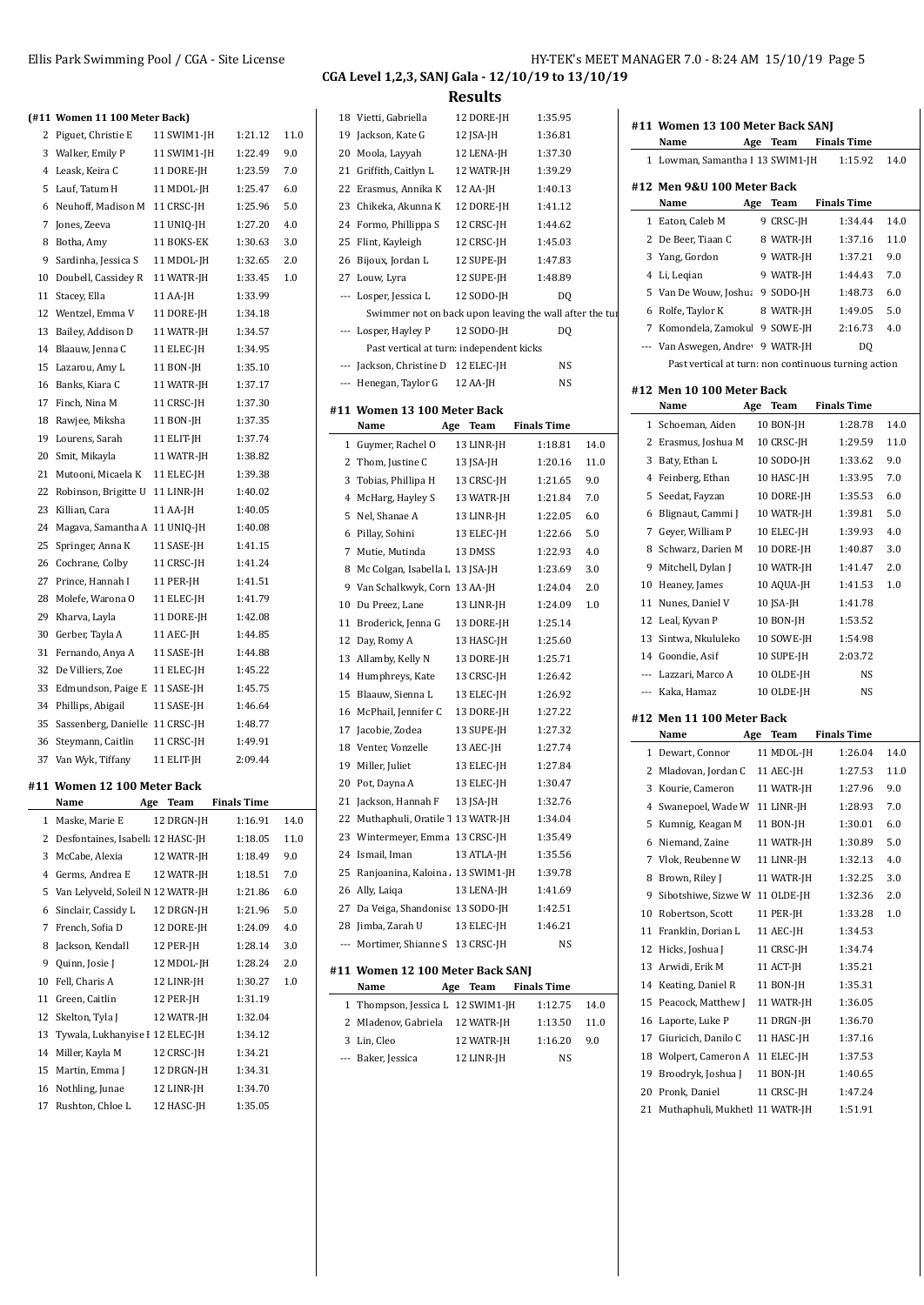## CGA Level 1,2,3, SANJ Gala - 12/10/19 to 13/10/19

### Results

#### (#11 Women 11 100 Meter Back)

| | Name | Age | Team | Finals Time | |
|---|---|---|---|---|---|
| 2 | Piguet, Christie E | 11 | SWIM1-JH | 1:21.12 | 11.0 |
| 3 | Walker, Emily P | 11 | SWIM1-JH | 1:22.49 | 9.0 |
| 4 | Leask, Keira C | 11 | DORE-JH | 1:23.59 | 7.0 |
| 5 | Lauf, Tatum H | 11 | MDOL-JH | 1:25.47 | 6.0 |
| 6 | Neuhoff, Madison M | 11 | CRSC-JH | 1:25.96 | 5.0 |
| 7 | Jones, Zeeva | 11 | UNIQ-JH | 1:27.20 | 4.0 |
| 8 | Botha, Amy | 11 | BOKS-EK | 1:30.63 | 3.0 |
| 9 | Sardinha, Jessica S | 11 | MDOL-JH | 1:32.65 | 2.0 |
| 10 | Doubell, Cassidey R | 11 | WATR-JH | 1:33.45 | 1.0 |
| 11 | Stacey, Ella | 11 | AA-JH | 1:33.99 | |
| 12 | Wentzel, Emma V | 11 | DORE-JH | 1:34.18 | |
| 13 | Bailey, Addison D | 11 | WATR-JH | 1:34.57 | |
| 14 | Blaauw, Jenna C | 11 | ELEC-JH | 1:34.95 | |
| 15 | Lazarou, Amy L | 11 | BON-JH | 1:35.10 | |
| 16 | Banks, Kiara C | 11 | WATR-JH | 1:37.17 | |
| 17 | Finch, Nina M | 11 | CRSC-JH | 1:37.30 | |
| 18 | Rawjee, Miksha | 11 | BON-JH | 1:37.35 | |
| 19 | Lourens, Sarah | 11 | ELIT-JH | 1:37.74 | |
| 20 | Smit, Mikayla | 11 | WATR-JH | 1:38.82 | |
| 21 | Mutooni, Micaela K | 11 | ELEC-JH | 1:39.38 | |
| 22 | Robinson, Brigitte U | 11 | LINR-JH | 1:40.02 | |
| 23 | Killian, Cara | 11 | AA-JH | 1:40.05 | |
| 24 | Magava, Samantha A | 11 | UNIQ-JH | 1:40.08 | |
| 25 | Springer, Anna K | 11 | SASE-JH | 1:41.15 | |
| 26 | Cochrane, Colby | 11 | CRSC-JH | 1:41.24 | |
| 27 | Prince, Hannah I | 11 | PER-JH | 1:41.51 | |
| 28 | Molefe, Warona O | 11 | ELEC-JH | 1:41.79 | |
| 29 | Kharva, Layla | 11 | DORE-JH | 1:42.08 | |
| 30 | Gerber, Tayla A | 11 | AEC-JH | 1:44.85 | |
| 31 | Fernando, Anya A | 11 | SASE-JH | 1:44.88 | |
| 32 | De Villiers, Zoe | 11 | ELEC-JH | 1:45.22 | |
| 33 | Edmundson, Paige E | 11 | SASE-JH | 1:45.75 | |
| 34 | Phillips, Abigail | 11 | SASE-JH | 1:46.64 | |
| 35 | Sassenberg, Danielle | 11 | CRSC-JH | 1:48.77 | |
| 36 | Steymann, Caitlin | 11 | CRSC-JH | 1:49.91 | |
| 37 | Van Wyk, Tiffany | 11 | ELIT-JH | 2:09.44 | |

#### #11 Women 12 100 Meter Back

| | Name | Age | Team | Finals Time | |
|---|---|---|---|---|---|
| 1 | Maske, Marie E | 12 | DRGN-JH | 1:16.91 | 14.0 |
| 2 | Desfontaines, Isabell | 12 | HASC-JH | 1:18.05 | 11.0 |
| 3 | McCabe, Alexia | 12 | WATR-JH | 1:18.49 | 9.0 |
| 4 | Germs, Andrea E | 12 | WATR-JH | 1:18.51 | 7.0 |
| 5 | Van Lelyveld, Soleil N | 12 | WATR-JH | 1:21.86 | 6.0 |
| 6 | Sinclair, Cassidy L | 12 | DRGN-JH | 1:21.96 | 5.0 |
| 7 | French, Sofia D | 12 | DORE-JH | 1:24.09 | 4.0 |
| 8 | Jackson, Kendall | 12 | PER-JH | 1:28.14 | 3.0 |
| 9 | Quinn, Josie J | 12 | MDOL-JH | 1:28.24 | 2.0 |
| 10 | Fell, Charis A | 12 | LINR-JH | 1:30.27 | 1.0 |
| 11 | Green, Caitlin | 12 | PER-JH | 1:31.19 | |
| 12 | Skelton, Tyla J | 12 | WATR-JH | 1:32.04 | |
| 13 | Tywala, Lukhanyise I | 12 | ELEC-JH | 1:34.12 | |
| 14 | Miller, Kayla M | 12 | CRSC-JH | 1:34.21 | |
| 15 | Martin, Emma J | 12 | DRGN-JH | 1:34.31 | |
| 16 | Nothling, Junae | 12 | LINR-JH | 1:34.70 | |
| 17 | Rushton, Chloe L | 12 | HASC-JH | 1:35.05 | |
| 18 | Vietti, Gabriella | 12 | DORE-JH | 1:35.95 | |
| 19 | Jackson, Kate G | 12 | JSA-JH | 1:36.81 | |
| 20 | Moola, Layyah | 12 | LENA-JH | 1:37.30 | |
| 21 | Griffith, Caitlyn L | 12 | WATR-JH | 1:39.29 | |
| 22 | Erasmus, Annika K | 12 | AA-JH | 1:40.13 | |
| 23 | Chikeka, Akunna K | 12 | DORE-JH | 1:41.12 | |
| 24 | Formo, Phillippa S | 12 | CRSC-JH | 1:44.62 | |
| 25 | Flint, Kayleigh | 12 | CRSC-JH | 1:45.03 | |
| 26 | Bijoux, Jordan L | 12 | SUPE-JH | 1:47.83 | |
| 27 | Louw, Lyra | 12 | SUPE-JH | 1:48.89 | |
| --- | Losper, Jessica L | 12 | SODO-JH | DQ | |
| | Swimmer not on back upon leaving the wall after the tur | | | | |
| --- | Losper, Hayley P | 12 | SODO-JH | DQ | |
| | Past vertical at turn: independent kicks | | | | |
| --- | Jackson, Christine D | 12 | ELEC-JH | NS | |
| --- | Henegan, Taylor G | 12 | AA-JH | NS | |

#### #11 Women 13 100 Meter Back

| | Name | Age | Team | Finals Time | |
|---|---|---|---|---|---|
| 1 | Guymer, Rachel O | 13 | LINR-JH | 1:18.81 | 14.0 |
| 2 | Thom, Justine C | 13 | JSA-JH | 1:20.16 | 11.0 |
| 3 | Tobias, Phillipa H | 13 | CRSC-JH | 1:21.65 | 9.0 |
| 4 | McHarg, Hayley S | 13 | WATR-JH | 1:21.84 | 7.0 |
| 5 | Nel, Shanae A | 13 | LINR-JH | 1:22.05 | 6.0 |
| 6 | Pillay, Sohini | 13 | ELEC-JH | 1:22.66 | 5.0 |
| 7 | Mutie, Mutinda | 13 | DMSS | 1:22.93 | 4.0 |
| 8 | Mc Colgan, Isabella L | 13 | JSA-JH | 1:23.69 | 3.0 |
| 9 | Van Schalkwyk, Corn | 13 | AA-JH | 1:24.04 | 2.0 |
| 10 | Du Preez, Lane | 13 | LINR-JH | 1:24.09 | 1.0 |
| 11 | Broderick, Jenna G | 13 | DORE-JH | 1:25.14 | |
| 12 | Day, Romy A | 13 | HASC-JH | 1:25.60 | |
| 13 | Allamby, Kelly N | 13 | DORE-JH | 1:25.71 | |
| 14 | Humphreys, Kate | 13 | CRSC-JH | 1:26.42 | |
| 15 | Blaauw, Sienna L | 13 | ELEC-JH | 1:26.92 | |
| 16 | McPhail, Jennifer C | 13 | DORE-JH | 1:27.22 | |
| 17 | Jacobie, Zodea | 13 | SUPE-JH | 1:27.32 | |
| 18 | Venter, Vonzelle | 13 | AEC-JH | 1:27.74 | |
| 19 | Miller, Juliet | 13 | ELEC-JH | 1:27.84 | |
| 20 | Pot, Dayna A | 13 | ELEC-JH | 1:30.47 | |
| 21 | Jackson, Hannah F | 13 | JSA-JH | 1:32.76 | |
| 22 | Muthaphuli, Oratile T | 13 | WATR-JH | 1:34.04 | |
| 23 | Wintermeyer, Emma | 13 | CRSC-JH | 1:35.49 | |
| 24 | Ismail, Iman | 13 | ATLA-JH | 1:35.56 | |
| 25 | Ranjoanina, Kaloina | 13 | SWIM1-JH | 1:39.78 | |
| 26 | Ally, Laiqa | 13 | LENA-JH | 1:41.69 | |
| 27 | Da Veiga, Shandonise | 13 | SODO-JH | 1:42.51 | |
| 28 | Jimba, Zarah U | 13 | ELEC-JH | 1:46.21 | |
| --- | Mortimer, Shianne S | 13 | CRSC-JH | NS | |

#### #11 Women 12 100 Meter Back SANJ

| | Name | Age | Team | Finals Time | |
|---|---|---|---|---|---|
| 1 | Thompson, Jessica L | 12 | SWIM1-JH | 1:12.75 | 14.0 |
| 2 | Mladenov, Gabriela | 12 | WATR-JH | 1:13.50 | 11.0 |
| 3 | Lin, Cleo | 12 | WATR-JH | 1:16.20 | 9.0 |
| --- | Baker, Jessica | 12 | LINR-JH | NS | |

#### #11 Women 13 100 Meter Back SANJ

| | Name | Age | Team | Finals Time | |
|---|---|---|---|---|---|
| 1 | Lowman, Samantha I | 13 | SWIM1-JH | 1:15.92 | 14.0 |

#### #12 Men 9&U 100 Meter Back

| | Name | Age | Team | Finals Time | |
|---|---|---|---|---|---|
| 1 | Eaton, Caleb M | 9 | CRSC-JH | 1:34.44 | 14.0 |
| 2 | De Beer, Tiaan C | 8 | WATR-JH | 1:37.16 | 11.0 |
| 3 | Yang, Gordon | 9 | WATR-JH | 1:37.21 | 9.0 |
| 4 | Li, Leqian | 9 | WATR-JH | 1:44.43 | 7.0 |
| 5 | Van De Wouw, Joshua | 9 | SODO-JH | 1:48.73 | 6.0 |
| 6 | Rolfe, Taylor K | 8 | WATR-JH | 1:49.05 | 5.0 |
| 7 | Komondela, Zamokul | 9 | SOWE-JH | 2:16.73 | 4.0 |
| --- | Van Aswegen, Andrew | 9 | WATR-JH | DQ | |
| | Past vertical at turn: non continuous turning action | | | | |

#### #12 Men 10 100 Meter Back

| | Name | Age | Team | Finals Time | |
|---|---|---|---|---|---|
| 1 | Schoeman, Aiden | 10 | BON-JH | 1:28.78 | 14.0 |
| 2 | Erasmus, Joshua M | 10 | CRSC-JH | 1:29.59 | 11.0 |
| 3 | Baty, Ethan L | 10 | SODO-JH | 1:33.62 | 9.0 |
| 4 | Feinberg, Ethan | 10 | HASC-JH | 1:33.95 | 7.0 |
| 5 | Seedat, Fayzan | 10 | DORE-JH | 1:35.53 | 6.0 |
| 6 | Blignaut, Cammi J | 10 | WATR-JH | 1:39.81 | 5.0 |
| 7 | Geyer, William P | 10 | ELEC-JH | 1:39.93 | 4.0 |
| 8 | Schwarz, Darien M | 10 | DORE-JH | 1:40.87 | 3.0 |
| 9 | Mitchell, Dylan J | 10 | WATR-JH | 1:41.47 | 2.0 |
| 10 | Heaney, James | 10 | AQUA-JH | 1:41.53 | 1.0 |
| 11 | Nunes, Daniel V | 10 | JSA-JH | 1:41.78 | |
| 12 | Leal, Kyvan P | 10 | BON-JH | 1:53.52 | |
| 13 | Sintwa, Nkululeko | 10 | SOWE-JH | 1:54.98 | |
| 14 | Goondie, Asif | 10 | SUPE-JH | 2:03.72 | |
| --- | Lazzari, Marco A | 10 | OLDE-JH | NS | |
| --- | Kaka, Hamaz | 10 | OLDE-JH | NS | |

#### #12 Men 11 100 Meter Back

| | Name | Age | Team | Finals Time | |
|---|---|---|---|---|---|
| 1 | Dewart, Connor | 11 | MDOL-JH | 1:26.04 | 14.0 |
| 2 | Mladovan, Jordan C | 11 | AEC-JH | 1:27.53 | 11.0 |
| 3 | Kourie, Cameron | 11 | WATR-JH | 1:27.96 | 9.0 |
| 4 | Swanepoel, Wade W | 11 | LINR-JH | 1:28.93 | 7.0 |
| 5 | Kumnig, Keagan M | 11 | BON-JH | 1:30.01 | 6.0 |
| 6 | Niemand, Zaine | 11 | WATR-JH | 1:30.89 | 5.0 |
| 7 | Vlok, Reubenne W | 11 | LINR-JH | 1:32.13 | 4.0 |
| 8 | Brown, Riley J | 11 | WATR-JH | 1:32.25 | 3.0 |
| 9 | Sibotshiwe, Sizwe W | 11 | OLDE-JH | 1:32.36 | 2.0 |
| 10 | Robertson, Scott | 11 | PER-JH | 1:33.28 | 1.0 |
| 11 | Franklin, Dorian L | 11 | AEC-JH | 1:34.53 | |
| 12 | Hicks, Joshua J | 11 | CRSC-JH | 1:34.74 | |
| 13 | Arwidi, Erik M | 11 | ACT-JH | 1:35.21 | |
| 14 | Keating, Daniel R | 11 | BON-JH | 1:35.31 | |
| 15 | Peacock, Matthew J | 11 | WATR-JH | 1:36.05 | |
| 16 | Laporte, Luke P | 11 | DRGN-JH | 1:36.70 | |
| 17 | Giuricich, Danilo C | 11 | HASC-JH | 1:37.16 | |
| 18 | Wolpert, Cameron A | 11 | ELEC-JH | 1:37.53 | |
| 19 | Broodryk, Joshua J | 11 | BON-JH | 1:40.65 | |
| 20 | Pronk, Daniel | 11 | CRSC-JH | 1:47.24 | |
| 21 | Muthaphuli, Mukhetl | 11 | WATR-JH | 1:51.91 | |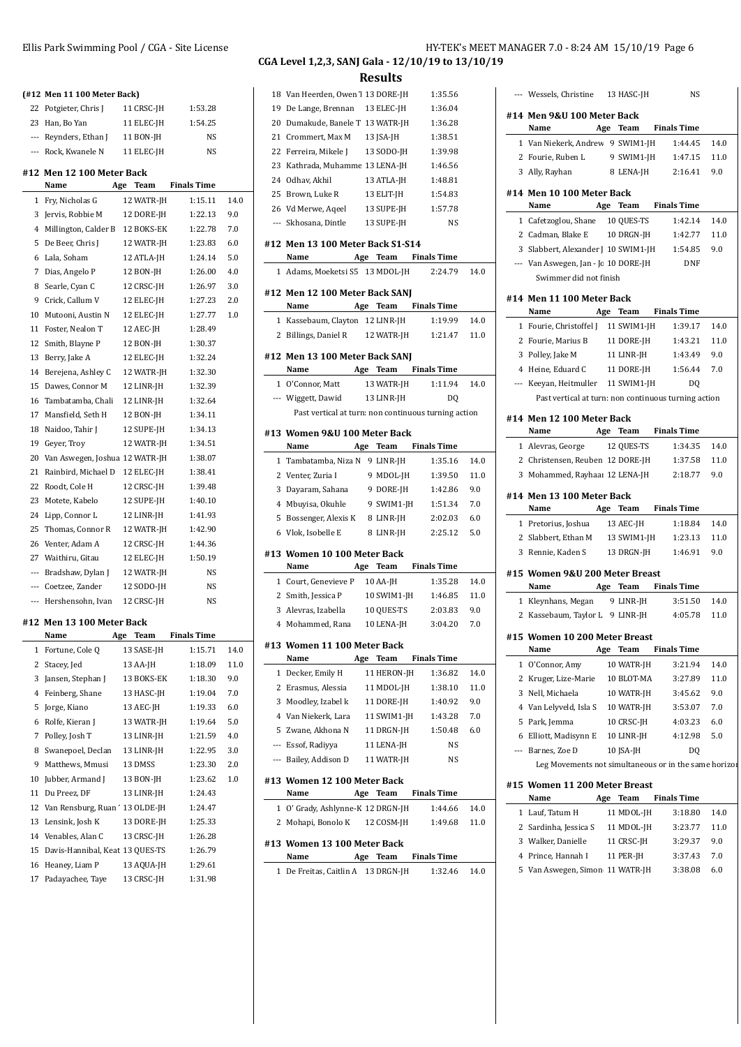## CGA Level 1,2,3, SANJ Gala - 12/10/19 to 13/10/19

## Results

### (#12 Men 11 100 Meter Back)

| | Name | Age | Team | Finals Time | |
|---|---|---|---|---|---|
| 22 | Potgieter, Chris J | 11 | CRSC-JH | 1:53.28 | |
| 23 | Han, Bo Yan | 11 | ELEC-JH | 1:54.25 | |
| --- | Reynders, Ethan J | 11 | BON-JH | NS | |
| --- | Rock, Kwanele N | 11 | ELEC-JH | NS | |

### #12 Men 12 100 Meter Back

| | Name | Age | Team | Finals Time | |
|---|---|---|---|---|---|
| 1 | Fry, Nicholas G | 12 | WATR-JH | 1:15.11 | 14.0 |
| 3 | Jervis, Robbie M | 12 | DORE-JH | 1:22.13 | 9.0 |
| 4 | Millington, Calder B | 12 | BOKS-EK | 1:22.78 | 7.0 |
| 5 | De Beer, Chris J | 12 | WATR-JH | 1:23.83 | 6.0 |
| 6 | Lala, Soham | 12 | ATLA-JH | 1:24.14 | 5.0 |
| 7 | Dias, Angelo P | 12 | BON-JH | 1:26.00 | 4.0 |
| 8 | Searle, Cyan C | 12 | CRSC-JH | 1:26.97 | 3.0 |
| 9 | Crick, Callum V | 12 | ELEC-JH | 1:27.23 | 2.0 |
| 10 | Mutooni, Austin N | 12 | ELEC-JH | 1:27.77 | 1.0 |
| 11 | Foster, Nealon T | 12 | AEC-JH | 1:28.49 | |
| 12 | Smith, Blayne P | 12 | BON-JH | 1:30.37 | |
| 13 | Berry, Jake A | 12 | ELEC-JH | 1:32.24 | |
| 14 | Berejena, Ashley C | 12 | WATR-JH | 1:32.30 | |
| 15 | Dawes, Connor M | 12 | LINR-JH | 1:32.39 | |
| 16 | Tambatamba, Chali | 12 | LINR-JH | 1:32.64 | |
| 17 | Mansfield, Seth H | 12 | BON-JH | 1:34.11 | |
| 18 | Naidoo, Tahir J | 12 | SUPE-JH | 1:34.13 | |
| 19 | Geyer, Troy | 12 | WATR-JH | 1:34.51 | |
| 20 | Van Aswegen, Joshua | 12 | WATR-JH | 1:38.07 | |
| 21 | Rainbird, Michael D | 12 | ELEC-JH | 1:38.41 | |
| 22 | Roodt, Cole H | 12 | CRSC-JH | 1:39.48 | |
| 23 | Motete, Kabelo | 12 | SUPE-JH | 1:40.10 | |
| 24 | Lipp, Connor L | 12 | LINR-JH | 1:41.93 | |
| 25 | Thomas, Connor R | 12 | WATR-JH | 1:42.90 | |
| 26 | Venter, Adam A | 12 | CRSC-JH | 1:44.36 | |
| 27 | Waithiru, Gitau | 12 | ELEC-JH | 1:50.19 | |
| --- | Bradshaw, Dylan J | 12 | WATR-JH | NS | |
| --- | Coetzee, Zander | 12 | SODO-JH | NS | |
| --- | Hershensohn, Ivan | 12 | CRSC-JH | NS | |

### #12 Men 13 100 Meter Back

| | Name | Age | Team | Finals Time | |
|---|---|---|---|---|---|
| 1 | Fortune, Cole Q | 13 | SASE-JH | 1:15.71 | 14.0 |
| 2 | Stacey, Jed | 13 | AA-JH | 1:18.09 | 11.0 |
| 3 | Jansen, Stephan J | 13 | BOKS-EK | 1:18.30 | 9.0 |
| 4 | Feinberg, Shane | 13 | HASC-JH | 1:19.04 | 7.0 |
| 5 | Jorge, Kiano | 13 | AEC-JH | 1:19.33 | 6.0 |
| 6 | Rolfe, Kieran J | 13 | WATR-JH | 1:19.64 | 5.0 |
| 7 | Polley, Josh T | 13 | LINR-JH | 1:21.59 | 4.0 |
| 8 | Swanepoel, Declan | 13 | LINR-JH | 1:22.95 | 3.0 |
| 9 | Matthews, Mmusi | 13 | DMSS | 1:23.30 | 2.0 |
| 10 | Jubber, Armand J | 13 | BON-JH | 1:23.62 | 1.0 |
| 11 | Du Preez, DF | 13 | LINR-JH | 1:24.43 | |
| 12 | Van Rensburg, Ruan | 13 | OLDE-JH | 1:24.47 | |
| 13 | Lensink, Josh K | 13 | DORE-JH | 1:25.33 | |
| 14 | Venables, Alan C | 13 | CRSC-JH | 1:26.28 | |
| 15 | Davis-Hannibal, Keat | 13 | QUES-TS | 1:26.79 | |
| 16 | Heaney, Liam P | 13 | AQUA-JH | 1:29.61 | |
| 17 | Padayachee, Taye | 13 | CRSC-JH | 1:31.98 | |
| 18 | Van Heerden, Owen | 13 | DORE-JH | 1:35.56 | |
| 19 | De Lange, Brennan | 13 | ELEC-JH | 1:36.04 | |
| 20 | Dumakude, Banele T | 13 | WATR-JH | 1:36.28 | |
| 21 | Crommert, Max M | 13 | JSA-JH | 1:38.51 | |
| 22 | Ferreira, Mikele J | 13 | SODO-JH | 1:39.98 | |
| 23 | Kathrada, Muhamme | 13 | LENA-JH | 1:46.56 | |
| 24 | Odhav, Akhil | 13 | ATLA-JH | 1:48.81 | |
| 25 | Brown, Luke R | 13 | ELIT-JH | 1:54.83 | |
| 26 | Vd Merwe, Aqeel | 13 | SUPE-JH | 1:57.78 | |
| --- | Skhosana, Dintle | 13 | SUPE-JH | NS | |

### #12 Men 13 100 Meter Back S1-S14

| | Name | Age | Team | Finals Time | |
|---|---|---|---|---|---|
| 1 | Adams, Moeketsi S5 | 13 | MDOL-JH | 2:24.79 | 14.0 |

### #12 Men 12 100 Meter Back SANJ

| | Name | Age | Team | Finals Time | |
|---|---|---|---|---|---|
| 1 | Kassebaum, Clayton | 12 | LINR-JH | 1:19.99 | 14.0 |
| 2 | Billings, Daniel R | 12 | WATR-JH | 1:21.47 | 11.0 |

### #12 Men 13 100 Meter Back SANJ

| | Name | Age | Team | Finals Time | |
|---|---|---|---|---|---|
| 1 | O'Connor, Matt | 13 | WATR-JH | 1:11.94 | 14.0 |
| --- | Wiggett, Dawid | 13 | LINR-JH | DQ | |

Past vertical at turn: non continuous turning action

### #13 Women 9&U 100 Meter Back

| | Name | Age | Team | Finals Time | |
|---|---|---|---|---|---|
| 1 | Tambatamba, Niza N | 9 | LINR-JH | 1:35.16 | 14.0 |
| 2 | Venter, Zuria I | 9 | MDOL-JH | 1:39.50 | 11.0 |
| 3 | Dayaram, Sahana | 9 | DORE-JH | 1:42.86 | 9.0 |
| 4 | Mbuyisa, Okuhle | 9 | SWIM1-JH | 1:51.34 | 7.0 |
| 5 | Bossenger, Alexis K | 8 | LINR-JH | 2:02.03 | 6.0 |
| 6 | Vlok, Isobelle E | 8 | LINR-JH | 2:25.12 | 5.0 |

### #13 Women 10 100 Meter Back

| | Name | Age | Team | Finals Time | |
|---|---|---|---|---|---|
| 1 | Court, Genevieve P | 10 | AA-JH | 1:35.28 | 14.0 |
| 2 | Smith, Jessica P | 10 | SWIM1-JH | 1:46.85 | 11.0 |
| 3 | Alevras, Izabella | 10 | QUES-TS | 2:03.83 | 9.0 |
| 4 | Mohammed, Rana | 10 | LENA-JH | 3:04.20 | 7.0 |

### #13 Women 11 100 Meter Back

| | Name | Age | Team | Finals Time | |
|---|---|---|---|---|---|
| 1 | Decker, Emily H | 11 | HERON-JH | 1:36.82 | 14.0 |
| 2 | Erasmus, Alessia | 11 | MDOL-JH | 1:38.10 | 11.0 |
| 3 | Moodley, Izabel k | 11 | DORE-JH | 1:40.92 | 9.0 |
| 4 | Van Niekerk, Lara | 11 | SWIM1-JH | 1:43.28 | 7.0 |
| 5 | Zwane, Akhona N | 11 | DRGN-JH | 1:50.48 | 6.0 |
| --- | Essof, Radiyya | 11 | LENA-JH | NS | |
| --- | Bailey, Addison D | 11 | WATR-JH | NS | |

### #13 Women 12 100 Meter Back

| | Name | Age | Team | Finals Time | |
|---|---|---|---|---|---|
| 1 | O' Grady, Ashlynne-K | 12 | DRGN-JH | 1:44.66 | 14.0 |
| 2 | Mohapi, Bonolo K | 12 | COSM-JH | 1:49.68 | 11.0 |

### #13 Women 13 100 Meter Back

| | Name | Age | Team | Finals Time | |
|---|---|---|---|---|---|
| 1 | De Freitas, Caitlin A | 13 | DRGN-JH | 1:32.46 | 14.0 |
| --- | Wessels, Christine | 13 | HASC-JH | NS | |

### #14 Men 9&U 100 Meter Back

| | Name | Age | Team | Finals Time | |
|---|---|---|---|---|---|
| 1 | Van Niekerk, Andrew | 9 | SWIM1-JH | 1:44.45 | 14.0 |
| 2 | Fourie, Ruben L | 9 | SWIM1-JH | 1:47.15 | 11.0 |
| 3 | Ally, Rayhan | 8 | LENA-JH | 2:16.41 | 9.0 |

### #14 Men 10 100 Meter Back

| | Name | Age | Team | Finals Time | |
|---|---|---|---|---|---|
| 1 | Cafetzoglou, Shane | 10 | QUES-TS | 1:42.14 | 14.0 |
| 2 | Cadman, Blake E | 10 | DRGN-JH | 1:42.77 | 11.0 |
| 3 | Slabbert, Alexander J | 10 | SWIM1-JH | 1:54.85 | 9.0 |
| --- | Van Aswegen, Jan - Jo | 10 | DORE-JH | DNF | |

Swimmer did not finish

### #14 Men 11 100 Meter Back

| | Name | Age | Team | Finals Time | |
|---|---|---|---|---|---|
| 1 | Fourie, Christoffel J | 11 | SWIM1-JH | 1:39.17 | 14.0 |
| 2 | Fourie, Marius B | 11 | DORE-JH | 1:43.21 | 11.0 |
| 3 | Polley, Jake M | 11 | LINR-JH | 1:43.49 | 9.0 |
| 4 | Heine, Eduard C | 11 | DORE-JH | 1:56.44 | 7.0 |
| --- | Keeyan, Heitmuller | 11 | SWIM1-JH | DQ | |

Past vertical at turn: non continuous turning action

### #14 Men 12 100 Meter Back

| | Name | Age | Team | Finals Time | |
|---|---|---|---|---|---|
| 1 | Alevras, George | 12 | QUES-TS | 1:34.35 | 14.0 |
| 2 | Christensen, Reuben | 12 | DORE-JH | 1:37.58 | 11.0 |
| 3 | Mohammed, Rayhaan | 12 | LENA-JH | 2:18.77 | 9.0 |

### #14 Men 13 100 Meter Back

| | Name | Age | Team | Finals Time | |
|---|---|---|---|---|---|
| 1 | Pretorius, Joshua | 13 | AEC-JH | 1:18.84 | 14.0 |
| 2 | Slabbert, Ethan M | 13 | SWIM1-JH | 1:23.13 | 11.0 |
| 3 | Rennie, Kaden S | 13 | DRGN-JH | 1:46.91 | 9.0 |

### #15 Women 9&U 200 Meter Breast

| | Name | Age | Team | Finals Time | |
|---|---|---|---|---|---|
| 1 | Kleynhans, Megan | 9 | LINR-JH | 3:51.50 | 14.0 |
| 2 | Kassebaum, Taylor L | 9 | LINR-JH | 4:05.78 | 11.0 |

### #15 Women 10 200 Meter Breast

| | Name | Age | Team | Finals Time | |
|---|---|---|---|---|---|
| 1 | O'Connor, Amy | 10 | WATR-JH | 3:21.94 | 14.0 |
| 2 | Kruger, Lize-Marie | 10 | BLOT-MA | 3:27.89 | 11.0 |
| 3 | Nell, Michaela | 10 | WATR-JH | 3:45.62 | 9.0 |
| 4 | Van Lelyveld, Isla S | 10 | WATR-JH | 3:53.07 | 7.0 |
| 5 | Park, Jemma | 10 | CRSC-JH | 4:03.23 | 6.0 |
| 6 | Elliott, Madisynn E | 10 | LINR-JH | 4:12.98 | 5.0 |
| --- | Barnes, Zoe D | 10 | JSA-JH | DQ | |

Leg Movements not simultaneous or in the same horizon

### #15 Women 11 200 Meter Breast

| | Name | Age | Team | Finals Time | |
|---|---|---|---|---|---|
| 1 | Lauf, Tatum H | 11 | MDOL-JH | 3:18.80 | 14.0 |
| 2 | Sardinha, Jessica S | 11 | MDOL-JH | 3:23.77 | 11.0 |
| 3 | Walker, Danielle | 11 | CRSC-JH | 3:29.37 | 9.0 |
| 4 | Prince, Hannah I | 11 | PER-JH | 3:37.43 | 7.0 |
| 5 | Van Aswegen, Simon | 11 | WATR-JH | 3:38.08 | 6.0 |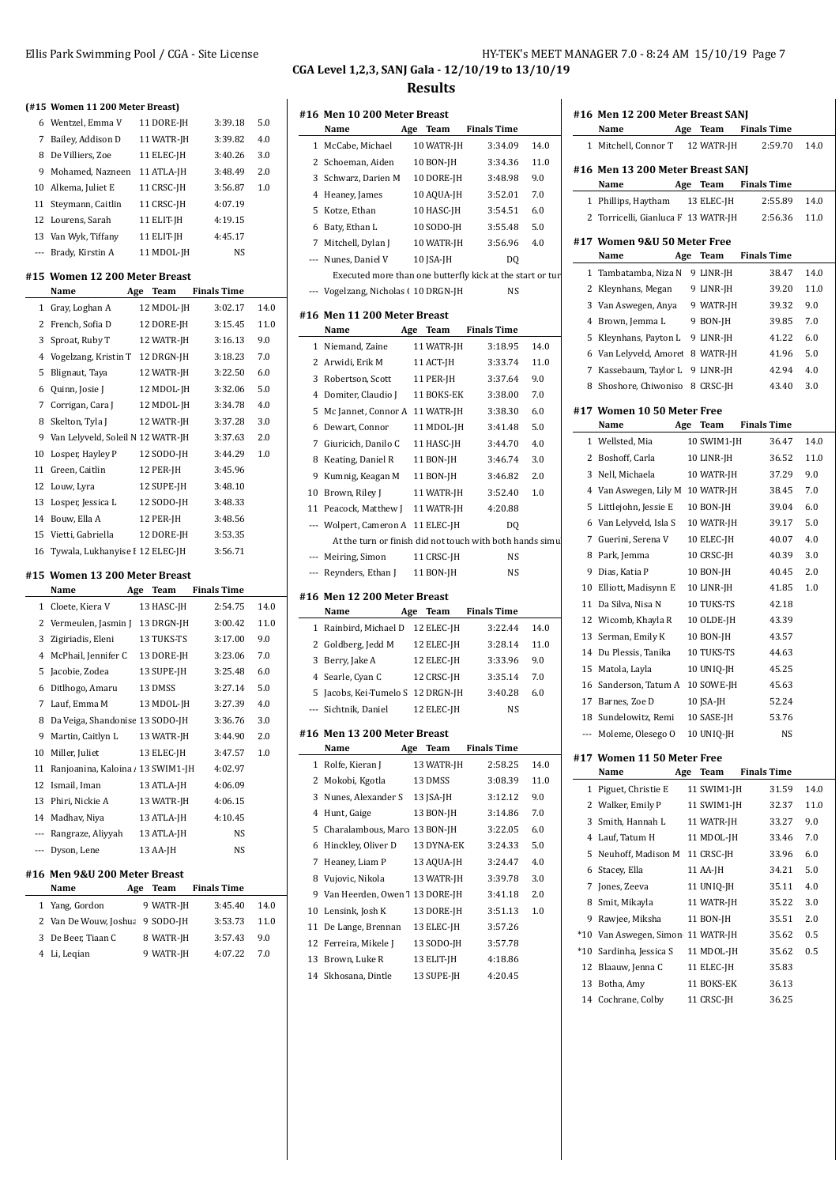## CGA Level 1,2,3, SANJ Gala - 12/10/19 to 13/10/19

## Results

### (#15 Women 11 200 Meter Breast)

| | Name | Age | Team | Finals Time | |
|---|---|---|---|---|---|
| 6 | Wentzel, Emma V | 11 | DORE-JH | 3:39.18 | 5.0 |
| 7 | Bailey, Addison D | 11 | WATR-JH | 3:39.82 | 4.0 |
| 8 | De Villiers, Zoe | 11 | ELEC-JH | 3:40.26 | 3.0 |
| 9 | Mohamed, Nazneen | 11 | ATLA-JH | 3:48.49 | 2.0 |
| 10 | Alkema, Juliet E | 11 | CRSC-JH | 3:56.87 | 1.0 |
| 11 | Steymann, Caitlin | 11 | CRSC-JH | 4:07.19 | |
| 12 | Lourens, Sarah | 11 | ELIT-JH | 4:19.15 | |
| 13 | Van Wyk, Tiffany | 11 | ELIT-JH | 4:45.17 | |
| --- | Brady, Kirstin A | 11 | MDOL-JH | NS | |

### #15 Women 12 200 Meter Breast

| | Name | Age | Team | Finals Time | |
|---|---|---|---|---|---|
| 1 | Gray, Loghan A | 12 | MDOL-JH | 3:02.17 | 14.0 |
| 2 | French, Sofia D | 12 | DORE-JH | 3:15.45 | 11.0 |
| 3 | Sproat, Ruby T | 12 | WATR-JH | 3:16.13 | 9.0 |
| 4 | Vogelzang, Kristin T | 12 | DRGN-JH | 3:18.23 | 7.0 |
| 5 | Blignaut, Taya | 12 | WATR-JH | 3:22.50 | 6.0 |
| 6 | Quinn, Josie J | 12 | MDOL-JH | 3:32.06 | 5.0 |
| 7 | Corrigan, Cara J | 12 | MDOL-JH | 3:34.78 | 4.0 |
| 8 | Skelton, Tyla J | 12 | WATR-JH | 3:37.28 | 3.0 |
| 9 | Van Lelyveld, Soleil N | 12 | WATR-JH | 3:37.63 | 2.0 |
| 10 | Losper, Hayley P | 12 | SODO-JH | 3:44.29 | 1.0 |
| 11 | Green, Caitlin | 12 | PER-JH | 3:45.96 | |
| 12 | Louw, Lyra | 12 | SUPE-JH | 3:48.10 | |
| 13 | Losper, Jessica L | 12 | SODO-JH | 3:48.33 | |
| 14 | Bouw, Ella A | 12 | PER-JH | 3:48.56 | |
| 15 | Vietti, Gabriella | 12 | DORE-JH | 3:53.35 | |
| 16 | Tywala, Lukhanyise I | 12 | ELEC-JH | 3:56.71 | |

### #15 Women 13 200 Meter Breast

| | Name | Age | Team | Finals Time | |
|---|---|---|---|---|---|
| 1 | Cloete, Kiera V | 13 | HASC-JH | 2:54.75 | 14.0 |
| 2 | Vermeulen, Jasmin J | 13 | DRGN-JH | 3:00.42 | 11.0 |
| 3 | Zigiriadis, Eleni | 13 | TUKS-TS | 3:17.00 | 9.0 |
| 4 | McPhail, Jennifer C | 13 | DORE-JH | 3:23.06 | 7.0 |
| 5 | Jacobie, Zodea | 13 | SUPE-JH | 3:25.48 | 6.0 |
| 6 | Ditlhogo, Amaru | 13 | DMSS | 3:27.14 | 5.0 |
| 7 | Lauf, Emma M | 13 | MDOL-JH | 3:27.39 | 4.0 |
| 8 | Da Veiga, Shandonise | 13 | SODO-JH | 3:36.76 | 3.0 |
| 9 | Martin, Caitlyn L | 13 | WATR-JH | 3:44.90 | 2.0 |
| 10 | Miller, Juliet | 13 | ELEC-JH | 3:47.57 | 1.0 |
| 11 | Ranjoanina, Kaloina A | 13 | SWIM1-JH | 4:02.97 | |
| 12 | Ismail, Iman | 13 | ATLA-JH | 4:06.09 | |
| 13 | Phiri, Nickie A | 13 | WATR-JH | 4:06.15 | |
| 14 | Madhav, Niya | 13 | ATLA-JH | 4:10.45 | |
| --- | Rangraze, Aliyyah | 13 | ATLA-JH | NS | |
| --- | Dyson, Lene | 13 | AA-JH | NS | |

### #16 Men 9&U 200 Meter Breast

| | Name | Age | Team | Finals Time | |
|---|---|---|---|---|---|
| 1 | Yang, Gordon | 9 | WATR-JH | 3:45.40 | 14.0 |
| 2 | Van De Wouw, Joshua | 9 | SODO-JH | 3:53.73 | 11.0 |
| 3 | De Beer, Tiaan C | 8 | WATR-JH | 3:57.43 | 9.0 |
| 4 | Li, Leqian | 9 | WATR-JH | 4:07.22 | 7.0 |

### #16 Men 10 200 Meter Breast

| | Name | Age | Team | Finals Time | |
|---|---|---|---|---|---|
| 1 | McCabe, Michael | 10 | WATR-JH | 3:34.09 | 14.0 |
| 2 | Schoeman, Aiden | 10 | BON-JH | 3:34.36 | 11.0 |
| 3 | Schwarz, Darien M | 10 | DORE-JH | 3:48.98 | 9.0 |
| 4 | Heaney, James | 10 | AQUA-JH | 3:52.01 | 7.0 |
| 5 | Kotze, Ethan | 10 | HASC-JH | 3:54.51 | 6.0 |
| 6 | Baty, Ethan L | 10 | SODO-JH | 3:55.48 | 5.0 |
| 7 | Mitchell, Dylan J | 10 | WATR-JH | 3:56.96 | 4.0 |
| --- | Nunes, Daniel V | 10 | JSA-JH | DQ | |
| | Executed more than one butterfly kick at the start or tur | | | | |
| --- | Vogelzang, Nicholas C | 10 | DRGN-JH | NS | |

### #16 Men 11 200 Meter Breast

| | Name | Age | Team | Finals Time | |
|---|---|---|---|---|---|
| 1 | Niemand, Zaine | 11 | WATR-JH | 3:18.95 | 14.0 |
| 2 | Arwidi, Erik M | 11 | ACT-JH | 3:33.74 | 11.0 |
| 3 | Robertson, Scott | 11 | PER-JH | 3:37.64 | 9.0 |
| 4 | Domiter, Claudio J | 11 | BOKS-EK | 3:38.00 | 7.0 |
| 5 | Mc Jannet, Connor A | 11 | WATR-JH | 3:38.30 | 6.0 |
| 6 | Dewart, Connor | 11 | MDOL-JH | 3:41.48 | 5.0 |
| 7 | Giuricich, Danilo C | 11 | HASC-JH | 3:44.70 | 4.0 |
| 8 | Keating, Daniel R | 11 | BON-JH | 3:46.74 | 3.0 |
| 9 | Kumnig, Keagan M | 11 | BON-JH | 3:46.82 | 2.0 |
| 10 | Brown, Riley J | 11 | WATR-JH | 3:52.40 | 1.0 |
| 11 | Peacock, Matthew J | 11 | WATR-JH | 4:20.88 | |
| --- | Wolpert, Cameron A | 11 | ELEC-JH | DQ | |
| | At the turn or finish did not touch with both hands simu | | | | |
| --- | Meiring, Simon | 11 | CRSC-JH | NS | |
| --- | Reynders, Ethan J | 11 | BON-JH | NS | |

### #16 Men 12 200 Meter Breast

| | Name | Age | Team | Finals Time | |
|---|---|---|---|---|---|
| 1 | Rainbird, Michael D | 12 | ELEC-JH | 3:22.44 | 14.0 |
| 2 | Goldberg, Jedd M | 12 | ELEC-JH | 3:28.14 | 11.0 |
| 3 | Berry, Jake A | 12 | ELEC-JH | 3:33.96 | 9.0 |
| 4 | Searle, Cyan C | 12 | CRSC-JH | 3:35.14 | 7.0 |
| 5 | Jacobs, Kei-Tumelo S | 12 | DRGN-JH | 3:40.28 | 6.0 |
| --- | Sichtnik, Daniel | 12 | ELEC-JH | NS | |

### #16 Men 13 200 Meter Breast

| | Name | Age | Team | Finals Time | |
|---|---|---|---|---|---|
| 1 | Rolfe, Kieran J | 13 | WATR-JH | 2:58.25 | 14.0 |
| 2 | Mokobi, Kgotla | 13 | DMSS | 3:08.39 | 11.0 |
| 3 | Nunes, Alexander S | 13 | JSA-JH | 3:12.12 | 9.0 |
| 4 | Hunt, Gaige | 13 | BON-JH | 3:14.86 | 7.0 |
| 5 | Charalambous, Marc | 13 | BON-JH | 3:22.05 | 6.0 |
| 6 | Hinckley, Oliver D | 13 | DYNA-EK | 3:24.33 | 5.0 |
| 7 | Heaney, Liam P | 13 | AQUA-JH | 3:24.47 | 4.0 |
| 8 | Vujovic, Nikola | 13 | WATR-JH | 3:39.78 | 3.0 |
| 9 | Van Heerden, Owen T | 13 | DORE-JH | 3:41.18 | 2.0 |
| 10 | Lensink, Josh K | 13 | DORE-JH | 3:51.13 | 1.0 |
| 11 | De Lange, Brennan | 13 | ELEC-JH | 3:57.26 | |
| 12 | Ferreira, Mikele J | 13 | SODO-JH | 3:57.78 | |
| 13 | Brown, Luke R | 13 | ELIT-JH | 4:18.86 | |
| 14 | Skhosana, Dintle | 13 | SUPE-JH | 4:20.45 | |

### #16 Men 12 200 Meter Breast SANJ

| | Name | Age | Team | Finals Time | |
|---|---|---|---|---|---|
| 1 | Mitchell, Connor T | 12 | WATR-JH | 2:59.70 | 14.0 |

### #16 Men 13 200 Meter Breast SANJ

| | Name | Age | Team | Finals Time | |
|---|---|---|---|---|---|
| 1 | Phillips, Haytham | 13 | ELEC-JH | 2:55.89 | 14.0 |
| 2 | Torricelli, Gianluca F | 13 | WATR-JH | 2:56.36 | 11.0 |

### #17 Women 9&U 50 Meter Free

| | Name | Age | Team | Finals Time | |
|---|---|---|---|---|---|
| 1 | Tambatamba, Niza N | 9 | LINR-JH | 38.47 | 14.0 |
| 2 | Kleynhans, Megan | 9 | LINR-JH | 39.20 | 11.0 |
| 3 | Van Aswegen, Anya | 9 | WATR-JH | 39.32 | 9.0 |
| 4 | Brown, Jemma L | 9 | BON-JH | 39.85 | 7.0 |
| 5 | Kleynhans, Payton L | 9 | LINR-JH | 41.22 | 6.0 |
| 6 | Van Lelyveld, Amoret | 8 | WATR-JH | 41.96 | 5.0 |
| 7 | Kassebaum, Taylor L | 9 | LINR-JH | 42.94 | 4.0 |
| 8 | Shoshore, Chiwoniso | 8 | CRSC-JH | 43.40 | 3.0 |

### #17 Women 10 50 Meter Free

| | Name | Age | Team | Finals Time | |
|---|---|---|---|---|---|
| 1 | Wellsted, Mia | 10 | SWIM1-JH | 36.47 | 14.0 |
| 2 | Boshoff, Carla | 10 | LINR-JH | 36.52 | 11.0 |
| 3 | Nell, Michaela | 10 | WATR-JH | 37.29 | 9.0 |
| 4 | Van Aswegen, Lily M | 10 | WATR-JH | 38.45 | 7.0 |
| 5 | Littlejohn, Jessie E | 10 | BON-JH | 39.04 | 6.0 |
| 6 | Van Lelyveld, Isla S | 10 | WATR-JH | 39.17 | 5.0 |
| 7 | Guerini, Serena V | 10 | ELEC-JH | 40.07 | 4.0 |
| 8 | Park, Jemma | 10 | CRSC-JH | 40.39 | 3.0 |
| 9 | Dias, Katia P | 10 | BON-JH | 40.45 | 2.0 |
| 10 | Elliott, Madisynn E | 10 | LINR-JH | 41.85 | 1.0 |
| 11 | Da Silva, Nisa N | 10 | TUKS-TS | 42.18 | |
| 12 | Wicomb, Khayla R | 10 | OLDE-JH | 43.39 | |
| 13 | Serman, Emily K | 10 | BON-JH | 43.57 | |
| 14 | Du Plessis, Tanika | 10 | TUKS-TS | 44.63 | |
| 15 | Matola, Layla | 10 | UNIQ-JH | 45.25 | |
| 16 | Sanderson, Tatum A | 10 | SOWE-JH | 45.63 | |
| 17 | Barnes, Zoe D | 10 | JSA-JH | 52.24 | |
| 18 | Sundelowitz, Remi | 10 | SASE-JH | 53.76 | |
| --- | Moleme, Olesego O | 10 | UNIQ-JH | NS | |

### #17 Women 11 50 Meter Free

| | Name | Age | Team | Finals Time | |
|---|---|---|---|---|---|
| 1 | Piguet, Christie E | 11 | SWIM1-JH | 31.59 | 14.0 |
| 2 | Walker, Emily P | 11 | SWIM1-JH | 32.37 | 11.0 |
| 3 | Smith, Hannah L | 11 | WATR-JH | 33.27 | 9.0 |
| 4 | Lauf, Tatum H | 11 | MDOL-JH | 33.46 | 7.0 |
| 5 | Neuhoff, Madison M | 11 | CRSC-JH | 33.96 | 6.0 |
| 6 | Stacey, Ella | 11 | AA-JH | 34.21 | 5.0 |
| 7 | Jones, Zeeva | 11 | UNIQ-JH | 35.11 | 4.0 |
| 8 | Smit, Mikayla | 11 | WATR-JH | 35.22 | 3.0 |
| 9 | Rawjee, Miksha | 11 | BON-JH | 35.51 | 2.0 |
| *10 | Van Aswegen, Simon | 11 | WATR-JH | 35.62 | 0.5 |
| *10 | Sardinha, Jessica S | 11 | MDOL-JH | 35.62 | 0.5 |
| 12 | Blaauw, Jenna C | 11 | ELEC-JH | 35.83 | |
| 13 | Botha, Amy | 11 | BOKS-EK | 36.13 | |
| 14 | Cochrane, Colby | 11 | CRSC-JH | 36.25 | |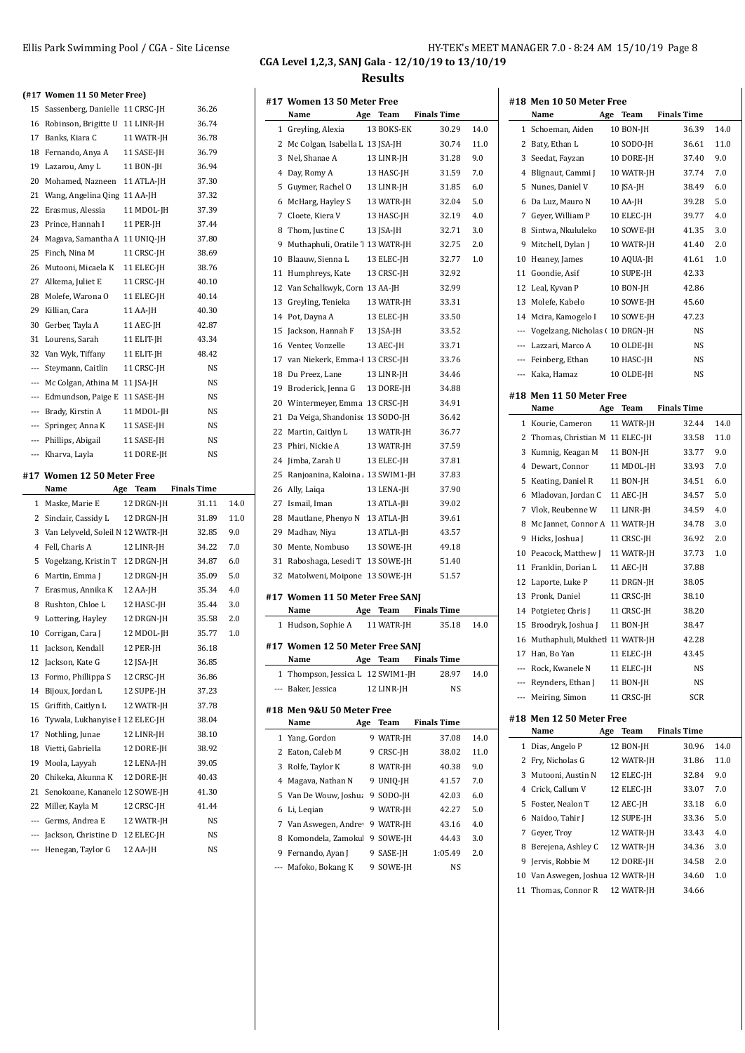# CGA Level 1,2,3, SANJ Gala - 12/10/19 to 13/10/19

## Results

### (#17 Women 11 50 Meter Free)

| | Name | Age | Team | Finals Time | |
|---|---|---|---|---|---|
| 15 | Sassenberg, Danielle | 11 | CRSC-JH | 36.26 | |
| 16 | Robinson, Brigitte U | 11 | LINR-JH | 36.74 | |
| 17 | Banks, Kiara C | 11 | WATR-JH | 36.78 | |
| 18 | Fernando, Anya A | 11 | SASE-JH | 36.79 | |
| 19 | Lazarou, Amy L | 11 | BON-JH | 36.94 | |
| 20 | Mohamed, Nazneen | 11 | ATLA-JH | 37.30 | |
| 21 | Wang, Angelina Qing | 11 | AA-JH | 37.32 | |
| 22 | Erasmus, Alessia | 11 | MDOL-JH | 37.39 | |
| 23 | Prince, Hannah I | 11 | PER-JH | 37.44 | |
| 24 | Magava, Samantha A | 11 | UNIQ-JH | 37.80 | |
| 25 | Finch, Nina M | 11 | CRSC-JH | 38.69 | |
| 26 | Mutooni, Micaela K | 11 | ELEC-JH | 38.76 | |
| 27 | Alkema, Juliet E | 11 | CRSC-JH | 40.10 | |
| 28 | Molefe, Warona O | 11 | ELEC-JH | 40.14 | |
| 29 | Killian, Cara | 11 | AA-JH | 40.30 | |
| 30 | Gerber, Tayla A | 11 | AEC-JH | 42.87 | |
| 31 | Lourens, Sarah | 11 | ELIT-JH | 43.34 | |
| 32 | Van Wyk, Tiffany | 11 | ELIT-JH | 48.42 | |
| --- | Steymann, Caitlin | 11 | CRSC-JH | NS | |
| --- | Mc Colgan, Athina M | 11 | JSA-JH | NS | |
| --- | Edmundson, Paige E | 11 | SASE-JH | NS | |
| --- | Brady, Kirstin A | 11 | MDOL-JH | NS | |
| --- | Springer, Anna K | 11 | SASE-JH | NS | |
| --- | Phillips, Abigail | 11 | SASE-JH | NS | |
| --- | Kharva, Layla | 11 | DORE-JH | NS | |

### #17 Women 12 50 Meter Free

| | Name | Age | Team | Finals Time | |
|---|---|---|---|---|---|
| 1 | Maske, Marie E | 12 | DRGN-JH | 31.11 | 14.0 |
| 2 | Sinclair, Cassidy L | 12 | DRGN-JH | 31.89 | 11.0 |
| 3 | Van Lelyveld, Soleil N | 12 | WATR-JH | 32.85 | 9.0 |
| 4 | Fell, Charis A | 12 | LINR-JH | 34.22 | 7.0 |
| 5 | Vogelzang, Kristin T | 12 | DRGN-JH | 34.87 | 6.0 |
| 6 | Martin, Emma J | 12 | DRGN-JH | 35.09 | 5.0 |
| 7 | Erasmus, Annika K | 12 | AA-JH | 35.34 | 4.0 |
| 8 | Rushton, Chloe L | 12 | HASC-JH | 35.44 | 3.0 |
| 9 | Lottering, Hayley | 12 | DRGN-JH | 35.58 | 2.0 |
| 10 | Corrigan, Cara J | 12 | MDOL-JH | 35.77 | 1.0 |
| 11 | Jackson, Kendall | 12 | PER-JH | 36.18 | |
| 12 | Jackson, Kate G | 12 | JSA-JH | 36.85 | |
| 13 | Formo, Phillippa S | 12 | CRSC-JH | 36.86 | |
| 14 | Bijoux, Jordan L | 12 | SUPE-JH | 37.23 | |
| 15 | Griffith, Caitlyn L | 12 | WATR-JH | 37.78 | |
| 16 | Tywala, Lukhanyise I | 12 | ELEC-JH | 38.04 | |
| 17 | Nothling, Junae | 12 | LINR-JH | 38.10 | |
| 18 | Vietti, Gabriella | 12 | DORE-JH | 38.92 | |
| 19 | Moola, Layyah | 12 | LENA-JH | 39.05 | |
| 20 | Chikeka, Akunna K | 12 | DORE-JH | 40.43 | |
| 21 | Senokoane, Kananelo | 12 | SOWE-JH | 41.30 | |
| 22 | Miller, Kayla M | 12 | CRSC-JH | 41.44 | |
| --- | Germs, Andrea E | 12 | WATR-JH | NS | |
| --- | Jackson, Christine D | 12 | ELEC-JH | NS | |
| --- | Henegan, Taylor G | 12 | AA-JH | NS | |

### #17 Women 13 50 Meter Free

| | Name | Age | Team | Finals Time | |
|---|---|---|---|---|---|
| 1 | Greyling, Alexia | 13 | BOKS-EK | 30.29 | 14.0 |
| 2 | Mc Colgan, Isabella L | 13 | JSA-JH | 30.74 | 11.0 |
| 3 | Nel, Shanae A | 13 | LINR-JH | 31.28 | 9.0 |
| 4 | Day, Romy A | 13 | HASC-JH | 31.59 | 7.0 |
| 5 | Guymer, Rachel O | 13 | LINR-JH | 31.85 | 6.0 |
| 6 | McHarg, Hayley S | 13 | WATR-JH | 32.04 | 5.0 |
| 7 | Cloete, Kiera V | 13 | HASC-JH | 32.19 | 4.0 |
| 8 | Thom, Justine C | 13 | JSA-JH | 32.71 | 3.0 |
| 9 | Muthaphuli, Oratile T | 13 | WATR-JH | 32.75 | 2.0 |
| 10 | Blaauw, Sienna L | 13 | ELEC-JH | 32.77 | 1.0 |
| 11 | Humphreys, Kate | 13 | CRSC-JH | 32.92 | |
| 12 | Van Schalkwyk, Corn | 13 | AA-JH | 32.99 | |
| 13 | Greyling, Tenieka | 13 | WATR-JH | 33.31 | |
| 14 | Pot, Dayna A | 13 | ELEC-JH | 33.50 | |
| 15 | Jackson, Hannah F | 13 | JSA-JH | 33.52 | |
| 16 | Venter, Vonzelle | 13 | AEC-JH | 33.71 | |
| 17 | van Niekerk, Emma-I | 13 | CRSC-JH | 33.76 | |
| 18 | Du Preez, Lane | 13 | LINR-JH | 34.46 | |
| 19 | Broderick, Jenna G | 13 | DORE-JH | 34.88 | |
| 20 | Wintermeyer, Emma | 13 | CRSC-JH | 34.91 | |
| 21 | Da Veiga, Shandonise | 13 | SODO-JH | 36.42 | |
| 22 | Martin, Caitlyn L | 13 | WATR-JH | 36.77 | |
| 23 | Phiri, Nickie A | 13 | WATR-JH | 37.59 | |
| 24 | Jimba, Zarah U | 13 | ELEC-JH | 37.81 | |
| 25 | Ranjoanina, Kaloina | 13 | SWIM1-JH | 37.83 | |
| 26 | Ally, Laiqa | 13 | LENA-JH | 37.90 | |
| 27 | Ismail, Iman | 13 | ATLA-JH | 39.02 | |
| 28 | Mautlane, Phenyo N | 13 | ATLA-JH | 39.61 | |
| 29 | Madhav, Niya | 13 | ATLA-JH | 43.57 | |
| 30 | Mente, Nombuso | 13 | SOWE-JH | 49.18 | |
| 31 | Raboshaga, Lesedi T | 13 | SOWE-JH | 51.40 | |
| 32 | Matolweni, Moipone | 13 | SOWE-JH | 51.57 | |

### #17 Women 11 50 Meter Free SANJ

| | Name | Age | Team | Finals Time | |
|---|---|---|---|---|---|
| 1 | Hudson, Sophie A | 11 | WATR-JH | 35.18 | 14.0 |

### #17 Women 12 50 Meter Free SANJ

| | Name | Age | Team | Finals Time | |
|---|---|---|---|---|---|
| 1 | Thompson, Jessica L | 12 | SWIM1-JH | 28.97 | 14.0 |
| --- | Baker, Jessica | 12 | LINR-JH | NS | |

### #18 Men 9&U 50 Meter Free

| | Name | Age | Team | Finals Time | |
|---|---|---|---|---|---|
| 1 | Yang, Gordon | 9 | WATR-JH | 37.08 | 14.0 |
| 2 | Eaton, Caleb M | 9 | CRSC-JH | 38.02 | 11.0 |
| 3 | Rolfe, Taylor K | 8 | WATR-JH | 40.38 | 9.0 |
| 4 | Magava, Nathan N | 9 | UNIQ-JH | 41.57 | 7.0 |
| 5 | Van De Wouw, Joshua | 9 | SODO-JH | 42.03 | 6.0 |
| 6 | Li, Leqian | 9 | WATR-JH | 42.27 | 5.0 |
| 7 | Van Aswegen, Andrew | 9 | WATR-JH | 43.16 | 4.0 |
| 8 | Komondela, Zamokul | 9 | SOWE-JH | 44.43 | 3.0 |
| 9 | Fernando, Ayan J | 9 | SASE-JH | 1:05.49 | 2.0 |
| --- | Mafoko, Bokang K | 9 | SOWE-JH | NS | |

### #18 Men 10 50 Meter Free

| | Name | Age | Team | Finals Time | |
|---|---|---|---|---|---|
| 1 | Schoeman, Aiden | 10 | BON-JH | 36.39 | 14.0 |
| 2 | Baty, Ethan L | 10 | SODO-JH | 36.61 | 11.0 |
| 3 | Seedat, Fayzan | 10 | DORE-JH | 37.40 | 9.0 |
| 4 | Blignaut, Cammi J | 10 | WATR-JH | 37.74 | 7.0 |
| 5 | Nunes, Daniel V | 10 | JSA-JH | 38.49 | 6.0 |
| 6 | Da Luz, Mauro N | 10 | AA-JH | 39.28 | 5.0 |
| 7 | Geyer, William P | 10 | ELEC-JH | 39.77 | 4.0 |
| 8 | Sintwa, Nkululeko | 10 | SOWE-JH | 41.35 | 3.0 |
| 9 | Mitchell, Dylan J | 10 | WATR-JH | 41.40 | 2.0 |
| 10 | Heaney, James | 10 | AQUA-JH | 41.61 | 1.0 |
| 11 | Goondie, Asif | 10 | SUPE-JH | 42.33 | |
| 12 | Leal, Kyvan P | 10 | BON-JH | 42.86 | |
| 13 | Molefe, Kabelo | 10 | SOWE-JH | 45.60 | |
| 14 | Mcira, Kamogelo I | 10 | SOWE-JH | 47.23 | |
| --- | Vogelzang, Nicholas C | 10 | DRGN-JH | NS | |
| --- | Lazzari, Marco A | 10 | OLDE-JH | NS | |
| --- | Feinberg, Ethan | 10 | HASC-JH | NS | |
| --- | Kaka, Hamaz | 10 | OLDE-JH | NS | |

### #18 Men 11 50 Meter Free

| | Name | Age | Team | Finals Time | |
|---|---|---|---|---|---|
| 1 | Kourie, Cameron | 11 | WATR-JH | 32.44 | 14.0 |
| 2 | Thomas, Christian M | 11 | ELEC-JH | 33.58 | 11.0 |
| 3 | Kumnig, Keagan M | 11 | BON-JH | 33.77 | 9.0 |
| 4 | Dewart, Connor | 11 | MDOL-JH | 33.93 | 7.0 |
| 5 | Keating, Daniel R | 11 | BON-JH | 34.51 | 6.0 |
| 6 | Mladovan, Jordan C | 11 | AEC-JH | 34.57 | 5.0 |
| 7 | Vlok, Reubenne W | 11 | LINR-JH | 34.59 | 4.0 |
| 8 | Mc Jannet, Connor A | 11 | WATR-JH | 34.78 | 3.0 |
| 9 | Hicks, Joshua J | 11 | CRSC-JH | 36.92 | 2.0 |
| 10 | Peacock, Matthew J | 11 | WATR-JH | 37.73 | 1.0 |
| 11 | Franklin, Dorian L | 11 | AEC-JH | 37.88 | |
| 12 | Laporte, Luke P | 11 | DRGN-JH | 38.05 | |
| 13 | Pronk, Daniel | 11 | CRSC-JH | 38.10 | |
| 14 | Potgieter, Chris J | 11 | CRSC-JH | 38.20 | |
| 15 | Broodryk, Joshua J | 11 | BON-JH | 38.47 | |
| 16 | Muthaphuli, Mukheth | 11 | WATR-JH | 42.28 | |
| 17 | Han, Bo Yan | 11 | ELEC-JH | 43.45 | |
| --- | Rock, Kwanele N | 11 | ELEC-JH | NS | |
| --- | Reynders, Ethan J | 11 | BON-JH | NS | |
| --- | Meiring, Simon | 11 | CRSC-JH | SCR | |

### #18 Men 12 50 Meter Free

| | Name | Age | Team | Finals Time | |
|---|---|---|---|---|---|
| 1 | Dias, Angelo P | 12 | BON-JH | 30.96 | 14.0 |
| 2 | Fry, Nicholas G | 12 | WATR-JH | 31.86 | 11.0 |
| 3 | Mutooni, Austin N | 12 | ELEC-JH | 32.84 | 9.0 |
| 4 | Crick, Callum V | 12 | ELEC-JH | 33.07 | 7.0 |
| 5 | Foster, Nealon T | 12 | AEC-JH | 33.18 | 6.0 |
| 6 | Naidoo, Tahir J | 12 | SUPE-JH | 33.36 | 5.0 |
| 7 | Geyer, Troy | 12 | WATR-JH | 33.43 | 4.0 |
| 8 | Berejena, Ashley C | 12 | WATR-JH | 34.36 | 3.0 |
| 9 | Jervis, Robbie M | 12 | DORE-JH | 34.58 | 2.0 |
| 10 | Van Aswegen, Joshua | 12 | WATR-JH | 34.60 | 1.0 |
| 11 | Thomas, Connor R | 12 | WATR-JH | 34.66 | |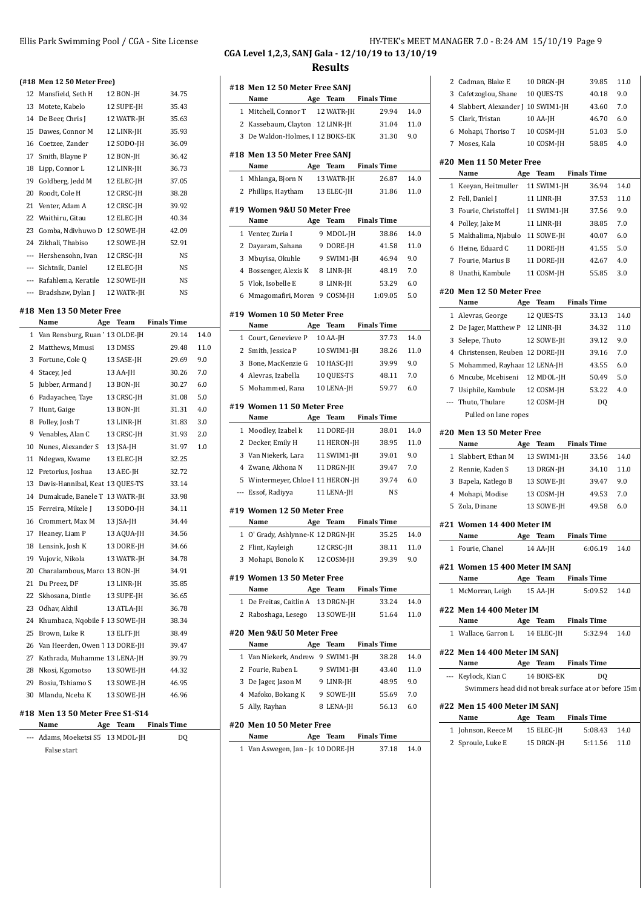## CGA Level 1,2,3, SANJ Gala - 12/10/19 to 13/10/19

## Results

### (#18 Men 12 50 Meter Free)

| | Name | Age | Team | Finals Time | |
|---|---|---|---|---|---|
| 12 | Mansfield, Seth H | 12 | BON-JH | 34.75 | |
| 13 | Motete, Kabelo | 12 | SUPE-JH | 35.43 | |
| 14 | De Beer, Chris J | 12 | WATR-JH | 35.63 | |
| 15 | Dawes, Connor M | 12 | LINR-JH | 35.93 | |
| 16 | Coetzee, Zander | 12 | SODO-JH | 36.09 | |
| 17 | Smith, Blayne P | 12 | BON-JH | 36.42 | |
| 18 | Lipp, Connor L | 12 | LINR-JH | 36.73 | |
| 19 | Goldberg, Jedd M | 12 | ELEC-JH | 37.05 | |
| 20 | Roodt, Cole H | 12 | CRSC-JH | 38.28 | |
| 21 | Venter, Adam A | 12 | CRSC-JH | 39.92 | |
| 22 | Waithiru, Gitau | 12 | ELEC-JH | 40.34 | |
| 23 | Gomba, Ndivhuwo D | 12 | SOWE-JH | 42.09 | |
| 24 | Zikhali, Thabiso | 12 | SOWE-JH | 52.91 | |
| --- | Hershensohn, Ivan | 12 | CRSC-JH | NS | |
| --- | Sichtnik, Daniel | 12 | ELEC-JH | NS | |
| --- | Rafahlema, Keratile | 12 | SOWE-JH | NS | |
| --- | Bradshaw, Dylan J | 12 | WATR-JH | NS | |

### #18 Men 13 50 Meter Free

| | Name | Age | Team | Finals Time | |
|---|---|---|---|---|---|
| 1 | Van Rensburg, Ruan ' | 13 | OLDE-JH | 29.14 | 14.0 |
| 2 | Matthews, Mmusi | 13 | DMSS | 29.48 | 11.0 |
| 3 | Fortune, Cole Q | 13 | SASE-JH | 29.69 | 9.0 |
| 4 | Stacey, Jed | 13 | AA-JH | 30.26 | 7.0 |
| 5 | Jubber, Armand J | 13 | BON-JH | 30.27 | 6.0 |
| 6 | Padayachee, Taye | 13 | CRSC-JH | 31.08 | 5.0 |
| 7 | Hunt, Gaige | 13 | BON-JH | 31.31 | 4.0 |
| 8 | Polley, Josh T | 13 | LINR-JH | 31.83 | 3.0 |
| 9 | Venables, Alan C | 13 | CRSC-JH | 31.93 | 2.0 |
| 10 | Nunes, Alexander S | 13 | JSA-JH | 31.97 | 1.0 |
| 11 | Ndegwa, Kwame | 13 | ELEC-JH | 32.25 | |
| 12 | Pretorius, Joshua | 13 | AEC-JH | 32.72 | |
| 13 | Davis-Hannibal, Keat | 13 | QUES-TS | 33.14 | |
| 14 | Dumakude, Banele T | 13 | WATR-JH | 33.98 | |
| 15 | Ferreira, Mikele J | 13 | SODO-JH | 34.11 | |
| 16 | Crommert, Max M | 13 | JSA-JH | 34.44 | |
| 17 | Heaney, Liam P | 13 | AQUA-JH | 34.56 | |
| 18 | Lensink, Josh K | 13 | DORE-JH | 34.66 | |
| 19 | Vujovic, Nikola | 13 | WATR-JH | 34.78 | |
| 20 | Charalambous, Marco | 13 | BON-JH | 34.91 | |
| 21 | Du Preez, DF | 13 | LINR-JH | 35.85 | |
| 22 | Skhosana, Dintle | 13 | SUPE-JH | 36.65 | |
| 23 | Odhav, Akhil | 13 | ATLA-JH | 36.78 | |
| 24 | Khumbaca, Nqobile F | 13 | SOWE-JH | 38.34 | |
| 25 | Brown, Luke R | 13 | ELIT-JH | 38.49 | |
| 26 | Van Heerden, Owen T | 13 | DORE-JH | 39.47 | |
| 27 | Kathrada, Muhamme | 13 | LENA-JH | 39.79 | |
| 28 | Nkosi, Kgomotso | 13 | SOWE-JH | 44.32 | |
| 29 | Bosiu, Tshiamo S | 13 | SOWE-JH | 46.95 | |
| 30 | Mlandu, Nceba K | 13 | SOWE-JH | 46.96 | |

### #18 Men 13 50 Meter Free S1-S14

| | Name | Age | Team | Finals Time |
|---|---|---|---|---|
| --- | Adams, Moeketsi S5 | 13 | MDOL-JH | DQ |

False start

### #18 Men 12 50 Meter Free SANJ

| | Name | Age | Team | Finals Time | |
|---|---|---|---|---|---|
| 1 | Mitchell, Connor T | 12 | WATR-JH | 29.94 | 14.0 |
| 2 | Kassebaum, Clayton | 12 | LINR-JH | 31.04 | 11.0 |
| 3 | De Waldon-Holmes, I | 12 | BOKS-EK | 31.30 | 9.0 |

### #18 Men 13 50 Meter Free SANJ

| | Name | Age | Team | Finals Time | |
|---|---|---|---|---|---|
| 1 | Mhlanga, Bjorn N | 13 | WATR-JH | 26.87 | 14.0 |
| 2 | Phillips, Haytham | 13 | ELEC-JH | 31.86 | 11.0 |

### #19 Women 9&U 50 Meter Free

| | Name | Age | Team | Finals Time | |
|---|---|---|---|---|---|
| 1 | Venter, Zuria I | 9 | MDOL-JH | 38.86 | 14.0 |
| 2 | Dayaram, Sahana | 9 | DORE-JH | 41.58 | 11.0 |
| 3 | Mbuyisa, Okuhle | 9 | SWIM1-JH | 46.94 | 9.0 |
| 4 | Bossenger, Alexis K | 8 | LINR-JH | 48.19 | 7.0 |
| 5 | Vlok, Isobelle E | 8 | LINR-JH | 53.29 | 6.0 |
| 6 | Mmagomafiri, Moren | 9 | COSM-JH | 1:09.05 | 5.0 |

### #19 Women 10 50 Meter Free

| | Name | Age | Team | Finals Time | |
|---|---|---|---|---|---|
| 1 | Court, Genevieve P | 10 | AA-JH | 37.73 | 14.0 |
| 2 | Smith, Jessica P | 10 | SWIM1-JH | 38.26 | 11.0 |
| 3 | Bone, MacKenzie G | 10 | HASC-JH | 39.99 | 9.0 |
| 4 | Alevras, Izabella | 10 | QUES-TS | 48.11 | 7.0 |
| 5 | Mohammed, Rana | 10 | LENA-JH | 59.77 | 6.0 |

### #19 Women 11 50 Meter Free

| | Name | Age | Team | Finals Time | |
|---|---|---|---|---|---|
| 1 | Moodley, Izabel k | 11 | DORE-JH | 38.01 | 14.0 |
| 2 | Decker, Emily H | 11 | HERON-JH | 38.95 | 11.0 |
| 3 | Van Niekerk, Lara | 11 | SWIM1-JH | 39.01 | 9.0 |
| 4 | Zwane, Akhona N | 11 | DRGN-JH | 39.47 | 7.0 |
| 5 | Wintermeyer, Chloe I | 11 | HERON-JH | 39.74 | 6.0 |
| --- | Essof, Radiyya | 11 | LENA-JH | NS | |

### #19 Women 12 50 Meter Free

| | Name | Age | Team | Finals Time | |
|---|---|---|---|---|---|
| 1 | O' Grady, Ashlynne-K | 12 | DRGN-JH | 35.25 | 14.0 |
| 2 | Flint, Kayleigh | 12 | CRSC-JH | 38.11 | 11.0 |
| 3 | Mohapi, Bonolo K | 12 | COSM-JH | 39.39 | 9.0 |

### #19 Women 13 50 Meter Free

| | Name | Age | Team | Finals Time | |
|---|---|---|---|---|---|
| 1 | De Freitas, Caitlin A | 13 | DRGN-JH | 33.24 | 14.0 |
| 2 | Raboshaga, Lesego | 13 | SOWE-JH | 51.64 | 11.0 |

### #20 Men 9&U 50 Meter Free

| | Name | Age | Team | Finals Time | |
|---|---|---|---|---|---|
| 1 | Van Niekerk, Andrew | 9 | SWIM1-JH | 38.28 | 14.0 |
| 2 | Fourie, Ruben L | 9 | SWIM1-JH | 43.40 | 11.0 |
| 3 | De Jager, Jason M | 9 | LINR-JH | 48.95 | 9.0 |
| 4 | Mafoko, Bokang K | 9 | SOWE-JH | 55.69 | 7.0 |
| 5 | Ally, Rayhan | 8 | LENA-JH | 56.13 | 6.0 |

### #20 Men 10 50 Meter Free

| | Name | Age | Team | Finals Time | |
|---|---|---|---|---|---|
| 1 | Van Aswegen, Jan - Jc | 10 | DORE-JH | 37.18 | 14.0 |
| 2 | Cadman, Blake E | 10 | DRGN-JH | 39.85 | 11.0 |
| 3 | Cafetzoglou, Shane | 10 | QUES-TS | 40.18 | 9.0 |
| 4 | Slabbert, Alexander J | 10 | SWIM1-JH | 43.60 | 7.0 |
| 5 | Clark, Tristan | 10 | AA-JH | 46.70 | 6.0 |
| 6 | Mohapi, Thoriso T | 10 | COSM-JH | 51.03 | 5.0 |
| 7 | Moses, Kala | 10 | COSM-JH | 58.85 | 4.0 |

### #20 Men 11 50 Meter Free

| | Name | Age | Team | Finals Time | |
|---|---|---|---|---|---|
| 1 | Keeyan, Heitmuller | 11 | SWIM1-JH | 36.94 | 14.0 |
| 2 | Fell, Daniel J | 11 | LINR-JH | 37.53 | 11.0 |
| 3 | Fourie, Christoffel J | 11 | SWIM1-JH | 37.56 | 9.0 |
| 4 | Polley, Jake M | 11 | LINR-JH | 38.85 | 7.0 |
| 5 | Makhalima, Njabulo | 11 | SOWE-JH | 40.07 | 6.0 |
| 6 | Heine, Eduard C | 11 | DORE-JH | 41.55 | 5.0 |
| 7 | Fourie, Marius B | 11 | DORE-JH | 42.67 | 4.0 |
| 8 | Unathi, Kambule | 11 | COSM-JH | 55.85 | 3.0 |

### #20 Men 12 50 Meter Free

| | Name | Age | Team | Finals Time | |
|---|---|---|---|---|---|
| 1 | Alevras, George | 12 | QUES-TS | 33.13 | 14.0 |
| 2 | De Jager, Matthew P | 12 | LINR-JH | 34.32 | 11.0 |
| 3 | Selepe, Thuto | 12 | SOWE-JH | 39.12 | 9.0 |
| 4 | Christensen, Reuben | 12 | DORE-JH | 39.16 | 7.0 |
| 5 | Mohammed, Rayhaan | 12 | LENA-JH | 43.55 | 6.0 |
| 6 | Mncube, Mcebiseni | 12 | MDOL-JH | 50.49 | 5.0 |
| 7 | Usiphile, Kambule | 12 | COSM-JH | 53.22 | 4.0 |
| --- | Thuto, Thulare | 12 | COSM-JH | DQ | |

Pulled on lane ropes

### #20 Men 13 50 Meter Free

| | Name | Age | Team | Finals Time | |
|---|---|---|---|---|---|
| 1 | Slabbert, Ethan M | 13 | SWIM1-JH | 33.56 | 14.0 |
| 2 | Rennie, Kaden S | 13 | DRGN-JH | 34.10 | 11.0 |
| 3 | Bapela, Katlego B | 13 | SOWE-JH | 39.47 | 9.0 |
| 4 | Mohapi, Modise | 13 | COSM-JH | 49.53 | 7.0 |
| 5 | Zola, Dinane | 13 | SOWE-JH | 49.58 | 6.0 |

### #21 Women 14 400 Meter IM

| | Name | Age | Team | Finals Time | |
|---|---|---|---|---|---|
| 1 | Fourie, Chanel | 14 | AA-JH | 6:06.19 | 14.0 |

### #21 Women 15 400 Meter IM SANJ

| | Name | Age | Team | Finals Time | |
|---|---|---|---|---|---|
| 1 | McMorran, Leigh | 15 | AA-JH | 5:09.52 | 14.0 |

### #22 Men 14 400 Meter IM

| | Name | Age | Team | Finals Time | |
|---|---|---|---|---|---|
| 1 | Wallace, Garron L | 14 | ELEC-JH | 5:32.94 | 14.0 |

### #22 Men 14 400 Meter IM SANJ

| | Name | Age | Team | Finals Time |
|---|---|---|---|---|
| --- | Keylock, Kian C | 14 | BOKS-EK | DQ |

Swimmers head did not break surface at or before 15m

### #22 Men 15 400 Meter IM SANJ

| | Name | Age | Team | Finals Time | |
|---|---|---|---|---|---|
| 1 | Johnson, Reece M | 15 | ELEC-JH | 5:08.43 | 14.0 |
| 2 | Sproule, Luke E | 15 | DRGN-JH | 5:11.56 | 11.0 |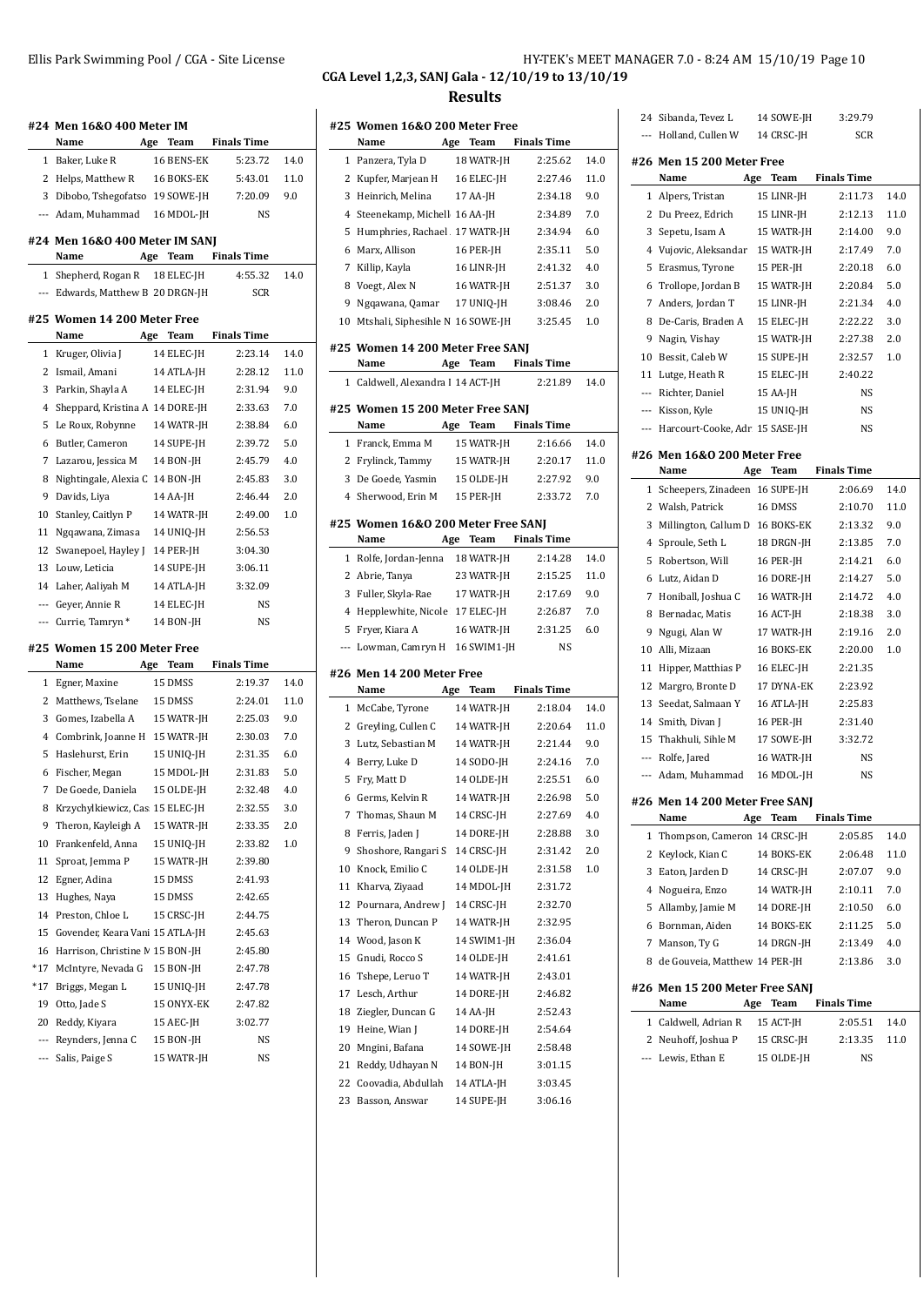## CGA Level 1,2,3, SANJ Gala - 12/10/19 to 13/10/19

## Results

### #24 Men 16&O 400 Meter IM

| | Name | Age | Team | Finals Time | |
|---|---|---|---|---|---|
| 1 | Baker, Luke R | 16 | BENS-EK | 5:23.72 | 14.0 |
| 2 | Helps, Matthew R | 16 | BOKS-EK | 5:43.01 | 11.0 |
| 3 | Dibobo, Tshegofatso | 19 | SOWE-JH | 7:20.09 | 9.0 |
| --- | Adam, Muhammad | 16 | MDOL-JH | NS | |

### #24 Men 16&O 400 Meter IM SANJ

| | Name | Age | Team | Finals Time | |
|---|---|---|---|---|---|
| 1 | Shepherd, Rogan R | 18 | ELEC-JH | 4:55.32 | 14.0 |
| --- | Edwards, Matthew B | 20 | DRGN-JH | SCR | |

### #25 Women 14 200 Meter Free

| | Name | Age | Team | Finals Time | |
|---|---|---|---|---|---|
| 1 | Kruger, Olivia J | 14 | ELEC-JH | 2:23.14 | 14.0 |
| 2 | Ismail, Amani | 14 | ATLA-JH | 2:28.12 | 11.0 |
| 3 | Parkin, Shayla A | 14 | ELEC-JH | 2:31.94 | 9.0 |
| 4 | Sheppard, Kristina A | 14 | DORE-JH | 2:33.63 | 7.0 |
| 5 | Le Roux, Robynne | 14 | WATR-JH | 2:38.84 | 6.0 |
| 6 | Butler, Cameron | 14 | SUPE-JH | 2:39.72 | 5.0 |
| 7 | Lazarou, Jessica M | 14 | BON-JH | 2:45.79 | 4.0 |
| 8 | Nightingale, Alexia C | 14 | BON-JH | 2:45.83 | 3.0 |
| 9 | Davids, Liya | 14 | AA-JH | 2:46.44 | 2.0 |
| 10 | Stanley, Caitlyn P | 14 | WATR-JH | 2:49.00 | 1.0 |
| 11 | Ngqawana, Zimasa | 14 | UNIQ-JH | 2:56.53 | |
| 12 | Swanepoel, Hayley J | 14 | PER-JH | 3:04.30 | |
| 13 | Louw, Leticia | 14 | SUPE-JH | 3:06.11 | |
| 14 | Laher, Aaliyah M | 14 | ATLA-JH | 3:32.09 | |
| --- | Geyer, Annie R | 14 | ELEC-JH | NS | |
| --- | Currie, Tamryn * | 14 | BON-JH | NS | |

### #25 Women 15 200 Meter Free

| | Name | Age | Team | Finals Time | |
|---|---|---|---|---|---|
| 1 | Egner, Maxine | 15 | DMSS | 2:19.37 | 14.0 |
| 2 | Matthews, Tselane | 15 | DMSS | 2:24.01 | 11.0 |
| 3 | Gomes, Izabella A | 15 | WATR-JH | 2:25.03 | 9.0 |
| 4 | Combrink, Joanne H | 15 | WATR-JH | 2:30.03 | 7.0 |
| 5 | Haslehurst, Erin | 15 | UNIQ-JH | 2:31.35 | 6.0 |
| 6 | Fischer, Megan | 15 | MDOL-JH | 2:31.83 | 5.0 |
| 7 | De Goede, Daniela | 15 | OLDE-JH | 2:32.48 | 4.0 |
| 8 | Krzychylkiewicz, Cas | 15 | ELEC-JH | 2:32.55 | 3.0 |
| 9 | Theron, Kayleigh A | 15 | WATR-JH | 2:33.35 | 2.0 |
| 10 | Frankenfeld, Anna | 15 | UNIQ-JH | 2:33.82 | 1.0 |
| 11 | Sproat, Jemma P | 15 | WATR-JH | 2:39.80 | |
| 12 | Egner, Adina | 15 | DMSS | 2:41.93 | |
| 13 | Hughes, Naya | 15 | DMSS | 2:42.65 | |
| 14 | Preston, Chloe L | 15 | CRSC-JH | 2:44.75 | |
| 15 | Govender, Keara Vani | 15 | ATLA-JH | 2:45.63 | |
| 16 | Harrison, Christine M | 15 | BON-JH | 2:45.80 | |
| *17 | McIntyre, Nevada G | 15 | BON-JH | 2:47.78 | |
| *17 | Briggs, Megan L | 15 | UNIQ-JH | 2:47.78 | |
| 19 | Otto, Jade S | 15 | ONYX-EK | 2:47.82 | |
| 20 | Reddy, Kiyara | 15 | AEC-JH | 3:02.77 | |
| --- | Reynders, Jenna C | 15 | BON-JH | NS | |
| --- | Salis, Paige S | 15 | WATR-JH | NS | |

### #25 Women 16&O 200 Meter Free

| | Name | Age | Team | Finals Time | |
|---|---|---|---|---|---|
| 1 | Panzera, Tyla D | 18 | WATR-JH | 2:25.62 | 14.0 |
| 2 | Kupfer, Marjean H | 16 | ELEC-JH | 2:27.46 | 11.0 |
| 3 | Heinrich, Melina | 17 | AA-JH | 2:34.18 | 9.0 |
| 4 | Steenekamp, Michell | 16 | AA-JH | 2:34.89 | 7.0 |
| 5 | Humphries, Rachael | 17 | WATR-JH | 2:34.94 | 6.0 |
| 6 | Marx, Allison | 16 | PER-JH | 2:35.11 | 5.0 |
| 7 | Killip, Kayla | 16 | LINR-JH | 2:41.32 | 4.0 |
| 8 | Voegt, Alex N | 16 | WATR-JH | 2:51.37 | 3.0 |
| 9 | Ngqawana, Qamar | 17 | UNIQ-JH | 3:08.46 | 2.0 |
| 10 | Mtshali, Siphesihle N | 16 | SOWE-JH | 3:25.45 | 1.0 |

### #25 Women 14 200 Meter Free SANJ

| | Name | Age | Team | Finals Time | |
|---|---|---|---|---|---|
| 1 | Caldwell, Alexandra I | 14 | ACT-JH | 2:21.89 | 14.0 |

### #25 Women 15 200 Meter Free SANJ

| | Name | Age | Team | Finals Time | |
|---|---|---|---|---|---|
| 1 | Franck, Emma M | 15 | WATR-JH | 2:16.66 | 14.0 |
| 2 | Frylinck, Tammy | 15 | WATR-JH | 2:20.17 | 11.0 |
| 3 | De Goede, Yasmin | 15 | OLDE-JH | 2:27.92 | 9.0 |
| 4 | Sherwood, Erin M | 15 | PER-JH | 2:33.72 | 7.0 |

### #25 Women 16&O 200 Meter Free SANJ

| | Name | Age | Team | Finals Time | |
|---|---|---|---|---|---|
| 1 | Rolfe, Jordan-Jenna | 18 | WATR-JH | 2:14.28 | 14.0 |
| 2 | Abrie, Tanya | 23 | WATR-JH | 2:15.25 | 11.0 |
| 3 | Fuller, Skyla-Rae | 17 | WATR-JH | 2:17.69 | 9.0 |
| 4 | Hepplewhite, Nicole | 17 | ELEC-JH | 2:26.87 | 7.0 |
| 5 | Fryer, Kiara A | 16 | WATR-JH | 2:31.25 | 6.0 |
| --- | Lowman, Camryn H | 16 | SWIM1-JH | NS | |

### #26 Men 14 200 Meter Free

| | Name | Age | Team | Finals Time | |
|---|---|---|---|---|---|
| 1 | McCabe, Tyrone | 14 | WATR-JH | 2:18.04 | 14.0 |
| 2 | Greyling, Cullen C | 14 | WATR-JH | 2:20.64 | 11.0 |
| 3 | Lutz, Sebastian M | 14 | WATR-JH | 2:21.44 | 9.0 |
| 4 | Berry, Luke D | 14 | SODO-JH | 2:24.16 | 7.0 |
| 5 | Fry, Matt D | 14 | OLDE-JH | 2:25.51 | 6.0 |
| 6 | Germs, Kelvin R | 14 | WATR-JH | 2:26.98 | 5.0 |
| 7 | Thomas, Shaun M | 14 | CRSC-JH | 2:27.69 | 4.0 |
| 8 | Ferris, Jaden J | 14 | DORE-JH | 2:28.88 | 3.0 |
| 9 | Shoshore, Rangari S | 14 | CRSC-JH | 2:31.42 | 2.0 |
| 10 | Knock, Emilio C | 14 | OLDE-JH | 2:31.58 | 1.0 |
| 11 | Kharva, Ziyaad | 14 | MDOL-JH | 2:31.72 | |
| 12 | Pournara, Andrew J | 14 | CRSC-JH | 2:32.70 | |
| 13 | Theron, Duncan P | 14 | WATR-JH | 2:32.95 | |
| 14 | Wood, Jason K | 14 | SWIM1-JH | 2:36.04 | |
| 15 | Gnudi, Rocco S | 14 | OLDE-JH | 2:41.61 | |
| 16 | Tshepe, Leruo T | 14 | WATR-JH | 2:43.01 | |
| 17 | Lesch, Arthur | 14 | DORE-JH | 2:46.82 | |
| 18 | Ziegler, Duncan G | 14 | AA-JH | 2:52.43 | |
| 19 | Heine, Wian J | 14 | DORE-JH | 2:54.64 | |
| 20 | Mngini, Bafana | 14 | SOWE-JH | 2:58.48 | |
| 21 | Reddy, Udhayan N | 14 | BON-JH | 3:01.15 | |
| 22 | Coovadia, Abdullah | 14 | ATLA-JH | 3:03.45 | |
| 23 | Basson, Answar | 14 | SUPE-JH | 3:06.16 | |
| 24 | Sibanda, Tevez L | 14 | SOWE-JH | 3:29.79 | |
| --- | Holland, Cullen W | 14 | CRSC-JH | SCR | |

### #26 Men 15 200 Meter Free

| | Name | Age | Team | Finals Time | |
|---|---|---|---|---|---|
| 1 | Alpers, Tristan | 15 | LINR-JH | 2:11.73 | 14.0 |
| 2 | Du Preez, Edrich | 15 | LINR-JH | 2:12.13 | 11.0 |
| 3 | Sepetu, Isam A | 15 | WATR-JH | 2:14.00 | 9.0 |
| 4 | Vujovic, Aleksandar | 15 | WATR-JH | 2:17.49 | 7.0 |
| 5 | Erasmus, Tyrone | 15 | PER-JH | 2:20.18 | 6.0 |
| 6 | Trollope, Jordan B | 15 | WATR-JH | 2:20.84 | 5.0 |
| 7 | Anders, Jordan T | 15 | LINR-JH | 2:21.34 | 4.0 |
| 8 | De-Caris, Braden A | 15 | ELEC-JH | 2:22.22 | 3.0 |
| 9 | Nagin, Vishay | 15 | WATR-JH | 2:27.38 | 2.0 |
| 10 | Bessit, Caleb W | 15 | SUPE-JH | 2:32.57 | 1.0 |
| 11 | Lutge, Heath R | 15 | ELEC-JH | 2:40.22 | |
| --- | Richter, Daniel | 15 | AA-JH | NS | |
| --- | Kisson, Kyle | 15 | UNIQ-JH | NS | |
| --- | Harcourt-Cooke, Adr | 15 | SASE-JH | NS | |

### #26 Men 16&O 200 Meter Free

| | Name | Age | Team | Finals Time | |
|---|---|---|---|---|---|
| 1 | Scheepers, Zinadeen | 16 | SUPE-JH | 2:06.69 | 14.0 |
| 2 | Walsh, Patrick | 16 | DMSS | 2:10.70 | 11.0 |
| 3 | Millington, Callum D | 16 | BOKS-EK | 2:13.32 | 9.0 |
| 4 | Sproule, Seth L | 18 | DRGN-JH | 2:13.85 | 7.0 |
| 5 | Robertson, Will | 16 | PER-JH | 2:14.21 | 6.0 |
| 6 | Lutz, Aidan D | 16 | DORE-JH | 2:14.27 | 5.0 |
| 7 | Honiball, Joshua C | 16 | WATR-JH | 2:14.72 | 4.0 |
| 8 | Bernadac, Matis | 16 | ACT-JH | 2:18.38 | 3.0 |
| 9 | Ngugi, Alan W | 17 | WATR-JH | 2:19.16 | 2.0 |
| 10 | Alli, Mizaan | 16 | BOKS-EK | 2:20.00 | 1.0 |
| 11 | Hipper, Matthias P | 16 | ELEC-JH | 2:21.35 | |
| 12 | Margro, Bronte D | 17 | DYNA-EK | 2:23.92 | |
| 13 | Seedat, Salmaan Y | 16 | ATLA-JH | 2:25.83 | |
| 14 | Smith, Divan J | 16 | PER-JH | 2:31.40 | |
| 15 | Thakhuli, Sihle M | 17 | SOWE-JH | 3:32.72 | |
| --- | Rolfe, Jared | 16 | WATR-JH | NS | |
| --- | Adam, Muhammad | 16 | MDOL-JH | NS | |

### #26 Men 14 200 Meter Free SANJ

| | Name | Age | Team | Finals Time | |
|---|---|---|---|---|---|
| 1 | Thompson, Cameron | 14 | CRSC-JH | 2:05.85 | 14.0 |
| 2 | Keylock, Kian C | 14 | BOKS-EK | 2:06.48 | 11.0 |
| 3 | Eaton, Jarden D | 14 | CRSC-JH | 2:07.07 | 9.0 |
| 4 | Nogueira, Enzo | 14 | WATR-JH | 2:10.11 | 7.0 |
| 5 | Allamby, Jamie M | 14 | DORE-JH | 2:10.50 | 6.0 |
| 6 | Bornman, Aiden | 14 | BOKS-EK | 2:11.25 | 5.0 |
| 7 | Manson, Ty G | 14 | DRGN-JH | 2:13.49 | 4.0 |
| 8 | de Gouveia, Matthew | 14 | PER-JH | 2:13.86 | 3.0 |

### #26 Men 15 200 Meter Free SANJ

| | Name | Age | Team | Finals Time | |
|---|---|---|---|---|---|
| 1 | Caldwell, Adrian R | 15 | ACT-JH | 2:05.51 | 14.0 |
| 2 | Neuhoff, Joshua P | 15 | CRSC-JH | 2:13.35 | 11.0 |
| --- | Lewis, Ethan E | 15 | OLDE-JH | NS | |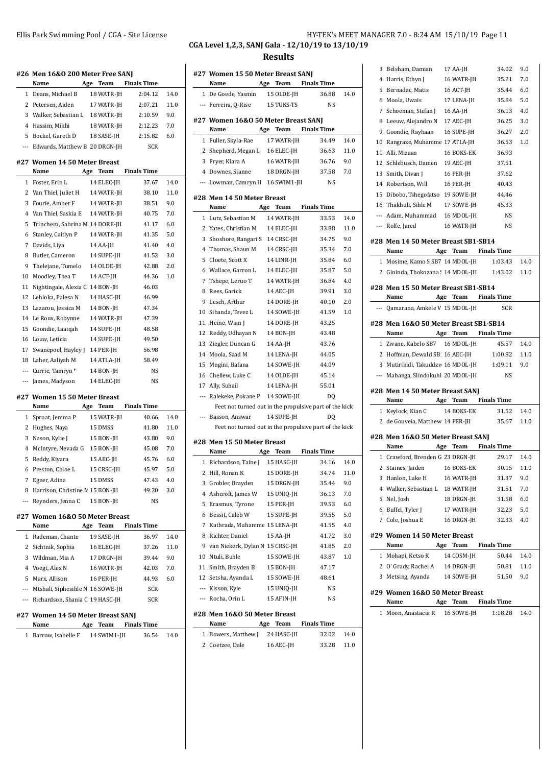CGA Level 1,2,3, SANJ Gala - 12/10/19 to 13/10/19

## Results

### #26 Men 16&O 200 Meter Free SANJ

| | Name | Age | Team | Finals Time | |
|---|---|---|---|---|---|
| 1 | Deans, Michael B | 18 | WATR-JH | 2:04.12 | 14.0 |
| 2 | Petersen, Aiden | 17 | WATR-JH | 2:07.21 | 11.0 |
| 3 | Walker, Sebastian L | 18 | WATR-JH | 2:10.59 | 9.0 |
| 4 | Hassim, Mikhi | 18 | WATR-JH | 2:12.23 | 7.0 |
| 5 | Bockel, Gareth D | 18 | SASE-JH | 2:15.82 | 6.0 |
| --- | Edwards, Matthew B | 20 | DRGN-JH | SCR | |

### #27 Women 14 50 Meter Breast

| | Name | Age | Team | Finals Time | |
|---|---|---|---|---|---|
| 1 | Foster, Erin L | 14 | ELEC-JH | 37.67 | 14.0 |
| 2 | Van Thiel, Juliet H | 14 | WATR-JH | 38.10 | 11.0 |
| 3 | Fourie, Amber F | 14 | WATR-JH | 38.51 | 9.0 |
| 4 | Van Thiel, Saskia E | 14 | WATR-JH | 40.75 | 7.0 |
| 5 | Trinchero, Sabrina M | 14 | DORE-JH | 41.17 | 6.0 |
| 6 | Stanley, Caitlyn P | 14 | WATR-JH | 41.35 | 5.0 |
| 7 | Davids, Liya | 14 | AA-JH | 41.40 | 4.0 |
| 8 | Butler, Cameron | 14 | SUPE-JH | 41.52 | 3.0 |
| 9 | Thelejane, Tumelo | 14 | OLDE-JH | 42.88 | 2.0 |
| 10 | Moodley, Thea T | 14 | ACT-JH | 44.36 | 1.0 |
| 11 | Nightingale, Alexia C | 14 | BON-JH | 46.03 | |
| 12 | Lehloka, Palesa N | 14 | HASC-JH | 46.99 | |
| 13 | Lazarou, Jessica M | 14 | BON-JH | 47.34 | |
| 14 | Le Roux, Robynne | 14 | WATR-JH | 47.39 | |
| 15 | Goondie, Laaiqah | 14 | SUPE-JH | 48.58 | |
| 16 | Louw, Leticia | 14 | SUPE-JH | 49.50 | |
| 17 | Swanepoel, Hayley J | 14 | PER-JH | 56.98 | |
| 18 | Laher, Aaliyah M | 14 | ATLA-JH | 58.49 | |
| --- | Currie, Tamryn * | 14 | BON-JH | NS | |
| --- | James, Madyson | 14 | ELEC-JH | NS | |

### #27 Women 15 50 Meter Breast

| | Name | Age | Team | Finals Time | |
|---|---|---|---|---|---|
| 1 | Sproat, Jemma P | 15 | WATR-JH | 40.66 | 14.0 |
| 2 | Hughes, Naya | 15 | DMSS | 41.80 | 11.0 |
| 3 | Nason, Kylie J | 15 | BON-JH | 43.80 | 9.0 |
| 4 | McIntyre, Nevada G | 15 | BON-JH | 45.08 | 7.0 |
| 5 | Reddy, Kiyara | 15 | AEC-JH | 45.76 | 6.0 |
| 6 | Preston, Chloe L | 15 | CRSC-JH | 45.97 | 5.0 |
| 7 | Egner, Adina | 15 | DMSS | 47.43 | 4.0 |
| 8 | Harrison, Christine M | 15 | BON-JH | 49.20 | 3.0 |
| --- | Reynders, Jenna C | 15 | BON-JH | NS | |

### #27 Women 16&O 50 Meter Breast

| | Name | Age | Team | Finals Time | |
|---|---|---|---|---|---|
| 1 | Rademan, Chante | 19 | SASE-JH | 36.97 | 14.0 |
| 2 | Sichtnik, Sophia | 16 | ELEC-JH | 37.26 | 11.0 |
| 3 | Wildman, Mia A | 17 | DRGN-JH | 39.44 | 9.0 |
| 4 | Voegt, Alex N | 16 | WATR-JH | 42.03 | 7.0 |
| 5 | Marx, Allison | 16 | PER-JH | 44.93 | 6.0 |
| --- | Mtshali, Siphesihle N | 16 | SOWE-JH | SCR | |
| --- | Richardson, Shania C | 19 | HASC-JH | SCR | |

### #27 Women 14 50 Meter Breast SANJ

| | Name | Age | Team | Finals Time | |
|---|---|---|---|---|---|
| 1 | Barrow, Isabelle F | 14 | SWIM1-JH | 36.54 | 14.0 |

### #27 Women 15 50 Meter Breast SANJ

| | Name | Age | Team | Finals Time | |
|---|---|---|---|---|---|
| 1 | De Goede, Yasmin | 15 | OLDE-JH | 36.88 | 14.0 |
| --- | Ferreira, Q-Rise | 15 | TUKS-TS | NS | |

### #27 Women 16&O 50 Meter Breast SANJ

| | Name | Age | Team | Finals Time | |
|---|---|---|---|---|---|
| 1 | Fuller, Skyla-Rae | 17 | WATR-JH | 34.49 | 14.0 |
| 2 | Shepherd, Megan L | 16 | ELEC-JH | 36.63 | 11.0 |
| 3 | Fryer, Kiara A | 16 | WATR-JH | 36.76 | 9.0 |
| 4 | Downes, Sianne | 18 | DRGN-JH | 37.58 | 7.0 |
| --- | Lowman, Camryn H | 16 | SWIM1-JH | NS | |

### #28 Men 14 50 Meter Breast

| | Name | Age | Team | Finals Time | |
|---|---|---|---|---|---|
| 1 | Lutz, Sebastian M | 14 | WATR-JH | 33.53 | 14.0 |
| 2 | Yates, Christian M | 14 | ELEC-JH | 33.88 | 11.0 |
| 3 | Shoshore, Rangari S | 14 | CRSC-JH | 34.75 | 9.0 |
| 4 | Thomas, Shaun M | 14 | CRSC-JH | 35.34 | 7.0 |
| 5 | Cloete, Scott X | 14 | LINR-JH | 35.84 | 6.0 |
| 6 | Wallace, Garron L | 14 | ELEC-JH | 35.87 | 5.0 |
| 7 | Tshepe, Leruo T | 14 | WATR-JH | 36.84 | 4.0 |
| 8 | Rees, Garick | 14 | AEC-JH | 39.91 | 3.0 |
| 9 | Lesch, Arthur | 14 | DORE-JH | 40.10 | 2.0 |
| 10 | Sibanda, Tevez L | 14 | SOWE-JH | 41.59 | 1.0 |
| 11 | Heine, Wian J | 14 | DORE-JH | 43.25 | |
| 12 | Reddy, Udhayan N | 14 | BON-JH | 43.48 | |
| 13 | Ziegler, Duncan G | 14 | AA-JH | 43.76 | |
| 14 | Moola, Saad M | 14 | LENA-JH | 44.05 | |
| 15 | Mngini, Bafana | 14 | SOWE-JH | 44.09 | |
| 16 | Chellew, Luke C | 14 | OLDE-JH | 45.14 | |
| 17 | Ally, Suhail | 14 | LENA-JH | 55.01 | |
| --- | Ralekeke, Pokane P | 14 | SOWE-JH | DQ | |
| | Feet not turned out in the propulsive part of the kick | | | | |
| --- | Basson, Answar | 14 | SUPE-JH | DQ | |
| | Feet not turned out in the propulsive part of the kick | | | | |

### #28 Men 15 50 Meter Breast

| | Name | Age | Team | Finals Time | |
|---|---|---|---|---|---|
| 1 | Richardson, Taine J | 15 | HASC-JH | 34.16 | 14.0 |
| 2 | Hill, Ronan K | 15 | DORE-JH | 34.74 | 11.0 |
| 3 | Grobler, Brayden | 15 | DRGN-JH | 35.44 | 9.0 |
| 4 | Ashcroft, James W | 15 | UNIQ-JH | 36.13 | 7.0 |
| 5 | Erasmus, Tyrone | 15 | PER-JH | 39.53 | 6.0 |
| 6 | Bessit, Caleb W | 15 | SUPE-JH | 39.55 | 5.0 |
| 7 | Kathrada, Muhamme | 15 | LENA-JH | 41.55 | 4.0 |
| 8 | Richter, Daniel | 15 | AA-JH | 41.72 | 3.0 |
| 9 | van Niekerk, Dylan N | 15 | CRSC-JH | 41.85 | 2.0 |
| 10 | Ntuli, Buhle | 15 | SOWE-JH | 43.87 | 1.0 |
| 11 | Smith, Brayden B | 15 | BON-JH | 47.17 | |
| 12 | Setsha, Ayanda L | 15 | SOWE-JH | 48.61 | |
| --- | Kisson, Kyle | 15 | UNIQ-JH | NS | |
| --- | Rocha, Orin L | 15 | AFIN-JH | NS | |

### #28 Men 16&O 50 Meter Breast

| | Name | Age | Team | Finals Time | |
|---|---|---|---|---|---|
| 1 | Bowers, Matthew J | 24 | HASC-JH | 32.02 | 14.0 |
| 2 | Coetzee, Dale | 16 | AEC-JH | 33.28 | 11.0 |
| 3 | Belsham, Damian | 17 | AA-JH | 34.02 | 9.0 |
| 4 | Harris, Ethyn J | 16 | WATR-JH | 35.21 | 7.0 |
| 5 | Bernadac, Matis | 16 | ACT-JH | 35.44 | 6.0 |
| 6 | Moola, Uwais | 17 | LENA-JH | 35.84 | 5.0 |
| 7 | Schoeman, Stefan J | 16 | AA-JH | 36.13 | 4.0 |
| 8 | Leeuw, Alejandro N | 17 | AEC-JH | 36.25 | 3.0 |
| 9 | Goondie, Rayhaan | 16 | SUPE-JH | 36.27 | 2.0 |
| 10 | Rangraze, Muhamme | 17 | ATLA-JH | 36.53 | 1.0 |
| 11 | Alli, Mizaan | 16 | BOKS-EK | 36.93 | |
| 12 | Schlebusch, Damen | 19 | AEC-JH | 37.51 | |
| 13 | Smith, Divan J | 16 | PER-JH | 37.62 | |
| 14 | Robertson, Will | 16 | PER-JH | 40.43 | |
| 15 | Dibobo, Tshegofatso | 19 | SOWE-JH | 44.46 | |
| 16 | Thakhuli, Sihle M | 17 | SOWE-JH | 45.33 | |
| --- | Adam, Muhammad | 16 | MDOL-JH | NS | |
| --- | Rolfe, Jared | 16 | WATR-JH | NS | |

### #28 Men 14 50 Meter Breast SB1-SB14

| | Name | Age | Team | Finals Time | |
|---|---|---|---|---|---|
| 1 | Mosime, Kamo S SB7 | 14 | MDOL-JH | 1:03.43 | 14.0 |
| 2 | Gininda, Thokozana S | 14 | MDOL-JH | 1:43.02 | 11.0 |

### #28 Men 15 50 Meter Breast SB1-SB14

| | Name | Age | Team | Finals Time | |
|---|---|---|---|---|---|
| --- | Qamarana, Amkele V | 15 | MDOL-JH | SCR | |

### #28 Men 16&O 50 Meter Breast SB1-SB14

| | Name | Age | Team | Finals Time | |
|---|---|---|---|---|---|
| 1 | Zwane, Kabelo SB7 | 16 | MDOL-JH | 45.57 | 14.0 |
| 2 | Hoffman, Dewald SB | 16 | AEC-JH | 1:00.82 | 11.0 |
| 3 | Mutirikidi, Takuddzw | 16 | MDOL-JH | 1:09.11 | 9.0 |
| --- | Mabanga, Slindokuhl | 20 | MDOL-JH | NS | |

### #28 Men 14 50 Meter Breast SANJ

| | Name | Age | Team | Finals Time | |
|---|---|---|---|---|---|
| 1 | Keylock, Kian C | 14 | BOKS-EK | 31.52 | 14.0 |
| 2 | de Gouveia, Matthew | 14 | PER-JH | 35.67 | 11.0 |

### #28 Men 16&O 50 Meter Breast SANJ

| | Name | Age | Team | Finals Time | |
|---|---|---|---|---|---|
| 1 | Crawford, Brenden G | 23 | DRGN-JH | 29.17 | 14.0 |
| 2 | Staines, Jaiden | 16 | BOKS-EK | 30.15 | 11.0 |
| 3 | Hanlon, Luke H | 16 | WATR-JH | 31.37 | 9.0 |
| 4 | Walker, Sebastian L | 18 | WATR-JH | 31.51 | 7.0 |
| 5 | Nel, Josh | 18 | DRGN-JH | 31.58 | 6.0 |
| 6 | Buffel, Tyler J | 17 | WATR-JH | 32.23 | 5.0 |
| 7 | Cole, Joshua E | 16 | DRGN-JH | 32.33 | 4.0 |

### #29 Women 14 50 Meter Breast

| | Name | Age | Team | Finals Time | |
|---|---|---|---|---|---|
| 1 | Mohapi, Ketso K | 14 | COSM-JH | 50.44 | 14.0 |
| 2 | O' Grady, Rachel A | 14 | DRGN-JH | 50.81 | 11.0 |
| 3 | Metsing, Ayanda | 14 | SOWE-JH | 51.50 | 9.0 |

### #29 Women 16&O 50 Meter Breast

| | Name | Age | Team | Finals Time | |
|---|---|---|---|---|---|
| 1 | Moon, Anastacia R | 16 | SOWE-JH | 1:18.28 | 14.0 |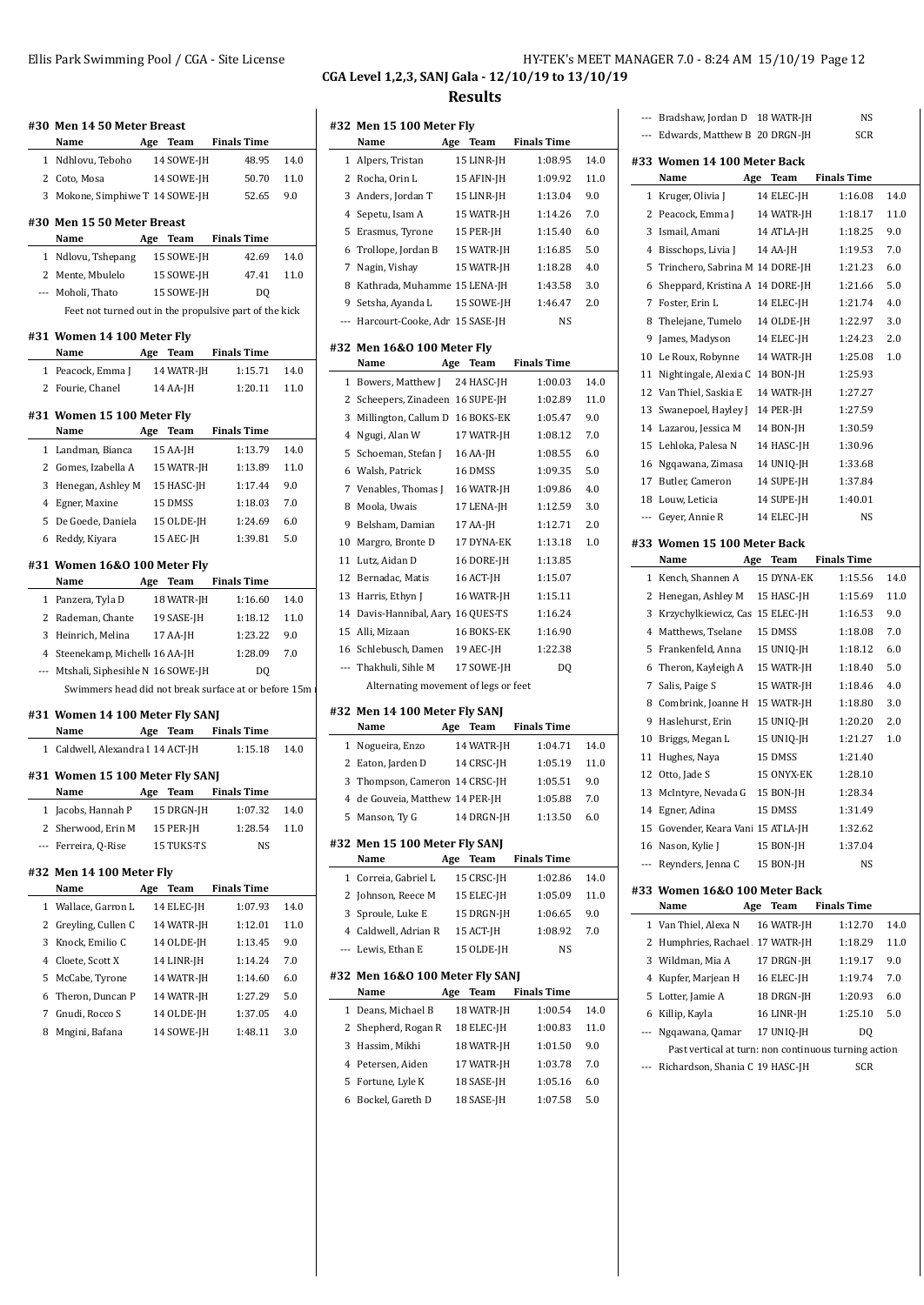CGA Level 1,2,3, SANJ Gala - 12/10/19 to 13/10/19

## Results

### #30 Men 14 50 Meter Breast

| | Name | Age | Team | Finals Time | |
|---|---|---|---|---|---|
| 1 | Ndhlovu, Teboho | 14 | SOWE-JH | 48.95 | 14.0 |
| 2 | Coto, Mosa | 14 | SOWE-JH | 50.70 | 11.0 |
| 3 | Mokone, Simphiwe T | 14 | SOWE-JH | 52.65 | 9.0 |

### #30 Men 15 50 Meter Breast

| | Name | Age | Team | Finals Time | |
|---|---|---|---|---|---|
| 1 | Ndlovu, Tshepang | 15 | SOWE-JH | 42.69 | 14.0 |
| 2 | Mente, Mbulelo | 15 | SOWE-JH | 47.41 | 11.0 |
| --- | Moholi, Thato | 15 | SOWE-JH | DQ | |

Feet not turned out in the propulsive part of the kick

### #31 Women 14 100 Meter Fly

| | Name | Age | Team | Finals Time | |
|---|---|---|---|---|---|
| 1 | Peacock, Emma J | 14 | WATR-JH | 1:15.71 | 14.0 |
| 2 | Fourie, Chanel | 14 | AA-JH | 1:20.11 | 11.0 |

### #31 Women 15 100 Meter Fly

| | Name | Age | Team | Finals Time | |
|---|---|---|---|---|---|
| 1 | Landman, Bianca | 15 | AA-JH | 1:13.79 | 14.0 |
| 2 | Gomes, Izabella A | 15 | WATR-JH | 1:13.89 | 11.0 |
| 3 | Henegan, Ashley M | 15 | HASC-JH | 1:17.44 | 9.0 |
| 4 | Egner, Maxine | 15 | DMSS | 1:18.03 | 7.0 |
| 5 | De Goede, Daniela | 15 | OLDE-JH | 1:24.69 | 6.0 |
| 6 | Reddy, Kiyara | 15 | AEC-JH | 1:39.81 | 5.0 |

### #31 Women 16&O 100 Meter Fly

| | Name | Age | Team | Finals Time | |
|---|---|---|---|---|---|
| 1 | Panzera, Tyla D | 18 | WATR-JH | 1:16.60 | 14.0 |
| 2 | Rademan, Chante | 19 | SASE-JH | 1:18.12 | 11.0 |
| 3 | Heinrich, Melina | 17 | AA-JH | 1:23.22 | 9.0 |
| 4 | Steenekamp, Michelle | 16 | AA-JH | 1:28.09 | 7.0 |
| --- | Mtshali, Siphesihle N | 16 | SOWE-JH | DQ | |

Swimmers head did not break surface at or before 15m

### #31 Women 14 100 Meter Fly SANJ

| | Name | Age | Team | Finals Time | |
|---|---|---|---|---|---|
| 1 | Caldwell, Alexandra I | 14 | ACT-JH | 1:15.18 | 14.0 |

### #31 Women 15 100 Meter Fly SANJ

| | Name | Age | Team | Finals Time | |
|---|---|---|---|---|---|
| 1 | Jacobs, Hannah P | 15 | DRGN-JH | 1:07.32 | 14.0 |
| 2 | Sherwood, Erin M | 15 | PER-JH | 1:28.54 | 11.0 |
| --- | Ferreira, Q-Rise | 15 | TUKS-TS | NS | |

### #32 Men 14 100 Meter Fly

| | Name | Age | Team | Finals Time | |
|---|---|---|---|---|---|
| 1 | Wallace, Garron L | 14 | ELEC-JH | 1:07.93 | 14.0 |
| 2 | Greyling, Cullen C | 14 | WATR-JH | 1:12.01 | 11.0 |
| 3 | Knock, Emilio C | 14 | OLDE-JH | 1:13.45 | 9.0 |
| 4 | Cloete, Scott X | 14 | LINR-JH | 1:14.24 | 7.0 |
| 5 | McCabe, Tyrone | 14 | WATR-JH | 1:14.60 | 6.0 |
| 6 | Theron, Duncan P | 14 | WATR-JH | 1:27.29 | 5.0 |
| 7 | Gnudi, Rocco S | 14 | OLDE-JH | 1:37.05 | 4.0 |
| 8 | Mngini, Bafana | 14 | SOWE-JH | 1:48.11 | 3.0 |

### #32 Men 15 100 Meter Fly

| | Name | Age | Team | Finals Time | |
|---|---|---|---|---|---|
| 1 | Alpers, Tristan | 15 | LINR-JH | 1:08.95 | 14.0 |
| 2 | Rocha, Orin L | 15 | AFIN-JH | 1:09.92 | 11.0 |
| 3 | Anders, Jordan T | 15 | LINR-JH | 1:13.04 | 9.0 |
| 4 | Sepetu, Isam A | 15 | WATR-JH | 1:14.26 | 7.0 |
| 5 | Erasmus, Tyrone | 15 | PER-JH | 1:15.40 | 6.0 |
| 6 | Trollope, Jordan B | 15 | WATR-JH | 1:16.85 | 5.0 |
| 7 | Nagin, Vishay | 15 | WATR-JH | 1:18.28 | 4.0 |
| 8 | Kathrada, Muhamme | 15 | LENA-JH | 1:43.58 | 3.0 |
| 9 | Setsha, Ayanda L | 15 | SOWE-JH | 1:46.47 | 2.0 |
| --- | Harcourt-Cooke, Adr | 15 | SASE-JH | NS | |

### #32 Men 16&O 100 Meter Fly

| | Name | Age | Team | Finals Time | |
|---|---|---|---|---|---|
| 1 | Bowers, Matthew J | 24 | HASC-JH | 1:00.03 | 14.0 |
| 2 | Scheepers, Zinadeen | 16 | SUPE-JH | 1:02.89 | 11.0 |
| 3 | Millington, Callum D | 16 | BOKS-EK | 1:05.47 | 9.0 |
| 4 | Ngugi, Alan W | 17 | WATR-JH | 1:08.12 | 7.0 |
| 5 | Schoeman, Stefan J | 16 | AA-JH | 1:08.55 | 6.0 |
| 6 | Walsh, Patrick | 16 | DMSS | 1:09.35 | 5.0 |
| 7 | Venables, Thomas J | 16 | WATR-JH | 1:09.86 | 4.0 |
| 8 | Moola, Uwais | 17 | LENA-JH | 1:12.59 | 3.0 |
| 9 | Belsham, Damian | 17 | AA-JH | 1:12.71 | 2.0 |
| 10 | Margro, Bronte D | 17 | DYNA-EK | 1:13.18 | 1.0 |
| 11 | Lutz, Aidan D | 16 | DORE-JH | 1:13.85 | |
| 12 | Bernadac, Matis | 16 | ACT-JH | 1:15.07 | |
| 13 | Harris, Ethyn J | 16 | WATR-JH | 1:15.11 | |
| 14 | Davis-Hannibal, Aary | 16 | QUES-TS | 1:16.24 | |
| 15 | Alli, Mizaan | 16 | BOKS-EK | 1:16.90 | |
| 16 | Schlebusch, Damen | 19 | AEC-JH | 1:22.38 | |
| --- | Thakhuli, Sihle M | 17 | SOWE-JH | DQ | |

Alternating movement of legs or feet

### #32 Men 14 100 Meter Fly SANJ

| | Name | Age | Team | Finals Time | |
|---|---|---|---|---|---|
| 1 | Nogueira, Enzo | 14 | WATR-JH | 1:04.71 | 14.0 |
| 2 | Eaton, Jarden D | 14 | CRSC-JH | 1:05.19 | 11.0 |
| 3 | Thompson, Cameron | 14 | CRSC-JH | 1:05.51 | 9.0 |
| 4 | de Gouveia, Matthew | 14 | PER-JH | 1:05.88 | 7.0 |
| 5 | Manson, Ty G | 14 | DRGN-JH | 1:13.50 | 6.0 |

### #32 Men 15 100 Meter Fly SANJ

| | Name | Age | Team | Finals Time | |
|---|---|---|---|---|---|
| 1 | Correia, Gabriel L | 15 | CRSC-JH | 1:02.86 | 14.0 |
| 2 | Johnson, Reece M | 15 | ELEC-JH | 1:05.09 | 11.0 |
| 3 | Sproule, Luke E | 15 | DRGN-JH | 1:06.65 | 9.0 |
| 4 | Caldwell, Adrian R | 15 | ACT-JH | 1:08.92 | 7.0 |
| --- | Lewis, Ethan E | 15 | OLDE-JH | NS | |

### #32 Men 16&O 100 Meter Fly SANJ

| | Name | Age | Team | Finals Time | |
|---|---|---|---|---|---|
| 1 | Deans, Michael B | 18 | WATR-JH | 1:00.54 | 14.0 |
| 2 | Shepherd, Rogan R | 18 | ELEC-JH | 1:00.83 | 11.0 |
| 3 | Hassim, Mikhi | 18 | WATR-JH | 1:01.50 | 9.0 |
| 4 | Petersen, Aiden | 17 | WATR-JH | 1:03.78 | 7.0 |
| 5 | Fortune, Lyle K | 18 | SASE-JH | 1:05.16 | 6.0 |
| 6 | Bockel, Gareth D | 18 | SASE-JH | 1:07.58 | 5.0 |
| --- | Bradshaw, Jordan D | 18 | WATR-JH | NS | |
| --- | Edwards, Matthew B | 20 | DRGN-JH | SCR | |

### #33 Women 14 100 Meter Back

| | Name | Age | Team | Finals Time | |
|---|---|---|---|---|---|
| 1 | Kruger, Olivia J | 14 | ELEC-JH | 1:16.08 | 14.0 |
| 2 | Peacock, Emma J | 14 | WATR-JH | 1:18.17 | 11.0 |
| 3 | Ismail, Amani | 14 | ATLA-JH | 1:18.25 | 9.0 |
| 4 | Bisschops, Livia J | 14 | AA-JH | 1:19.53 | 7.0 |
| 5 | Trinchero, Sabrina M | 14 | DORE-JH | 1:21.23 | 6.0 |
| 6 | Sheppard, Kristina A | 14 | DORE-JH | 1:21.66 | 5.0 |
| 7 | Foster, Erin L | 14 | ELEC-JH | 1:21.74 | 4.0 |
| 8 | Thelejane, Tumelo | 14 | OLDE-JH | 1:22.97 | 3.0 |
| 9 | James, Madyson | 14 | ELEC-JH | 1:24.23 | 2.0 |
| 10 | Le Roux, Robynne | 14 | WATR-JH | 1:25.08 | 1.0 |
| 11 | Nightingale, Alexia C | 14 | BON-JH | 1:25.93 | |
| 12 | Van Thiel, Saskia E | 14 | WATR-JH | 1:27.27 | |
| 13 | Swanepoel, Hayley J | 14 | PER-JH | 1:27.59 | |
| 14 | Lazarou, Jessica M | 14 | BON-JH | 1:30.59 | |
| 15 | Lehloka, Palesa N | 14 | HASC-JH | 1:30.96 | |
| 16 | Ngqawana, Zimasa | 14 | UNIQ-JH | 1:33.68 | |
| 17 | Butler, Cameron | 14 | SUPE-JH | 1:37.84 | |
| 18 | Louw, Leticia | 14 | SUPE-JH | 1:40.01 | |
| --- | Geyer, Annie R | 14 | ELEC-JH | NS | |

### #33 Women 15 100 Meter Back

| | Name | Age | Team | Finals Time | |
|---|---|---|---|---|---|
| 1 | Kench, Shannen A | 15 | DYNA-EK | 1:15.56 | 14.0 |
| 2 | Henegan, Ashley M | 15 | HASC-JH | 1:15.69 | 11.0 |
| 3 | Krzychylkiewicz, Cas | 15 | ELEC-JH | 1:16.53 | 9.0 |
| 4 | Matthews, Tselane | 15 | DMSS | 1:18.08 | 7.0 |
| 5 | Frankenfeld, Anna | 15 | UNIQ-JH | 1:18.12 | 6.0 |
| 6 | Theron, Kayleigh A | 15 | WATR-JH | 1:18.40 | 5.0 |
| 7 | Salis, Paige S | 15 | WATR-JH | 1:18.46 | 4.0 |
| 8 | Combrink, Joanne H | 15 | WATR-JH | 1:18.80 | 3.0 |
| 9 | Haslehurst, Erin | 15 | UNIQ-JH | 1:20.20 | 2.0 |
| 10 | Briggs, Megan L | 15 | UNIQ-JH | 1:21.27 | 1.0 |
| 11 | Hughes, Naya | 15 | DMSS | 1:21.40 | |
| 12 | Otto, Jade S | 15 | ONYX-EK | 1:28.10 | |
| 13 | McIntyre, Nevada G | 15 | BON-JH | 1:28.34 | |
| 14 | Egner, Adina | 15 | DMSS | 1:31.49 | |
| 15 | Govender, Keara Vani | 15 | ATLA-JH | 1:32.62 | |
| 16 | Nason, Kylie J | 15 | BON-JH | 1:37.04 | |
| --- | Reynders, Jenna C | 15 | BON-JH | NS | |

### #33 Women 16&O 100 Meter Back

| | Name | Age | Team | Finals Time | |
|---|---|---|---|---|---|
| 1 | Van Thiel, Alexa N | 16 | WATR-JH | 1:12.70 | 14.0 |
| 2 | Humphries, Rachael | 17 | WATR-JH | 1:18.29 | 11.0 |
| 3 | Wildman, Mia A | 17 | DRGN-JH | 1:19.17 | 9.0 |
| 4 | Kupfer, Marjean H | 16 | ELEC-JH | 1:19.74 | 7.0 |
| 5 | Lotter, Jamie A | 18 | DRGN-JH | 1:20.93 | 6.0 |
| 6 | Killip, Kayla | 16 | LINR-JH | 1:25.10 | 5.0 |
| --- | Ngqawana, Qamar | 17 | UNIQ-JH | DQ | |
| --- | Richardson, Shania C | 19 | HASC-JH | SCR | |

Ngqawana, Qamar DQ: Past vertical at turn: non continuous turning action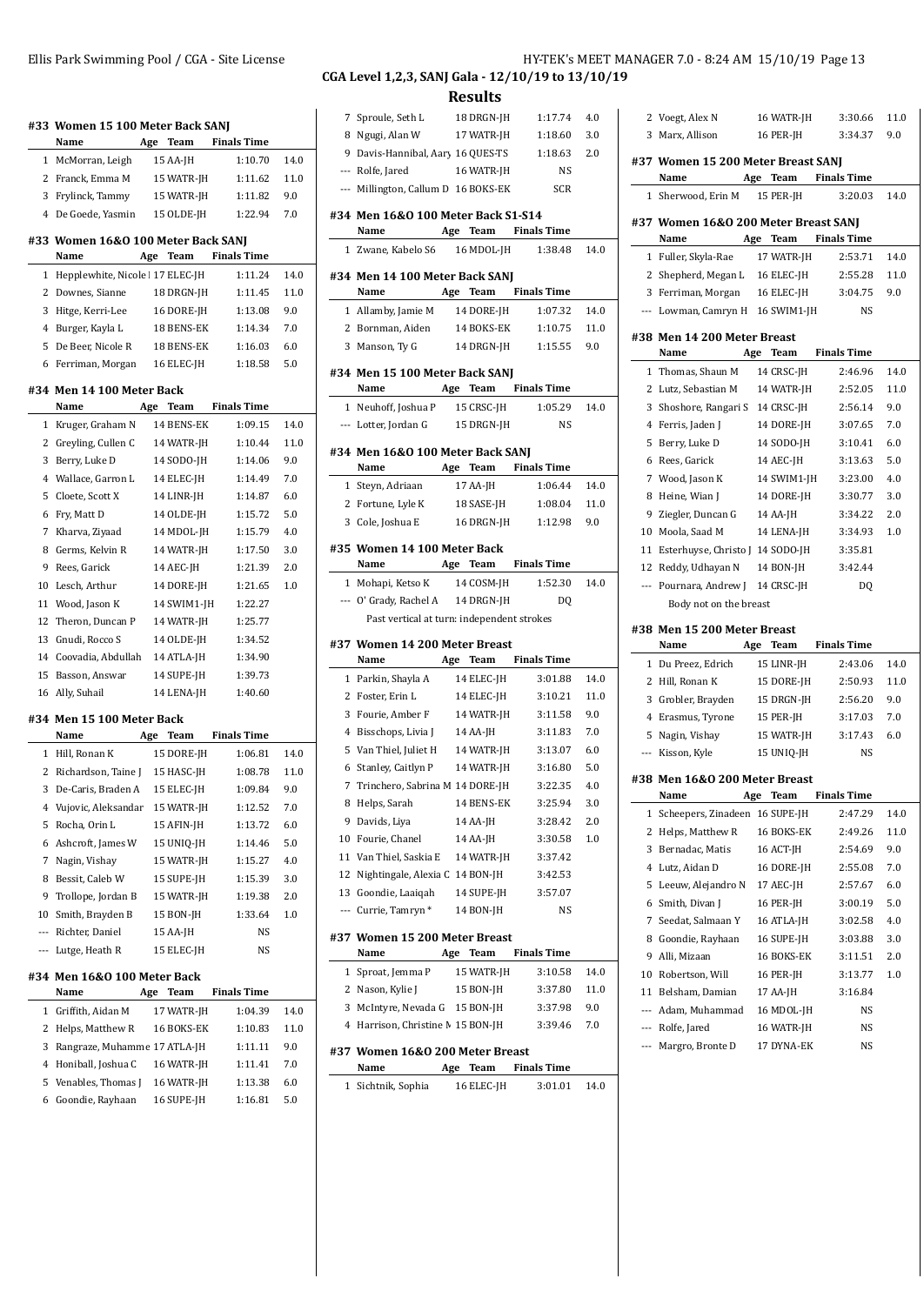## CGA Level 1,2,3, SANJ Gala - 12/10/19 to 13/10/19

### Results

#### #33 Women 15 100 Meter Back SANJ

| | Name | Age | Team | Finals Time | |
|---|---|---|---|---|---|
| 1 | McMorran, Leigh | 15 | AA-JH | 1:10.70 | 14.0 |
| 2 | Franck, Emma M | 15 | WATR-JH | 1:11.62 | 11.0 |
| 3 | Frylinck, Tammy | 15 | WATR-JH | 1:11.82 | 9.0 |
| 4 | De Goede, Yasmin | 15 | OLDE-JH | 1:22.94 | 7.0 |

#### #33 Women 16&O 100 Meter Back SANJ

| | Name | Age | Team | Finals Time | |
|---|---|---|---|---|---|
| 1 | Hepplewhite, Nicole l | 17 | ELEC-JH | 1:11.24 | 14.0 |
| 2 | Downes, Sianne | 18 | DRGN-JH | 1:11.45 | 11.0 |
| 3 | Hitge, Kerri-Lee | 16 | DORE-JH | 1:13.08 | 9.0 |
| 4 | Burger, Kayla L | 18 | BENS-EK | 1:14.34 | 7.0 |
| 5 | De Beer, Nicole R | 18 | BENS-EK | 1:16.03 | 6.0 |
| 6 | Ferriman, Morgan | 16 | ELEC-JH | 1:18.58 | 5.0 |

#### #34 Men 14 100 Meter Back

| | Name | Age | Team | Finals Time | |
|---|---|---|---|---|---|
| 1 | Kruger, Graham N | 14 | BENS-EK | 1:09.15 | 14.0 |
| 2 | Greyling, Cullen C | 14 | WATR-JH | 1:10.44 | 11.0 |
| 3 | Berry, Luke D | 14 | SODO-JH | 1:14.06 | 9.0 |
| 4 | Wallace, Garron L | 14 | ELEC-JH | 1:14.49 | 7.0 |
| 5 | Cloete, Scott X | 14 | LINR-JH | 1:14.87 | 6.0 |
| 6 | Fry, Matt D | 14 | OLDE-JH | 1:15.72 | 5.0 |
| 7 | Kharva, Ziyaad | 14 | MDOL-JH | 1:15.79 | 4.0 |
| 8 | Germs, Kelvin R | 14 | WATR-JH | 1:17.50 | 3.0 |
| 9 | Rees, Garick | 14 | AEC-JH | 1:21.39 | 2.0 |
| 10 | Lesch, Arthur | 14 | DORE-JH | 1:21.65 | 1.0 |
| 11 | Wood, Jason K | 14 | SWIM1-JH | 1:22.27 | |
| 12 | Theron, Duncan P | 14 | WATR-JH | 1:25.77 | |
| 13 | Gnudi, Rocco S | 14 | OLDE-JH | 1:34.52 | |
| 14 | Coovadia, Abdullah | 14 | ATLA-JH | 1:34.90 | |
| 15 | Basson, Answar | 14 | SUPE-JH | 1:39.73 | |
| 16 | Ally, Suhail | 14 | LENA-JH | 1:40.60 | |

#### #34 Men 15 100 Meter Back

| | Name | Age | Team | Finals Time | |
|---|---|---|---|---|---|
| 1 | Hill, Ronan K | 15 | DORE-JH | 1:06.81 | 14.0 |
| 2 | Richardson, Taine J | 15 | HASC-JH | 1:08.78 | 11.0 |
| 3 | De-Caris, Braden A | 15 | ELEC-JH | 1:09.84 | 9.0 |
| 4 | Vujovic, Aleksandar | 15 | WATR-JH | 1:12.52 | 7.0 |
| 5 | Rocha, Orin L | 15 | AFIN-JH | 1:13.72 | 6.0 |
| 6 | Ashcroft, James W | 15 | UNIQ-JH | 1:14.46 | 5.0 |
| 7 | Nagin, Vishay | 15 | WATR-JH | 1:15.27 | 4.0 |
| 8 | Bessit, Caleb W | 15 | SUPE-JH | 1:15.39 | 3.0 |
| 9 | Trollope, Jordan B | 15 | WATR-JH | 1:19.38 | 2.0 |
| 10 | Smith, Brayden B | 15 | BON-JH | 1:33.64 | 1.0 |
| --- | Richter, Daniel | 15 | AA-JH | NS | |
| --- | Lutge, Heath R | 15 | ELEC-JH | NS | |

#### #34 Men 16&O 100 Meter Back

| | Name | Age | Team | Finals Time | |
|---|---|---|---|---|---|
| 1 | Griffith, Aidan M | 17 | WATR-JH | 1:04.39 | 14.0 |
| 2 | Helps, Matthew R | 16 | BOKS-EK | 1:10.83 | 11.0 |
| 3 | Rangraze, Muhamme | 17 | ATLA-JH | 1:11.11 | 9.0 |
| 4 | Honiball, Joshua C | 16 | WATR-JH | 1:11.41 | 7.0 |
| 5 | Venables, Thomas J | 16 | WATR-JH | 1:13.38 | 6.0 |
| 6 | Goondie, Rayhaan | 16 | SUPE-JH | 1:16.81 | 5.0 |
| 7 | Sproule, Seth L | 18 | DRGN-JH | 1:17.74 | 4.0 |
| 8 | Ngugi, Alan W | 17 | WATR-JH | 1:18.60 | 3.0 |
| 9 | Davis-Hannibal, Aary | 16 | QUES-TS | 1:18.63 | 2.0 |
| --- | Rolfe, Jared | 16 | WATR-JH | NS | |
| --- | Millington, Callum D | 16 | BOKS-EK | SCR | |

#### #34 Men 16&O 100 Meter Back S1-S14

| | Name | Age | Team | Finals Time | |
|---|---|---|---|---|---|
| 1 | Zwane, Kabelo S6 | 16 | MDOL-JH | 1:38.48 | 14.0 |

#### #34 Men 14 100 Meter Back SANJ

| | Name | Age | Team | Finals Time | |
|---|---|---|---|---|---|
| 1 | Allamby, Jamie M | 14 | DORE-JH | 1:07.32 | 14.0 |
| 2 | Bornman, Aiden | 14 | BOKS-EK | 1:10.75 | 11.0 |
| 3 | Manson, Ty G | 14 | DRGN-JH | 1:15.55 | 9.0 |

#### #34 Men 15 100 Meter Back SANJ

| | Name | Age | Team | Finals Time | |
|---|---|---|---|---|---|
| 1 | Neuhoff, Joshua P | 15 | CRSC-JH | 1:05.29 | 14.0 |
| --- | Lotter, Jordan G | 15 | DRGN-JH | NS | |

#### #34 Men 16&O 100 Meter Back SANJ

| | Name | Age | Team | Finals Time | |
|---|---|---|---|---|---|
| 1 | Steyn, Adriaan | 17 | AA-JH | 1:06.44 | 14.0 |
| 2 | Fortune, Lyle K | 18 | SASE-JH | 1:08.04 | 11.0 |
| 3 | Cole, Joshua E | 16 | DRGN-JH | 1:12.98 | 9.0 |

#### #35 Women 14 100 Meter Back

| | Name | Age | Team | Finals Time | |
|---|---|---|---|---|---|
| 1 | Mohapi, Ketso K | 14 | COSM-JH | 1:52.30 | 14.0 |
| --- | O' Grady, Rachel A | 14 | DRGN-JH | DQ | |

Past vertical at turn: independent strokes

#### #37 Women 14 200 Meter Breast

| | Name | Age | Team | Finals Time | |
|---|---|---|---|---|---|
| 1 | Parkin, Shayla A | 14 | ELEC-JH | 3:01.88 | 14.0 |
| 2 | Foster, Erin L | 14 | ELEC-JH | 3:10.21 | 11.0 |
| 3 | Fourie, Amber F | 14 | WATR-JH | 3:11.58 | 9.0 |
| 4 | Bisschops, Livia J | 14 | AA-JH | 3:11.83 | 7.0 |
| 5 | Van Thiel, Juliet H | 14 | WATR-JH | 3:13.07 | 6.0 |
| 6 | Stanley, Caitlyn P | 14 | WATR-JH | 3:16.80 | 5.0 |
| 7 | Trinchero, Sabrina M | 14 | DORE-JH | 3:22.35 | 4.0 |
| 8 | Helps, Sarah | 14 | BENS-EK | 3:25.94 | 3.0 |
| 9 | Davids, Liya | 14 | AA-JH | 3:28.42 | 2.0 |
| 10 | Fourie, Chanel | 14 | AA-JH | 3:30.58 | 1.0 |
| 11 | Van Thiel, Saskia E | 14 | WATR-JH | 3:37.42 | |
| 12 | Nightingale, Alexia C | 14 | BON-JH | 3:42.53 | |
| 13 | Goondie, Laaiqah | 14 | SUPE-JH | 3:57.07 | |
| --- | Currie, Tamryn * | 14 | BON-JH | NS | |

#### #37 Women 15 200 Meter Breast

| | Name | Age | Team | Finals Time | |
|---|---|---|---|---|---|
| 1 | Sproat, Jemma P | 15 | WATR-JH | 3:10.58 | 14.0 |
| 2 | Nason, Kylie J | 15 | BON-JH | 3:37.80 | 11.0 |
| 3 | McIntyre, Nevada G | 15 | BON-JH | 3:37.98 | 9.0 |
| 4 | Harrison, Christine M | 15 | BON-JH | 3:39.46 | 7.0 |

#### #37 Women 16&O 200 Meter Breast

| | Name | Age | Team | Finals Time | |
|---|---|---|---|---|---|
| 1 | Sichtnik, Sophia | 16 | ELEC-JH | 3:01.01 | 14.0 |
| 2 | Voegt, Alex N | 16 | WATR-JH | 3:30.66 | 11.0 |
| 3 | Marx, Allison | 16 | PER-JH | 3:34.37 | 9.0 |

#### #37 Women 15 200 Meter Breast SANJ

| | Name | Age | Team | Finals Time | |
|---|---|---|---|---|---|
| 1 | Sherwood, Erin M | 15 | PER-JH | 3:20.03 | 14.0 |

#### #37 Women 16&O 200 Meter Breast SANJ

| | Name | Age | Team | Finals Time | |
|---|---|---|---|---|---|
| 1 | Fuller, Skyla-Rae | 17 | WATR-JH | 2:53.71 | 14.0 |
| 2 | Shepherd, Megan L | 16 | ELEC-JH | 2:55.28 | 11.0 |
| 3 | Ferriman, Morgan | 16 | ELEC-JH | 3:04.75 | 9.0 |
| --- | Lowman, Camryn H | 16 | SWIM1-JH | NS | |

#### #38 Men 14 200 Meter Breast

| | Name | Age | Team | Finals Time | |
|---|---|---|---|---|---|
| 1 | Thomas, Shaun M | 14 | CRSC-JH | 2:46.96 | 14.0 |
| 2 | Lutz, Sebastian M | 14 | WATR-JH | 2:52.05 | 11.0 |
| 3 | Shoshore, Rangari S | 14 | CRSC-JH | 2:56.14 | 9.0 |
| 4 | Ferris, Jaden J | 14 | DORE-JH | 3:07.65 | 7.0 |
| 5 | Berry, Luke D | 14 | SODO-JH | 3:10.41 | 6.0 |
| 6 | Rees, Garick | 14 | AEC-JH | 3:13.63 | 5.0 |
| 7 | Wood, Jason K | 14 | SWIM1-JH | 3:23.00 | 4.0 |
| 8 | Heine, Wian J | 14 | DORE-JH | 3:30.77 | 3.0 |
| 9 | Ziegler, Duncan G | 14 | AA-JH | 3:34.22 | 2.0 |
| 10 | Moola, Saad M | 14 | LENA-JH | 3:34.93 | 1.0 |
| 11 | Esterhuyse, Christo J | 14 | SODO-JH | 3:35.81 | |
| 12 | Reddy, Udhayan N | 14 | BON-JH | 3:42.44 | |
| --- | Pournara, Andrew J | 14 | CRSC-JH | DQ | |

Body not on the breast

#### #38 Men 15 200 Meter Breast

| | Name | Age | Team | Finals Time | |
|---|---|---|---|---|---|
| 1 | Du Preez, Edrich | 15 | LINR-JH | 2:43.06 | 14.0 |
| 2 | Hill, Ronan K | 15 | DORE-JH | 2:50.93 | 11.0 |
| 3 | Grobler, Brayden | 15 | DRGN-JH | 2:56.20 | 9.0 |
| 4 | Erasmus, Tyrone | 15 | PER-JH | 3:17.03 | 7.0 |
| 5 | Nagin, Vishay | 15 | WATR-JH | 3:17.43 | 6.0 |
| --- | Kisson, Kyle | 15 | UNIQ-JH | NS | |

#### #38 Men 16&O 200 Meter Breast

| | Name | Age | Team | Finals Time | |
|---|---|---|---|---|---|
| 1 | Scheepers, Zinadeen | 16 | SUPE-JH | 2:47.29 | 14.0 |
| 2 | Helps, Matthew R | 16 | BOKS-EK | 2:49.26 | 11.0 |
| 3 | Bernadac, Matis | 16 | ACT-JH | 2:54.69 | 9.0 |
| 4 | Lutz, Aidan D | 16 | DORE-JH | 2:55.08 | 7.0 |
| 5 | Leeuw, Alejandro N | 17 | AEC-JH | 2:57.67 | 6.0 |
| 6 | Smith, Divan J | 16 | PER-JH | 3:00.19 | 5.0 |
| 7 | Seedat, Salmaan Y | 16 | ATLA-JH | 3:02.58 | 4.0 |
| 8 | Goondie, Rayhaan | 16 | SUPE-JH | 3:03.88 | 3.0 |
| 9 | Alli, Mizaan | 16 | BOKS-EK | 3:11.51 | 2.0 |
| 10 | Robertson, Will | 16 | PER-JH | 3:13.77 | 1.0 |
| 11 | Belsham, Damian | 17 | AA-JH | 3:16.84 | |
| --- | Adam, Muhammad | 16 | MDOL-JH | NS | |
| --- | Rolfe, Jared | 16 | WATR-JH | NS | |
| --- | Margro, Bronte D | 17 | DYNA-EK | NS | |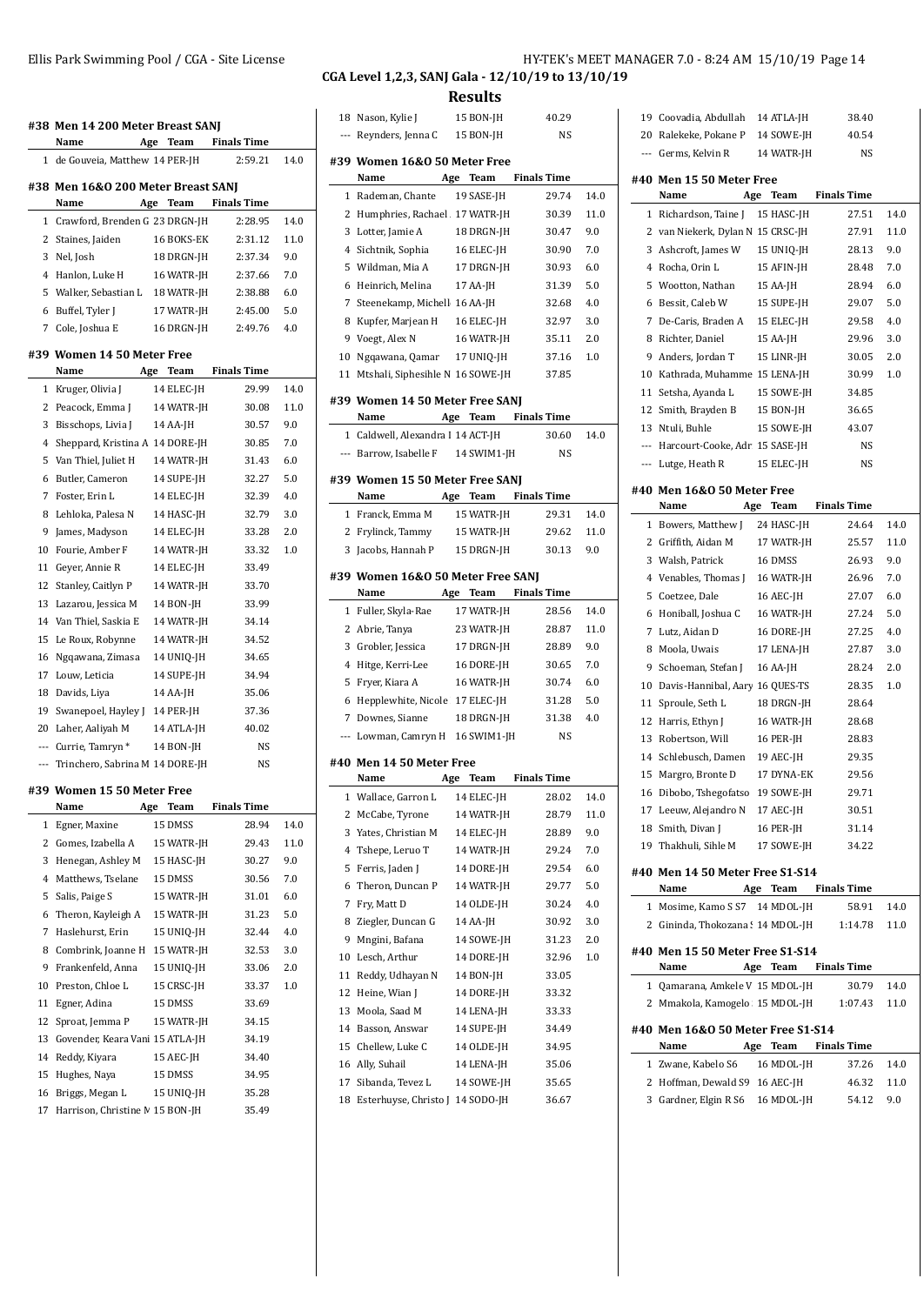## CGA Level 1,2,3, SANJ Gala - 12/10/19 to 13/10/19

## Results

### #38 Men 14 200 Meter Breast SANJ

| | Name | Age | Team | Finals Time | |
|---|---|---|---|---|---|
| 1 | de Gouveia, Matthew | 14 | PER-JH | 2:59.21 | 14.0 |

### #38 Men 16&O 200 Meter Breast SANJ

| | Name | Age | Team | Finals Time | |
|---|---|---|---|---|---|
| 1 | Crawford, Brenden G | 23 | DRGN-JH | 2:28.95 | 14.0 |
| 2 | Staines, Jaiden | 16 | BOKS-EK | 2:31.12 | 11.0 |
| 3 | Nel, Josh | 18 | DRGN-JH | 2:37.34 | 9.0 |
| 4 | Hanlon, Luke H | 16 | WATR-JH | 2:37.66 | 7.0 |
| 5 | Walker, Sebastian L | 18 | WATR-JH | 2:38.88 | 6.0 |
| 6 | Buffel, Tyler J | 17 | WATR-JH | 2:45.00 | 5.0 |
| 7 | Cole, Joshua E | 16 | DRGN-JH | 2:49.76 | 4.0 |

### #39 Women 14 50 Meter Free

| | Name | Age | Team | Finals Time | |
|---|---|---|---|---|---|
| 1 | Kruger, Olivia J | 14 | ELEC-JH | 29.99 | 14.0 |
| 2 | Peacock, Emma J | 14 | WATR-JH | 30.08 | 11.0 |
| 3 | Bisschops, Livia J | 14 | AA-JH | 30.57 | 9.0 |
| 4 | Sheppard, Kristina A | 14 | DORE-JH | 30.85 | 7.0 |
| 5 | Van Thiel, Juliet H | 14 | WATR-JH | 31.43 | 6.0 |
| 6 | Butler, Cameron | 14 | SUPE-JH | 32.27 | 5.0 |
| 7 | Foster, Erin L | 14 | ELEC-JH | 32.39 | 4.0 |
| 8 | Lehloka, Palesa N | 14 | HASC-JH | 32.79 | 3.0 |
| 9 | James, Madyson | 14 | ELEC-JH | 33.28 | 2.0 |
| 10 | Fourie, Amber F | 14 | WATR-JH | 33.32 | 1.0 |
| 11 | Geyer, Annie R | 14 | ELEC-JH | 33.49 | |
| 12 | Stanley, Caitlyn P | 14 | WATR-JH | 33.70 | |
| 13 | Lazarou, Jessica M | 14 | BON-JH | 33.99 | |
| 14 | Van Thiel, Saskia E | 14 | WATR-JH | 34.14 | |
| 15 | Le Roux, Robynne | 14 | WATR-JH | 34.52 | |
| 16 | Ngqawana, Zimasa | 14 | UNIQ-JH | 34.65 | |
| 17 | Louw, Leticia | 14 | SUPE-JH | 34.94 | |
| 18 | Davids, Liya | 14 | AA-JH | 35.06 | |
| 19 | Swanepoel, Hayley J | 14 | PER-JH | 37.36 | |
| 20 | Laher, Aaliyah M | 14 | ATLA-JH | 40.02 | |
| --- | Currie, Tamryn * | 14 | BON-JH | NS | |
| --- | Trinchero, Sabrina M | 14 | DORE-JH | NS | |

### #39 Women 15 50 Meter Free

| | Name | Age | Team | Finals Time | |
|---|---|---|---|---|---|
| 1 | Egner, Maxine | 15 | DMSS | 28.94 | 14.0 |
| 2 | Gomes, Izabella A | 15 | WATR-JH | 29.43 | 11.0 |
| 3 | Henegan, Ashley M | 15 | HASC-JH | 30.27 | 9.0 |
| 4 | Matthews, Tselane | 15 | DMSS | 30.56 | 7.0 |
| 5 | Salis, Paige S | 15 | WATR-JH | 31.01 | 6.0 |
| 6 | Theron, Kayleigh A | 15 | WATR-JH | 31.23 | 5.0 |
| 7 | Haslehurst, Erin | 15 | UNIQ-JH | 32.44 | 4.0 |
| 8 | Combrink, Joanne H | 15 | WATR-JH | 32.53 | 3.0 |
| 9 | Frankenfeld, Anna | 15 | UNIQ-JH | 33.06 | 2.0 |
| 10 | Preston, Chloe L | 15 | CRSC-JH | 33.37 | 1.0 |
| 11 | Egner, Adina | 15 | DMSS | 33.69 | |
| 12 | Sproat, Jemma P | 15 | WATR-JH | 34.15 | |
| 13 | Govender, Keara Vani | 15 | ATLA-JH | 34.19 | |
| 14 | Reddy, Kiyara | 15 | AEC-JH | 34.40 | |
| 15 | Hughes, Naya | 15 | DMSS | 34.95 | |
| 16 | Briggs, Megan L | 15 | UNIQ-JH | 35.28 | |
| 17 | Harrison, Christine M | 15 | BON-JH | 35.49 | |
| 18 | Nason, Kylie J | 15 | BON-JH | 40.29 | |
| --- | Reynders, Jenna C | 15 | BON-JH | NS | |

### #39 Women 16&O 50 Meter Free

| | Name | Age | Team | Finals Time | |
|---|---|---|---|---|---|
| 1 | Rademan, Chante | 19 | SASE-JH | 29.74 | 14.0 |
| 2 | Humphries, Rachael | 17 | WATR-JH | 30.39 | 11.0 |
| 3 | Lotter, Jamie A | 18 | DRGN-JH | 30.47 | 9.0 |
| 4 | Sichtnik, Sophia | 16 | ELEC-JH | 30.90 | 7.0 |
| 5 | Wildman, Mia A | 17 | DRGN-JH | 30.93 | 6.0 |
| 6 | Heinrich, Melina | 17 | AA-JH | 31.39 | 5.0 |
| 7 | Steenekamp, Michell | 16 | AA-JH | 32.68 | 4.0 |
| 8 | Kupfer, Marjean H | 16 | ELEC-JH | 32.97 | 3.0 |
| 9 | Voegt, Alex N | 16 | WATR-JH | 35.11 | 2.0 |
| 10 | Ngqawana, Qamar | 17 | UNIQ-JH | 37.16 | 1.0 |
| 11 | Mtshali, Siphesihle N | 16 | SOWE-JH | 37.85 | |

### #39 Women 14 50 Meter Free SANJ

| | Name | Age | Team | Finals Time | |
|---|---|---|---|---|---|
| 1 | Caldwell, Alexandra I | 14 | ACT-JH | 30.60 | 14.0 |
| --- | Barrow, Isabelle F | 14 | SWIM1-JH | NS | |

### #39 Women 15 50 Meter Free SANJ

| | Name | Age | Team | Finals Time | |
|---|---|---|---|---|---|
| 1 | Franck, Emma M | 15 | WATR-JH | 29.31 | 14.0 |
| 2 | Frylinck, Tammy | 15 | WATR-JH | 29.62 | 11.0 |
| 3 | Jacobs, Hannah P | 15 | DRGN-JH | 30.13 | 9.0 |

### #39 Women 16&O 50 Meter Free SANJ

| | Name | Age | Team | Finals Time | |
|---|---|---|---|---|---|
| 1 | Fuller, Skyla-Rae | 17 | WATR-JH | 28.56 | 14.0 |
| 2 | Abrie, Tanya | 23 | WATR-JH | 28.87 | 11.0 |
| 3 | Grobler, Jessica | 17 | DRGN-JH | 28.89 | 9.0 |
| 4 | Hitge, Kerri-Lee | 16 | DORE-JH | 30.65 | 7.0 |
| 5 | Fryer, Kiara A | 16 | WATR-JH | 30.74 | 6.0 |
| 6 | Hepplewhite, Nicole | 17 | ELEC-JH | 31.28 | 5.0 |
| 7 | Downes, Sianne | 18 | DRGN-JH | 31.38 | 4.0 |
| --- | Lowman, Camryn H | 16 | SWIM1-JH | NS | |

### #40 Men 14 50 Meter Free

| | Name | Age | Team | Finals Time | |
|---|---|---|---|---|---|
| 1 | Wallace, Garron L | 14 | ELEC-JH | 28.02 | 14.0 |
| 2 | McCabe, Tyrone | 14 | WATR-JH | 28.79 | 11.0 |
| 3 | Yates, Christian M | 14 | ELEC-JH | 28.89 | 9.0 |
| 4 | Tshepe, Leruo T | 14 | WATR-JH | 29.24 | 7.0 |
| 5 | Ferris, Jaden J | 14 | DORE-JH | 29.54 | 6.0 |
| 6 | Theron, Duncan P | 14 | WATR-JH | 29.77 | 5.0 |
| 7 | Fry, Matt D | 14 | OLDE-JH | 30.24 | 4.0 |
| 8 | Ziegler, Duncan G | 14 | AA-JH | 30.92 | 3.0 |
| 9 | Mngini, Bafana | 14 | SOWE-JH | 31.23 | 2.0 |
| 10 | Lesch, Arthur | 14 | DORE-JH | 32.96 | 1.0 |
| 11 | Reddy, Udhayan N | 14 | BON-JH | 33.05 | |
| 12 | Heine, Wian J | 14 | DORE-JH | 33.32 | |
| 13 | Moola, Saad M | 14 | LENA-JH | 33.33 | |
| 14 | Basson, Answar | 14 | SUPE-JH | 34.49 | |
| 15 | Chellew, Luke C | 14 | OLDE-JH | 34.95 | |
| 16 | Ally, Suhail | 14 | LENA-JH | 35.06 | |
| 17 | Sibanda, Tevez L | 14 | SOWE-JH | 35.65 | |
| 18 | Esterhuyse, Christo J | 14 | SODO-JH | 36.67 | |
| 19 | Coovadia, Abdullah | 14 | ATLA-JH | 38.40 | |
| 20 | Ralekeke, Pokane P | 14 | SOWE-JH | 40.54 | |
| --- | Germs, Kelvin R | 14 | WATR-JH | NS | |

### #40 Men 15 50 Meter Free

| | Name | Age | Team | Finals Time | |
|---|---|---|---|---|---|
| 1 | Richardson, Taine J | 15 | HASC-JH | 27.51 | 14.0 |
| 2 | van Niekerk, Dylan N | 15 | CRSC-JH | 27.91 | 11.0 |
| 3 | Ashcroft, James W | 15 | UNIQ-JH | 28.13 | 9.0 |
| 4 | Rocha, Orin L | 15 | AFIN-JH | 28.48 | 7.0 |
| 5 | Wootton, Nathan | 15 | AA-JH | 28.94 | 6.0 |
| 6 | Bessit, Caleb W | 15 | SUPE-JH | 29.07 | 5.0 |
| 7 | De-Caris, Braden A | 15 | ELEC-JH | 29.58 | 4.0 |
| 8 | Richter, Daniel | 15 | AA-JH | 29.96 | 3.0 |
| 9 | Anders, Jordan T | 15 | LINR-JH | 30.05 | 2.0 |
| 10 | Kathrada, Muhamme | 15 | LENA-JH | 30.99 | 1.0 |
| 11 | Setsha, Ayanda L | 15 | SOWE-JH | 34.85 | |
| 12 | Smith, Brayden B | 15 | BON-JH | 36.65 | |
| 13 | Ntuli, Buhle | 15 | SOWE-JH | 43.07 | |
| --- | Harcourt-Cooke, Adr | 15 | SASE-JH | NS | |
| --- | Lutge, Heath R | 15 | ELEC-JH | NS | |

### #40 Men 16&O 50 Meter Free

| | Name | Age | Team | Finals Time | |
|---|---|---|---|---|---|
| 1 | Bowers, Matthew J | 24 | HASC-JH | 24.64 | 14.0 |
| 2 | Griffith, Aidan M | 17 | WATR-JH | 25.57 | 11.0 |
| 3 | Walsh, Patrick | 16 | DMSS | 26.93 | 9.0 |
| 4 | Venables, Thomas J | 16 | WATR-JH | 26.96 | 7.0 |
| 5 | Coetzee, Dale | 16 | AEC-JH | 27.07 | 6.0 |
| 6 | Honiball, Joshua C | 16 | WATR-JH | 27.24 | 5.0 |
| 7 | Lutz, Aidan D | 16 | DORE-JH | 27.25 | 4.0 |
| 8 | Moola, Uwais | 17 | LENA-JH | 27.87 | 3.0 |
| 9 | Schoeman, Stefan J | 16 | AA-JH | 28.24 | 2.0 |
| 10 | Davis-Hannibal, Aary | 16 | QUES-TS | 28.35 | 1.0 |
| 11 | Sproule, Seth L | 18 | DRGN-JH | 28.64 | |
| 12 | Harris, Ethyn J | 16 | WATR-JH | 28.68 | |
| 13 | Robertson, Will | 16 | PER-JH | 28.83 | |
| 14 | Schlebusch, Damen | 19 | AEC-JH | 29.35 | |
| 15 | Margro, Bronte D | 17 | DYNA-EK | 29.56 | |
| 16 | Dibobo, Tshegofatso | 19 | SOWE-JH | 29.71 | |
| 17 | Leeuw, Alejandro N | 17 | AEC-JH | 30.51 | |
| 18 | Smith, Divan J | 16 | PER-JH | 31.14 | |
| 19 | Thakhuli, Sihle M | 17 | SOWE-JH | 34.22 | |

### #40 Men 14 50 Meter Free S1-S14

| | Name | Age | Team | Finals Time | |
|---|---|---|---|---|---|
| 1 | Mosime, Kamo S S7 | 14 | MDOL-JH | 58.91 | 14.0 |
| 2 | Gininda, Thokozana | 14 | MDOL-JH | 1:14.78 | 11.0 |

### #40 Men 15 50 Meter Free S1-S14

| | Name | Age | Team | Finals Time | |
|---|---|---|---|---|---|
| 1 | Qamarana, Amkele V | 15 | MDOL-JH | 30.79 | 14.0 |
| 2 | Mmakola, Kamogelo | 15 | MDOL-JH | 1:07.43 | 11.0 |

### #40 Men 16&O 50 Meter Free S1-S14

| | Name | Age | Team | Finals Time | |
|---|---|---|---|---|---|
| 1 | Zwane, Kabelo S6 | 16 | MDOL-JH | 37.26 | 14.0 |
| 2 | Hoffman, Dewald S9 | 16 | AEC-JH | 46.32 | 11.0 |
| 3 | Gardner, Elgin R S6 | 16 | MDOL-JH | 54.12 | 9.0 |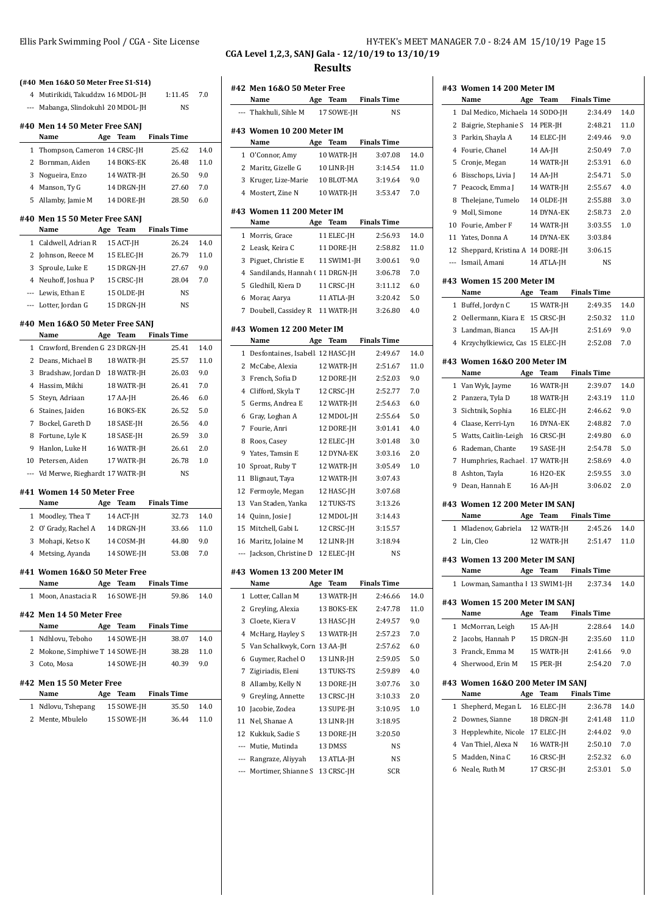## CGA Level 1,2,3, SANJ Gala - 12/10/19 to 13/10/19

## Results

### (#40 Men 16&O 50 Meter Free S1-S14)

| | Name | Age | Team | Finals Time | |
|---|---|---|---|---|---|
| 4 | Mutirikidi, Takuddzw | 16 | MDOL-JH | 1:11.45 | 7.0 |
| --- | Mabanga, Slindokuhl | 20 | MDOL-JH | NS | |

### #40 Men 14 50 Meter Free SANJ

| | Name | Age | Team | Finals Time | |
|---|---|---|---|---|---|
| 1 | Thompson, Cameron | 14 | CRSC-JH | 25.62 | 14.0 |
| 2 | Bornman, Aiden | 14 | BOKS-EK | 26.48 | 11.0 |
| 3 | Nogueira, Enzo | 14 | WATR-JH | 26.50 | 9.0 |
| 4 | Manson, Ty G | 14 | DRGN-JH | 27.60 | 7.0 |
| 5 | Allamby, Jamie M | 14 | DORE-JH | 28.50 | 6.0 |

### #40 Men 15 50 Meter Free SANJ

| | Name | Age | Team | Finals Time | |
|---|---|---|---|---|---|
| 1 | Caldwell, Adrian R | 15 | ACT-JH | 26.24 | 14.0 |
| 2 | Johnson, Reece M | 15 | ELEC-JH | 26.79 | 11.0 |
| 3 | Sproule, Luke E | 15 | DRGN-JH | 27.67 | 9.0 |
| 4 | Neuhoff, Joshua P | 15 | CRSC-JH | 28.04 | 7.0 |
| --- | Lewis, Ethan E | 15 | OLDE-JH | NS | |
| --- | Lotter, Jordan G | 15 | DRGN-JH | NS | |

### #40 Men 16&O 50 Meter Free SANJ

| | Name | Age | Team | Finals Time | |
|---|---|---|---|---|---|
| 1 | Crawford, Brenden G | 23 | DRGN-JH | 25.41 | 14.0 |
| 2 | Deans, Michael B | 18 | WATR-JH | 25.57 | 11.0 |
| 3 | Bradshaw, Jordan D | 18 | WATR-JH | 26.03 | 9.0 |
| 4 | Hassim, Mikhi | 18 | WATR-JH | 26.41 | 7.0 |
| 5 | Steyn, Adriaan | 17 | AA-JH | 26.46 | 6.0 |
| 6 | Staines, Jaiden | 16 | BOKS-EK | 26.52 | 5.0 |
| 7 | Bockel, Gareth D | 18 | SASE-JH | 26.56 | 4.0 |
| 8 | Fortune, Lyle K | 18 | SASE-JH | 26.59 | 3.0 |
| 9 | Hanlon, Luke H | 16 | WATR-JH | 26.61 | 2.0 |
| 10 | Petersen, Aiden | 17 | WATR-JH | 26.78 | 1.0 |
| --- | Vd Merwe, Rieghardt | 17 | WATR-JH | NS | |

### #41 Women 14 50 Meter Free

| | Name | Age | Team | Finals Time | |
|---|---|---|---|---|---|
| 1 | Moodley, Thea T | 14 | ACT-JH | 32.73 | 14.0 |
| 2 | O' Grady, Rachel A | 14 | DRGN-JH | 33.66 | 11.0 |
| 3 | Mohapi, Ketso K | 14 | COSM-JH | 44.80 | 9.0 |
| 4 | Metsing, Ayanda | 14 | SOWE-JH | 53.08 | 7.0 |

### #41 Women 16&O 50 Meter Free

| | Name | Age | Team | Finals Time | |
|---|---|---|---|---|---|
| 1 | Moon, Anastacia R | 16 | SOWE-JH | 59.86 | 14.0 |

### #42 Men 14 50 Meter Free

| | Name | Age | Team | Finals Time | |
|---|---|---|---|---|---|
| 1 | Ndhlovu, Teboho | 14 | SOWE-JH | 38.07 | 14.0 |
| 2 | Mokone, Simphiwe T | 14 | SOWE-JH | 38.28 | 11.0 |
| 3 | Coto, Mosa | 14 | SOWE-JH | 40.39 | 9.0 |

### #42 Men 15 50 Meter Free

| | Name | Age | Team | Finals Time | |
|---|---|---|---|---|---|
| 1 | Ndlovu, Tshepang | 15 | SOWE-JH | 35.50 | 14.0 |
| 2 | Mente, Mbulelo | 15 | SOWE-JH | 36.44 | 11.0 |

### #42 Men 16&O 50 Meter Free

| | Name | Age | Team | Finals Time |
|---|---|---|---|---|
| --- | Thakhuli, Sihle M | 17 | SOWE-JH | NS |

### #43 Women 10 200 Meter IM

| | Name | Age | Team | Finals Time | |
|---|---|---|---|---|---|
| 1 | O'Connor, Amy | 10 | WATR-JH | 3:07.08 | 14.0 |
| 2 | Maritz, Gizelle G | 10 | LINR-JH | 3:14.54 | 11.0 |
| 3 | Kruger, Lize-Marie | 10 | BLOT-MA | 3:19.64 | 9.0 |
| 4 | Mostert, Zine N | 10 | WATR-JH | 3:53.47 | 7.0 |

### #43 Women 11 200 Meter IM

| | Name | Age | Team | Finals Time | |
|---|---|---|---|---|---|
| 1 | Morris, Grace | 11 | ELEC-JH | 2:56.93 | 14.0 |
| 2 | Leask, Keira C | 11 | DORE-JH | 2:58.82 | 11.0 |
| 3 | Piguet, Christie E | 11 | SWIM1-JH | 3:00.61 | 9.0 |
| 4 | Sandilands, Hannah ( | 11 | DRGN-JH | 3:06.78 | 7.0 |
| 5 | Gledhill, Kiera D | 11 | CRSC-JH | 3:11.12 | 6.0 |
| 6 | Morar, Aarya | 11 | ATLA-JH | 3:20.42 | 5.0 |
| 7 | Doubell, Cassidey R | 11 | WATR-JH | 3:26.80 | 4.0 |

### #43 Women 12 200 Meter IM

| | Name | Age | Team | Finals Time | |
|---|---|---|---|---|---|
| 1 | Desfontaines, Isabell | 12 | HASC-JH | 2:49.67 | 14.0 |
| 2 | McCabe, Alexia | 12 | WATR-JH | 2:51.67 | 11.0 |
| 3 | French, Sofia D | 12 | DORE-JH | 2:52.03 | 9.0 |
| 4 | Clifford, Skyla T | 12 | CRSC-JH | 2:52.77 | 7.0 |
| 5 | Germs, Andrea E | 12 | WATR-JH | 2:54.63 | 6.0 |
| 6 | Gray, Loghan A | 12 | MDOL-JH | 2:55.64 | 5.0 |
| 7 | Fourie, Anri | 12 | DORE-JH | 3:01.41 | 4.0 |
| 8 | Roos, Casey | 12 | ELEC-JH | 3:01.48 | 3.0 |
| 9 | Yates, Tamsin E | 12 | DYNA-EK | 3:03.16 | 2.0 |
| 10 | Sproat, Ruby T | 12 | WATR-JH | 3:05.49 | 1.0 |
| 11 | Blignaut, Taya | 12 | WATR-JH | 3:07.43 | |
| 12 | Fermoyle, Megan | 12 | HASC-JH | 3:07.68 | |
| 13 | Van Staden, Yanka | 12 | TUKS-TS | 3:13.26 | |
| 14 | Quinn, Josie J | 12 | MDOL-JH | 3:14.43 | |
| 15 | Mitchell, Gabi L | 12 | CRSC-JH | 3:15.57 | |
| 16 | Maritz, Jolaine M | 12 | LINR-JH | 3:18.94 | |
| --- | Jackson, Christine D | 12 | ELEC-JH | NS | |

### #43 Women 13 200 Meter IM

| | Name | Age | Team | Finals Time | |
|---|---|---|---|---|---|
| 1 | Lotter, Callan M | 13 | WATR-JH | 2:46.66 | 14.0 |
| 2 | Greyling, Alexia | 13 | BOKS-EK | 2:47.78 | 11.0 |
| 3 | Cloete, Kiera V | 13 | HASC-JH | 2:49.57 | 9.0 |
| 4 | McHarg, Hayley S | 13 | WATR-JH | 2:57.23 | 7.0 |
| 5 | Van Schalkwyk, Corn | 13 | AA-JH | 2:57.62 | 6.0 |
| 6 | Guymer, Rachel O | 13 | LINR-JH | 2:59.05 | 5.0 |
| 7 | Zigiriadis, Eleni | 13 | TUKS-TS | 2:59.89 | 4.0 |
| 8 | Allamby, Kelly N | 13 | DORE-JH | 3:07.76 | 3.0 |
| 9 | Greyling, Annette | 13 | CRSC-JH | 3:10.33 | 2.0 |
| 10 | Jacobie, Zodea | 13 | SUPE-JH | 3:10.95 | 1.0 |
| 11 | Nel, Shanae A | 13 | LINR-JH | 3:18.95 | |
| 12 | Kukkuk, Sadie S | 13 | DORE-JH | 3:20.50 | |
| --- | Mutie, Mutinda | 13 | DMSS | NS | |
| --- | Rangraze, Aliyyah | 13 | ATLA-JH | NS | |
| --- | Mortimer, Shianne S | 13 | CRSC-JH | SCR | |

### #43 Women 14 200 Meter IM

| | Name | Age | Team | Finals Time | |
|---|---|---|---|---|---|
| 1 | Dal Medico, Michaela | 14 | SODO-JH | 2:34.49 | 14.0 |
| 2 | Baigrie, Stephanie S | 14 | PER-JH | 2:48.21 | 11.0 |
| 3 | Parkin, Shayla A | 14 | ELEC-JH | 2:49.46 | 9.0 |
| 4 | Fourie, Chanel | 14 | AA-JH | 2:50.49 | 7.0 |
| 5 | Cronje, Megan | 14 | WATR-JH | 2:53.91 | 6.0 |
| 6 | Bisschops, Livia J | 14 | AA-JH | 2:54.71 | 5.0 |
| 7 | Peacock, Emma J | 14 | WATR-JH | 2:55.67 | 4.0 |
| 8 | Thelejane, Tumelo | 14 | OLDE-JH | 2:55.88 | 3.0 |
| 9 | Moll, Simone | 14 | DYNA-EK | 2:58.73 | 2.0 |
| 10 | Fourie, Amber F | 14 | WATR-JH | 3:03.55 | 1.0 |
| 11 | Yates, Donna A | 14 | DYNA-EK | 3:03.84 | |
| 12 | Sheppard, Kristina A | 14 | DORE-JH | 3:06.15 | |
| --- | Ismail, Amani | 14 | ATLA-JH | NS | |

### #43 Women 15 200 Meter IM

| | Name | Age | Team | Finals Time | |
|---|---|---|---|---|---|
| 1 | Buffel, Jordyn C | 15 | WATR-JH | 2:49.35 | 14.0 |
| 2 | Oellermann, Kiara E | 15 | CRSC-JH | 2:50.32 | 11.0 |
| 3 | Landman, Bianca | 15 | AA-JH | 2:51.69 | 9.0 |
| 4 | Krzychylkiewicz, Cas | 15 | ELEC-JH | 2:52.08 | 7.0 |

### #43 Women 16&O 200 Meter IM

| | Name | Age | Team | Finals Time | |
|---|---|---|---|---|---|
| 1 | Van Wyk, Jayme | 16 | WATR-JH | 2:39.07 | 14.0 |
| 2 | Panzera, Tyla D | 18 | WATR-JH | 2:43.19 | 11.0 |
| 3 | Sichtnik, Sophia | 16 | ELEC-JH | 2:46.62 | 9.0 |
| 4 | Claase, Kerri-Lyn | 16 | DYNA-EK | 2:48.82 | 7.0 |
| 5 | Watts, Caitlin-Leigh | 16 | CRSC-JH | 2:49.80 | 6.0 |
| 6 | Rademan, Chante | 19 | SASE-JH | 2:54.78 | 5.0 |
| 7 | Humphries, Rachael | 17 | WATR-JH | 2:58.69 | 4.0 |
| 8 | Ashton, Tayla | 16 | H2O-EK | 2:59.55 | 3.0 |
| 9 | Dean, Hannah E | 16 | AA-JH | 3:06.02 | 2.0 |

### #43 Women 12 200 Meter IM SANJ

| | Name | Age | Team | Finals Time | |
|---|---|---|---|---|---|
| 1 | Mladenov, Gabriela | 12 | WATR-JH | 2:45.26 | 14.0 |
| 2 | Lin, Cleo | 12 | WATR-JH | 2:51.47 | 11.0 |

### #43 Women 13 200 Meter IM SANJ

| | Name | Age | Team | Finals Time | |
|---|---|---|---|---|---|
| 1 | Lowman, Samantha I | 13 | SWIM1-JH | 2:37.34 | 14.0 |

### #43 Women 15 200 Meter IM SANJ

| | Name | Age | Team | Finals Time | |
|---|---|---|---|---|---|
| 1 | McMorran, Leigh | 15 | AA-JH | 2:28.64 | 14.0 |
| 2 | Jacobs, Hannah P | 15 | DRGN-JH | 2:35.60 | 11.0 |
| 3 | Franck, Emma M | 15 | WATR-JH | 2:41.66 | 9.0 |
| 4 | Sherwood, Erin M | 15 | PER-JH | 2:54.20 | 7.0 |

### #43 Women 16&O 200 Meter IM SANJ

| | Name | Age | Team | Finals Time | |
|---|---|---|---|---|---|
| 1 | Shepherd, Megan L | 16 | ELEC-JH | 2:36.78 | 14.0 |
| 2 | Downes, Sianne | 18 | DRGN-JH | 2:41.48 | 11.0 |
| 3 | Hepplewhite, Nicole | 17 | ELEC-JH | 2:44.02 | 9.0 |
| 4 | Van Thiel, Alexa N | 16 | WATR-JH | 2:50.10 | 7.0 |
| 5 | Madden, Nina C | 16 | CRSC-JH | 2:52.32 | 6.0 |
| 6 | Neale, Ruth M | 17 | CRSC-JH | 2:53.01 | 5.0 |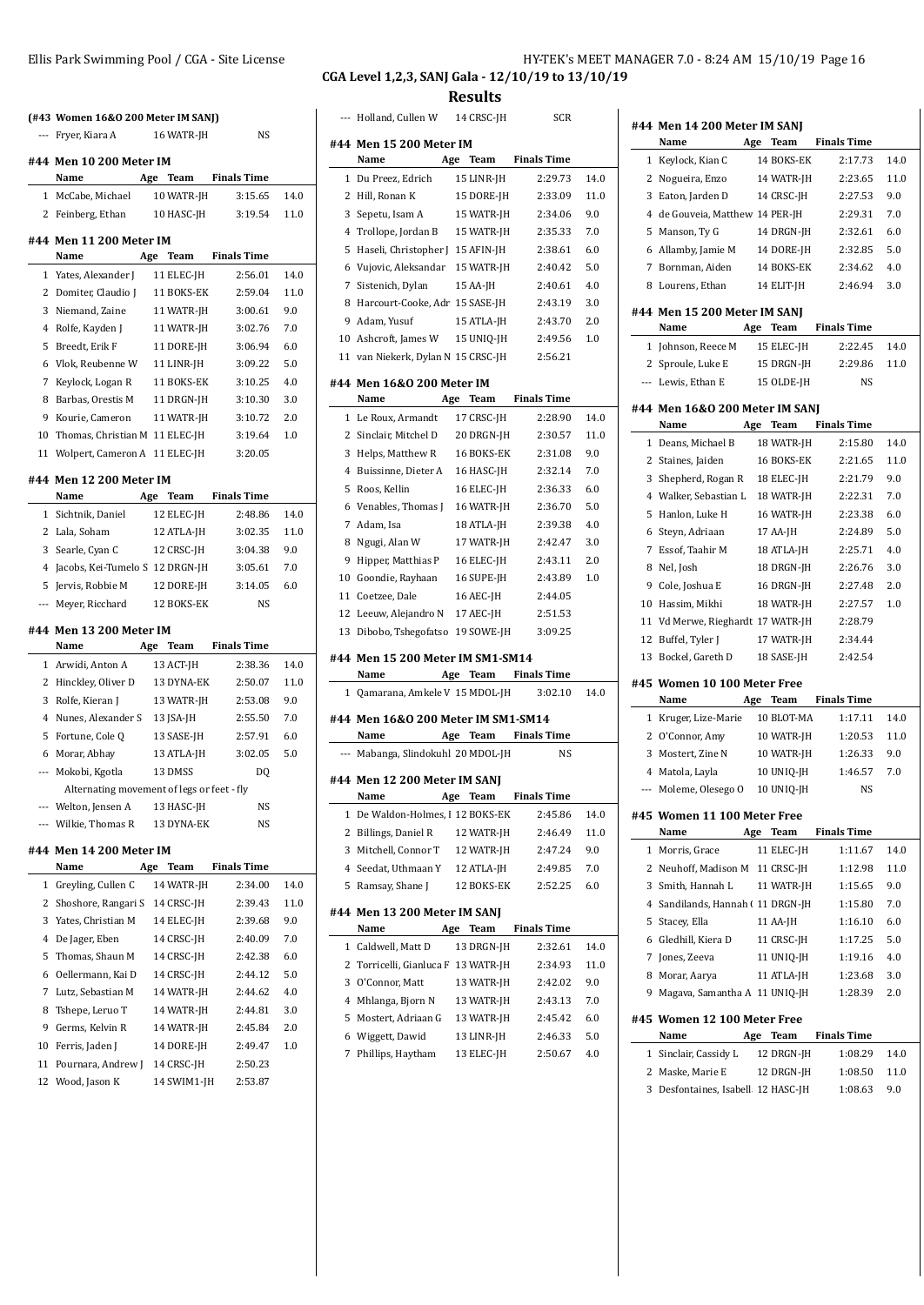## CGA Level 1,2,3, SANJ Gala - 12/10/19 to 13/10/19

## Results

### (#43 Women 16&O 200 Meter IM SANJ)

| | Name | Age | Team | Finals Time | |
|---|---|---|---|---|---|
| --- | Fryer, Kiara A | 16 | WATR-JH | NS | |

### #44 Men 10 200 Meter IM

| | Name | Age | Team | Finals Time | |
|---|---|---|---|---|---|
| 1 | McCabe, Michael | 10 | WATR-JH | 3:15.65 | 14.0 |
| 2 | Feinberg, Ethan | 10 | HASC-JH | 3:19.54 | 11.0 |

### #44 Men 11 200 Meter IM

| | Name | Age | Team | Finals Time | |
|---|---|---|---|---|---|
| 1 | Yates, Alexander J | 11 | ELEC-JH | 2:56.01 | 14.0 |
| 2 | Domiter, Claudio J | 11 | BOKS-EK | 2:59.04 | 11.0 |
| 3 | Niemand, Zaine | 11 | WATR-JH | 3:00.61 | 9.0 |
| 4 | Rolfe, Kayden J | 11 | WATR-JH | 3:02.76 | 7.0 |
| 5 | Breedt, Erik F | 11 | DORE-JH | 3:06.94 | 6.0 |
| 6 | Vlok, Reubenne W | 11 | LINR-JH | 3:09.22 | 5.0 |
| 7 | Keylock, Logan R | 11 | BOKS-EK | 3:10.25 | 4.0 |
| 8 | Barbas, Orestis M | 11 | DRGN-JH | 3:10.30 | 3.0 |
| 9 | Kourie, Cameron | 11 | WATR-JH | 3:10.72 | 2.0 |
| 10 | Thomas, Christian M | 11 | ELEC-JH | 3:19.64 | 1.0 |
| 11 | Wolpert, Cameron A | 11 | ELEC-JH | 3:20.05 | |

### #44 Men 12 200 Meter IM

| | Name | Age | Team | Finals Time | |
|---|---|---|---|---|---|
| 1 | Sichtnik, Daniel | 12 | ELEC-JH | 2:48.86 | 14.0 |
| 2 | Lala, Soham | 12 | ATLA-JH | 3:02.35 | 11.0 |
| 3 | Searle, Cyan C | 12 | CRSC-JH | 3:04.38 | 9.0 |
| 4 | Jacobs, Kei-Tumelo S | 12 | DRGN-JH | 3:05.61 | 7.0 |
| 5 | Jervis, Robbie M | 12 | DORE-JH | 3:14.05 | 6.0 |
| --- | Meyer, Ricchard | 12 | BOKS-EK | NS | |

### #44 Men 13 200 Meter IM

| | Name | Age | Team | Finals Time | |
|---|---|---|---|---|---|
| 1 | Arwidi, Anton A | 13 | ACT-JH | 2:38.36 | 14.0 |
| 2 | Hinckley, Oliver D | 13 | DYNA-EK | 2:50.07 | 11.0 |
| 3 | Rolfe, Kieran J | 13 | WATR-JH | 2:53.08 | 9.0 |
| 4 | Nunes, Alexander S | 13 | JSA-JH | 2:55.50 | 7.0 |
| 5 | Fortune, Cole Q | 13 | SASE-JH | 2:57.91 | 6.0 |
| 6 | Morar, Abhay | 13 | ATLA-JH | 3:02.05 | 5.0 |
| --- | Mokobi, Kgotla | 13 | DMSS | DQ | |
| | Alternating movement of legs or feet - fly | | | | |
| --- | Welton, Jensen A | 13 | HASC-JH | NS | |
| --- | Wilkie, Thomas R | 13 | DYNA-EK | NS | |

### #44 Men 14 200 Meter IM

| | Name | Age | Team | Finals Time | |
|---|---|---|---|---|---|
| 1 | Greyling, Cullen C | 14 | WATR-JH | 2:34.00 | 14.0 |
| 2 | Shoshore, Rangari S | 14 | CRSC-JH | 2:39.43 | 11.0 |
| 3 | Yates, Christian M | 14 | ELEC-JH | 2:39.68 | 9.0 |
| 4 | De Jager, Eben | 14 | CRSC-JH | 2:40.09 | 7.0 |
| 5 | Thomas, Shaun M | 14 | CRSC-JH | 2:42.38 | 6.0 |
| 6 | Oellermann, Kai D | 14 | CRSC-JH | 2:44.12 | 5.0 |
| 7 | Lutz, Sebastian M | 14 | WATR-JH | 2:44.62 | 4.0 |
| 8 | Tshepe, Leruo T | 14 | WATR-JH | 2:44.81 | 3.0 |
| 9 | Germs, Kelvin R | 14 | WATR-JH | 2:45.84 | 2.0 |
| 10 | Ferris, Jaden J | 14 | DORE-JH | 2:49.47 | 1.0 |
| 11 | Pournara, Andrew J | 14 | CRSC-JH | 2:50.23 | |
| 12 | Wood, Jason K | 14 | SWIM1-JH | 2:53.87 | |
| --- | Holland, Cullen W | 14 | CRSC-JH | SCR | |

### #44 Men 15 200 Meter IM

| | Name | Age | Team | Finals Time | |
|---|---|---|---|---|---|
| 1 | Du Preez, Edrich | 15 | LINR-JH | 2:29.73 | 14.0 |
| 2 | Hill, Ronan K | 15 | DORE-JH | 2:33.09 | 11.0 |
| 3 | Sepetu, Isam A | 15 | WATR-JH | 2:34.06 | 9.0 |
| 4 | Trollope, Jordan B | 15 | WATR-JH | 2:35.33 | 7.0 |
| 5 | Haseli, Christopher J | 15 | AFIN-JH | 2:38.61 | 6.0 |
| 6 | Vujovic, Aleksandar | 15 | WATR-JH | 2:40.42 | 5.0 |
| 7 | Sistenich, Dylan | 15 | AA-JH | 2:40.61 | 4.0 |
| 8 | Harcourt-Cooke, Adr | 15 | SASE-JH | 2:43.19 | 3.0 |
| 9 | Adam, Yusuf | 15 | ATLA-JH | 2:43.70 | 2.0 |
| 10 | Ashcroft, James W | 15 | UNIQ-JH | 2:49.56 | 1.0 |
| 11 | van Niekerk, Dylan N | 15 | CRSC-JH | 2:56.21 | |

### #44 Men 16&O 200 Meter IM

| | Name | Age | Team | Finals Time | |
|---|---|---|---|---|---|
| 1 | Le Roux, Armandt | 17 | CRSC-JH | 2:28.90 | 14.0 |
| 2 | Sinclair, Mitchel D | 20 | DRGN-JH | 2:30.57 | 11.0 |
| 3 | Helps, Matthew R | 16 | BOKS-EK | 2:31.08 | 9.0 |
| 4 | Buissinne, Dieter A | 16 | HASC-JH | 2:32.14 | 7.0 |
| 5 | Roos, Kellin | 16 | ELEC-JH | 2:36.33 | 6.0 |
| 6 | Venables, Thomas J | 16 | WATR-JH | 2:36.70 | 5.0 |
| 7 | Adam, Isa | 18 | ATLA-JH | 2:39.38 | 4.0 |
| 8 | Ngugi, Alan W | 17 | WATR-JH | 2:42.47 | 3.0 |
| 9 | Hipper, Matthias P | 16 | ELEC-JH | 2:43.11 | 2.0 |
| 10 | Goondie, Rayhaan | 16 | SUPE-JH | 2:43.89 | 1.0 |
| 11 | Coetzee, Dale | 16 | AEC-JH | 2:44.05 | |
| 12 | Leeuw, Alejandro N | 17 | AEC-JH | 2:51.53 | |
| 13 | Dibobo, Tshegofatso | 19 | SOWE-JH | 3:09.25 | |

### #44 Men 15 200 Meter IM SM1-SM14

| | Name | Age | Team | Finals Time | |
|---|---|---|---|---|---|
| 1 | Qamarana, Amkele V | 15 | MDOL-JH | 3:02.10 | 14.0 |

### #44 Men 16&O 200 Meter IM SM1-SM14

| | Name | Age | Team | Finals Time | |
|---|---|---|---|---|---|
| --- | Mabanga, Slindokuhl | 20 | MDOL-JH | NS | |

### #44 Men 12 200 Meter IM SANJ

| | Name | Age | Team | Finals Time | |
|---|---|---|---|---|---|
| 1 | De Waldon-Holmes, I | 12 | BOKS-EK | 2:45.86 | 14.0 |
| 2 | Billings, Daniel R | 12 | WATR-JH | 2:46.49 | 11.0 |
| 3 | Mitchell, Connor T | 12 | WATR-JH | 2:47.24 | 9.0 |
| 4 | Seedat, Uthmaan Y | 12 | ATLA-JH | 2:49.85 | 7.0 |
| 5 | Ramsay, Shane J | 12 | BOKS-EK | 2:52.25 | 6.0 |

### #44 Men 13 200 Meter IM SANJ

| | Name | Age | Team | Finals Time | |
|---|---|---|---|---|---|
| 1 | Caldwell, Matt D | 13 | DRGN-JH | 2:32.61 | 14.0 |
| 2 | Torricelli, Gianluca F | 13 | WATR-JH | 2:34.93 | 11.0 |
| 3 | O'Connor, Matt | 13 | WATR-JH | 2:42.02 | 9.0 |
| 4 | Mhlanga, Bjorn N | 13 | WATR-JH | 2:43.13 | 7.0 |
| 5 | Mostert, Adriaan G | 13 | WATR-JH | 2:45.42 | 6.0 |
| 6 | Wiggett, Dawid | 13 | LINR-JH | 2:46.33 | 5.0 |
| 7 | Phillips, Haytham | 13 | ELEC-JH | 2:50.67 | 4.0 |

### #44 Men 14 200 Meter IM SANJ

| | Name | Age | Team | Finals Time | |
|---|---|---|---|---|---|
| 1 | Keylock, Kian C | 14 | BOKS-EK | 2:17.73 | 14.0 |
| 2 | Nogueira, Enzo | 14 | WATR-JH | 2:23.65 | 11.0 |
| 3 | Eaton, Jarden D | 14 | CRSC-JH | 2:27.53 | 9.0 |
| 4 | de Gouveia, Matthew | 14 | PER-JH | 2:29.31 | 7.0 |
| 5 | Manson, Ty G | 14 | DRGN-JH | 2:32.61 | 6.0 |
| 6 | Allamby, Jamie M | 14 | DORE-JH | 2:32.85 | 5.0 |
| 7 | Bornman, Aiden | 14 | BOKS-EK | 2:34.62 | 4.0 |
| 8 | Lourens, Ethan | 14 | ELIT-JH | 2:46.94 | 3.0 |

### #44 Men 15 200 Meter IM SANJ

| | Name | Age | Team | Finals Time | |
|---|---|---|---|---|---|
| 1 | Johnson, Reece M | 15 | ELEC-JH | 2:22.45 | 14.0 |
| 2 | Sproule, Luke E | 15 | DRGN-JH | 2:29.86 | 11.0 |
| --- | Lewis, Ethan E | 15 | OLDE-JH | NS | |

### #44 Men 16&O 200 Meter IM SANJ

| | Name | Age | Team | Finals Time | |
|---|---|---|---|---|---|
| 1 | Deans, Michael B | 18 | WATR-JH | 2:15.80 | 14.0 |
| 2 | Staines, Jaiden | 16 | BOKS-EK | 2:21.65 | 11.0 |
| 3 | Shepherd, Rogan R | 18 | ELEC-JH | 2:21.79 | 9.0 |
| 4 | Walker, Sebastian L | 18 | WATR-JH | 2:22.31 | 7.0 |
| 5 | Hanlon, Luke H | 16 | WATR-JH | 2:23.38 | 6.0 |
| 6 | Steyn, Adriaan | 17 | AA-JH | 2:24.89 | 5.0 |
| 7 | Essof, Taahir M | 18 | ATLA-JH | 2:25.71 | 4.0 |
| 8 | Nel, Josh | 18 | DRGN-JH | 2:26.76 | 3.0 |
| 9 | Cole, Joshua E | 16 | DRGN-JH | 2:27.48 | 2.0 |
| 10 | Hassim, Mikhi | 18 | WATR-JH | 2:27.57 | 1.0 |
| 11 | Vd Merwe, Rieghardt | 17 | WATR-JH | 2:28.79 | |
| 12 | Buffel, Tyler J | 17 | WATR-JH | 2:34.44 | |
| 13 | Bockel, Gareth D | 18 | SASE-JH | 2:42.54 | |

### #45 Women 10 100 Meter Free

| | Name | Age | Team | Finals Time | |
|---|---|---|---|---|---|
| 1 | Kruger, Lize-Marie | 10 | BLOT-MA | 1:17.11 | 14.0 |
| 2 | O'Connor, Amy | 10 | WATR-JH | 1:20.53 | 11.0 |
| 3 | Mostert, Zine N | 10 | WATR-JH | 1:26.33 | 9.0 |
| 4 | Matola, Layla | 10 | UNIQ-JH | 1:46.57 | 7.0 |
| --- | Moleme, Olesego O | 10 | UNIQ-JH | NS | |

### #45 Women 11 100 Meter Free

| | Name | Age | Team | Finals Time | |
|---|---|---|---|---|---|
| 1 | Morris, Grace | 11 | ELEC-JH | 1:11.67 | 14.0 |
| 2 | Neuhoff, Madison M | 11 | CRSC-JH | 1:12.98 | 11.0 |
| 3 | Smith, Hannah L | 11 | WATR-JH | 1:15.65 | 9.0 |
| 4 | Sandilands, Hannah ( | 11 | DRGN-JH | 1:15.80 | 7.0 |
| 5 | Stacey, Ella | 11 | AA-JH | 1:16.10 | 6.0 |
| 6 | Gledhill, Kiera D | 11 | CRSC-JH | 1:17.25 | 5.0 |
| 7 | Jones, Zeeva | 11 | UNIQ-JH | 1:19.16 | 4.0 |
| 8 | Morar, Aarya | 11 | ATLA-JH | 1:23.68 | 3.0 |
| 9 | Magava, Samantha A | 11 | UNIQ-JH | 1:28.39 | 2.0 |

### #45 Women 12 100 Meter Free

| | Name | Age | Team | Finals Time | |
|---|---|---|---|---|---|
| 1 | Sinclair, Cassidy L | 12 | DRGN-JH | 1:08.29 | 14.0 |
| 2 | Maske, Marie E | 12 | DRGN-JH | 1:08.50 | 11.0 |
| 3 | Desfontaines, Isabell | 12 | HASC-JH | 1:08.63 | 9.0 |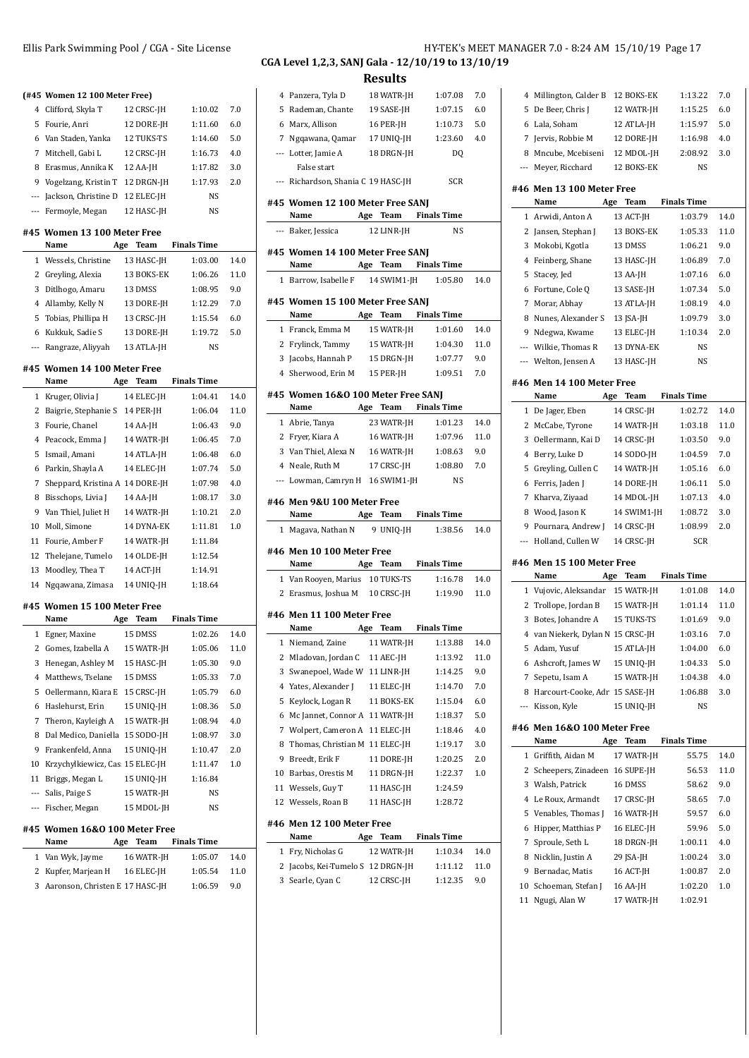**CGA Level 1,2,3, SANJ Gala - 12/10/19 to 13/10/19**

## Results

### (#45 Women 12 100 Meter Free)

| | Name | Age | Team | Finals Time | |
|---|---|---|---|---|---|
| 4 | Clifford, Skyla T | 12 | CRSC-JH | 1:10.02 | 7.0 |
| 5 | Fourie, Anri | 12 | DORE-JH | 1:11.60 | 6.0 |
| 6 | Van Staden, Yanka | 12 | TUKS-TS | 1:14.60 | 5.0 |
| 7 | Mitchell, Gabi L | 12 | CRSC-JH | 1:16.73 | 4.0 |
| 8 | Erasmus, Annika K | 12 | AA-JH | 1:17.82 | 3.0 |
| 9 | Vogelzang, Kristin T | 12 | DRGN-JH | 1:17.93 | 2.0 |
| --- | Jackson, Christine D | 12 | ELEC-JH | NS | |
| --- | Fermoyle, Megan | 12 | HASC-JH | NS | |

### #45 Women 13 100 Meter Free

| | Name | Age | Team | Finals Time | |
|---|---|---|---|---|---|
| 1 | Wessels, Christine | 13 | HASC-JH | 1:03.00 | 14.0 |
| 2 | Greyling, Alexia | 13 | BOKS-EK | 1:06.26 | 11.0 |
| 3 | Ditlhogo, Amaru | 13 | DMSS | 1:08.95 | 9.0 |
| 4 | Allamby, Kelly N | 13 | DORE-JH | 1:12.29 | 7.0 |
| 5 | Tobias, Phillipa H | 13 | CRSC-JH | 1:15.54 | 6.0 |
| 6 | Kukkuk, Sadie S | 13 | DORE-JH | 1:19.72 | 5.0 |
| --- | Rangraze, Aliyyah | 13 | ATLA-JH | NS | |

### #45 Women 14 100 Meter Free

| | Name | Age | Team | Finals Time | |
|---|---|---|---|---|---|
| 1 | Kruger, Olivia J | 14 | ELEC-JH | 1:04.41 | 14.0 |
| 2 | Baigrie, Stephanie S | 14 | PER-JH | 1:06.04 | 11.0 |
| 3 | Fourie, Chanel | 14 | AA-JH | 1:06.43 | 9.0 |
| 4 | Peacock, Emma J | 14 | WATR-JH | 1:06.45 | 7.0 |
| 5 | Ismail, Amani | 14 | ATLA-JH | 1:06.48 | 6.0 |
| 6 | Parkin, Shayla A | 14 | ELEC-JH | 1:07.74 | 5.0 |
| 7 | Sheppard, Kristina A | 14 | DORE-JH | 1:07.98 | 4.0 |
| 8 | Bisschops, Livia J | 14 | AA-JH | 1:08.17 | 3.0 |
| 9 | Van Thiel, Juliet H | 14 | WATR-JH | 1:10.21 | 2.0 |
| 10 | Moll, Simone | 14 | DYNA-EK | 1:11.81 | 1.0 |
| 11 | Fourie, Amber F | 14 | WATR-JH | 1:11.84 | |
| 12 | Thelejane, Tumelo | 14 | OLDE-JH | 1:12.54 | |
| 13 | Moodley, Thea T | 14 | ACT-JH | 1:14.91 | |
| 14 | Ngqawana, Zimasa | 14 | UNIQ-JH | 1:18.64 | |

### #45 Women 15 100 Meter Free

| | Name | Age | Team | Finals Time | |
|---|---|---|---|---|---|
| 1 | Egner, Maxine | 15 | DMSS | 1:02.26 | 14.0 |
| 2 | Gomes, Izabella A | 15 | WATR-JH | 1:05.06 | 11.0 |
| 3 | Henegan, Ashley M | 15 | HASC-JH | 1:05.30 | 9.0 |
| 4 | Matthews, Tselane | 15 | DMSS | 1:05.33 | 7.0 |
| 5 | Oellermann, Kiara E | 15 | CRSC-JH | 1:05.79 | 6.0 |
| 6 | Haslehurst, Erin | 15 | UNIQ-JH | 1:08.36 | 5.0 |
| 7 | Theron, Kayleigh A | 15 | WATR-JH | 1:08.94 | 4.0 |
| 8 | Dal Medico, Daniella | 15 | SODO-JH | 1:08.97 | 3.0 |
| 9 | Frankenfeld, Anna | 15 | UNIQ-JH | 1:10.47 | 2.0 |
| 10 | Krzychylkiewicz, Cas | 15 | ELEC-JH | 1:11.47 | 1.0 |
| 11 | Briggs, Megan L | 15 | UNIQ-JH | 1:16.84 | |
| --- | Salis, Paige S | 15 | WATR-JH | NS | |
| --- | Fischer, Megan | 15 | MDOL-JH | NS | |

### #45 Women 16&O 100 Meter Free

| | Name | Age | Team | Finals Time | |
|---|---|---|---|---|---|
| 1 | Van Wyk, Jayme | 16 | WATR-JH | 1:05.07 | 14.0 |
| 2 | Kupfer, Marjean H | 16 | ELEC-JH | 1:05.54 | 11.0 |
| 3 | Aaronson, Christen E | 17 | HASC-JH | 1:06.59 | 9.0 |
| 4 | Panzera, Tyla D | 18 | WATR-JH | 1:07.08 | 7.0 |
| 5 | Rademan, Chante | 19 | SASE-JH | 1:07.15 | 6.0 |
| 6 | Marx, Allison | 16 | PER-JH | 1:10.73 | 5.0 |
| 7 | Ngqawana, Qamar | 17 | UNIQ-JH | 1:23.60 | 4.0 |
| --- | Lotter, Jamie A | 18 | DRGN-JH | DQ | |
| | False start | | | | |
| --- | Richardson, Shania C | 19 | HASC-JH | SCR | |

### #45 Women 12 100 Meter Free SANJ

| | Name | Age | Team | Finals Time | |
|---|---|---|---|---|---|
| --- | Baker, Jessica | 12 | LINR-JH | NS | |

### #45 Women 14 100 Meter Free SANJ

| | Name | Age | Team | Finals Time | |
|---|---|---|---|---|---|
| 1 | Barrow, Isabelle F | 14 | SWIM1-JH | 1:05.80 | 14.0 |

### #45 Women 15 100 Meter Free SANJ

| | Name | Age | Team | Finals Time | |
|---|---|---|---|---|---|
| 1 | Franck, Emma M | 15 | WATR-JH | 1:01.60 | 14.0 |
| 2 | Frylinck, Tammy | 15 | WATR-JH | 1:04.30 | 11.0 |
| 3 | Jacobs, Hannah P | 15 | DRGN-JH | 1:07.77 | 9.0 |
| 4 | Sherwood, Erin M | 15 | PER-JH | 1:09.51 | 7.0 |

### #45 Women 16&O 100 Meter Free SANJ

| | Name | Age | Team | Finals Time | |
|---|---|---|---|---|---|
| 1 | Abrie, Tanya | 23 | WATR-JH | 1:01.23 | 14.0 |
| 2 | Fryer, Kiara A | 16 | WATR-JH | 1:07.96 | 11.0 |
| 3 | Van Thiel, Alexa N | 16 | WATR-JH | 1:08.63 | 9.0 |
| 4 | Neale, Ruth M | 17 | CRSC-JH | 1:08.80 | 7.0 |
| --- | Lowman, Camryn H | 16 | SWIM1-JH | NS | |

### #46 Men 9&U 100 Meter Free

| | Name | Age | Team | Finals Time | |
|---|---|---|---|---|---|
| 1 | Magava, Nathan N | 9 | UNIQ-JH | 1:38.56 | 14.0 |

### #46 Men 10 100 Meter Free

| | Name | Age | Team | Finals Time | |
|---|---|---|---|---|---|
| 1 | Van Rooyen, Marius | 10 | TUKS-TS | 1:16.78 | 14.0 |
| 2 | Erasmus, Joshua M | 10 | CRSC-JH | 1:19.90 | 11.0 |

### #46 Men 11 100 Meter Free

| | Name | Age | Team | Finals Time | |
|---|---|---|---|---|---|
| 1 | Niemand, Zaine | 11 | WATR-JH | 1:13.88 | 14.0 |
| 2 | Mladovan, Jordan C | 11 | AEC-JH | 1:13.92 | 11.0 |
| 3 | Swanepoel, Wade W | 11 | LINR-JH | 1:14.25 | 9.0 |
| 4 | Yates, Alexander J | 11 | ELEC-JH | 1:14.70 | 7.0 |
| 5 | Keylock, Logan R | 11 | BOKS-EK | 1:15.04 | 6.0 |
| 6 | Mc Jannet, Connor A | 11 | WATR-JH | 1:18.37 | 5.0 |
| 7 | Wolpert, Cameron A | 11 | ELEC-JH | 1:18.46 | 4.0 |
| 8 | Thomas, Christian M | 11 | ELEC-JH | 1:19.17 | 3.0 |
| 9 | Breedt, Erik F | 11 | DORE-JH | 1:20.25 | 2.0 |
| 10 | Barbas, Orestis M | 11 | DRGN-JH | 1:22.37 | 1.0 |
| 11 | Wessels, Guy T | 11 | HASC-JH | 1:24.59 | |
| 12 | Wessels, Roan B | 11 | HASC-JH | 1:28.72 | |

### #46 Men 12 100 Meter Free

| | Name | Age | Team | Finals Time | |
|---|---|---|---|---|---|
| 1 | Fry, Nicholas G | 12 | WATR-JH | 1:10.34 | 14.0 |
| 2 | Jacobs, Kei-Tumelo S | 12 | DRGN-JH | 1:11.12 | 11.0 |
| 3 | Searle, Cyan C | 12 | CRSC-JH | 1:12.35 | 9.0 |
| 4 | Millington, Calder B | 12 | BOKS-EK | 1:13.22 | 7.0 |
| 5 | De Beer, Chris J | 12 | WATR-JH | 1:15.25 | 6.0 |
| 6 | Lala, Soham | 12 | ATLA-JH | 1:15.97 | 5.0 |
| 7 | Jervis, Robbie M | 12 | DORE-JH | 1:16.98 | 4.0 |
| 8 | Mncube, Mcebiseni | 12 | MDOL-JH | 2:08.92 | 3.0 |
| --- | Meyer, Ricchard | 12 | BOKS-EK | NS | |

### #46 Men 13 100 Meter Free

| | Name | Age | Team | Finals Time | |
|---|---|---|---|---|---|
| 1 | Arwidi, Anton A | 13 | ACT-JH | 1:03.79 | 14.0 |
| 2 | Jansen, Stephan J | 13 | BOKS-EK | 1:05.33 | 11.0 |
| 3 | Mokobi, Kgotla | 13 | DMSS | 1:06.21 | 9.0 |
| 4 | Feinberg, Shane | 13 | HASC-JH | 1:06.89 | 7.0 |
| 5 | Stacey, Jed | 13 | AA-JH | 1:07.16 | 6.0 |
| 6 | Fortune, Cole Q | 13 | SASE-JH | 1:07.34 | 5.0 |
| 7 | Morar, Abhay | 13 | ATLA-JH | 1:08.19 | 4.0 |
| 8 | Nunes, Alexander S | 13 | JSA-JH | 1:09.79 | 3.0 |
| 9 | Ndegwa, Kwame | 13 | ELEC-JH | 1:10.34 | 2.0 |
| --- | Wilkie, Thomas R | 13 | DYNA-EK | NS | |
| --- | Welton, Jensen A | 13 | HASC-JH | NS | |

### #46 Men 14 100 Meter Free

| | Name | Age | Team | Finals Time | |
|---|---|---|---|---|---|
| 1 | De Jager, Eben | 14 | CRSC-JH | 1:02.72 | 14.0 |
| 2 | McCabe, Tyrone | 14 | WATR-JH | 1:03.18 | 11.0 |
| 3 | Oellermann, Kai D | 14 | CRSC-JH | 1:03.50 | 9.0 |
| 4 | Berry, Luke D | 14 | SODO-JH | 1:04.59 | 7.0 |
| 5 | Greyling, Cullen C | 14 | WATR-JH | 1:05.16 | 6.0 |
| 6 | Ferris, Jaden J | 14 | DORE-JH | 1:06.11 | 5.0 |
| 7 | Kharva, Ziyaad | 14 | MDOL-JH | 1:07.13 | 4.0 |
| 8 | Wood, Jason K | 14 | SWIM1-JH | 1:08.72 | 3.0 |
| 9 | Pournara, Andrew J | 14 | CRSC-JH | 1:08.99 | 2.0 |
| --- | Holland, Cullen W | 14 | CRSC-JH | SCR | |

### #46 Men 15 100 Meter Free

| | Name | Age | Team | Finals Time | |
|---|---|---|---|---|---|
| 1 | Vujovic, Aleksandar | 15 | WATR-JH | 1:01.08 | 14.0 |
| 2 | Trollope, Jordan B | 15 | WATR-JH | 1:01.14 | 11.0 |
| 3 | Botes, Johandre A | 15 | TUKS-TS | 1:01.69 | 9.0 |
| 4 | van Niekerk, Dylan N | 15 | CRSC-JH | 1:03.16 | 7.0 |
| 5 | Adam, Yusuf | 15 | ATLA-JH | 1:04.00 | 6.0 |
| 6 | Ashcroft, James W | 15 | UNIQ-JH | 1:04.33 | 5.0 |
| 7 | Sepetu, Isam A | 15 | WATR-JH | 1:04.38 | 4.0 |
| 8 | Harcourt-Cooke, Adr | 15 | SASE-JH | 1:06.88 | 3.0 |
| --- | Kisson, Kyle | 15 | UNIQ-JH | NS | |

### #46 Men 16&O 100 Meter Free

| | Name | Age | Team | Finals Time | |
|---|---|---|---|---|---|
| 1 | Griffith, Aidan M | 17 | WATR-JH | 55.75 | 14.0 |
| 2 | Scheepers, Zinadeen | 16 | SUPE-JH | 56.53 | 11.0 |
| 3 | Walsh, Patrick | 16 | DMSS | 58.62 | 9.0 |
| 4 | Le Roux, Armandt | 17 | CRSC-JH | 58.65 | 7.0 |
| 5 | Venables, Thomas J | 16 | WATR-JH | 59.57 | 6.0 |
| 6 | Hipper, Matthias P | 16 | ELEC-JH | 59.96 | 5.0 |
| 7 | Sproule, Seth L | 18 | DRGN-JH | 1:00.11 | 4.0 |
| 8 | Nicklin, Justin A | 29 | JSA-JH | 1:00.24 | 3.0 |
| 9 | Bernadac, Matis | 16 | ACT-JH | 1:00.87 | 2.0 |
| 10 | Schoeman, Stefan J | 16 | AA-JH | 1:02.20 | 1.0 |
| 11 | Ngugi, Alan W | 17 | WATR-JH | 1:02.91 | |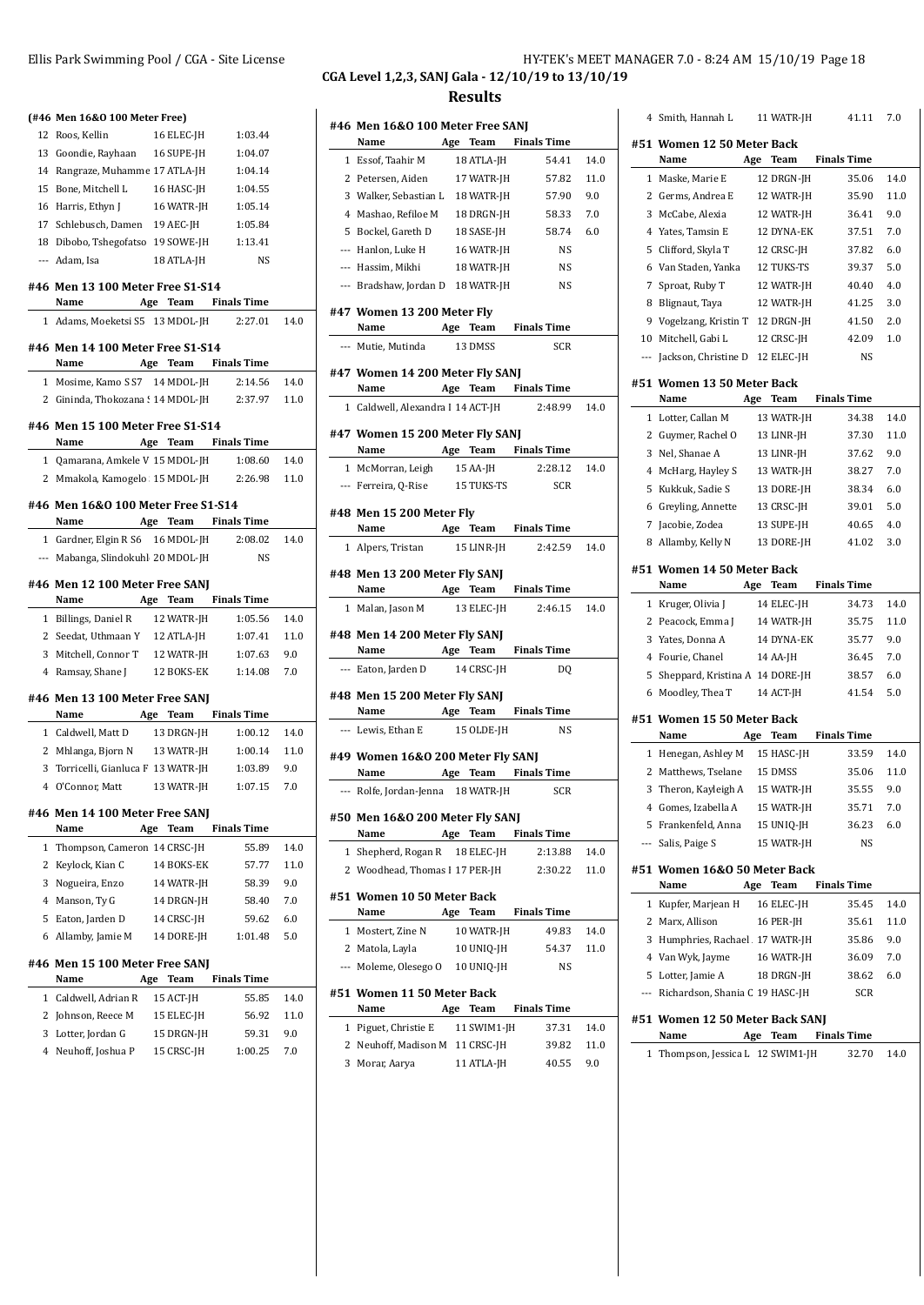## CGA Level 1,2,3, SANJ Gala - 12/10/19 to 13/10/19

## Results

### (#46 Men 16&O 100 Meter Free)

| | Name | Age | Team | Finals Time | |
|---|---|---|---|---|---|
| 12 | Roos, Kellin | 16 | ELEC-JH | 1:03.44 | |
| 13 | Goondie, Rayhaan | 16 | SUPE-JH | 1:04.07 | |
| 14 | Rangraze, Muhamme | 17 | ATLA-JH | 1:04.14 | |
| 15 | Bone, Mitchell L | 16 | HASC-JH | 1:04.55 | |
| 16 | Harris, Ethyn J | 16 | WATR-JH | 1:05.14 | |
| 17 | Schlebusch, Damen | 19 | AEC-JH | 1:05.84 | |
| 18 | Dibobo, Tshegofatso | 19 | SOWE-JH | 1:13.41 | |
| --- | Adam, Isa | 18 | ATLA-JH | NS | |

### #46 Men 13 100 Meter Free S1-S14

| | Name | Age | Team | Finals Time | |
|---|---|---|---|---|---|
| 1 | Adams, Moeketsi S5 | 13 | MDOL-JH | 2:27.01 | 14.0 |

### #46 Men 14 100 Meter Free S1-S14

| | Name | Age | Team | Finals Time | |
|---|---|---|---|---|---|
| 1 | Mosime, Kamo S S7 | 14 | MDOL-JH | 2:14.56 | 14.0 |
| 2 | Gininda, Thokozana ! | 14 | MDOL-JH | 2:37.97 | 11.0 |

### #46 Men 15 100 Meter Free S1-S14

| | Name | Age | Team | Finals Time | |
|---|---|---|---|---|---|
| 1 | Qamarana, Amkele V | 15 | MDOL-JH | 1:08.60 | 14.0 |
| 2 | Mmakola, Kamogelo | 15 | MDOL-JH | 2:26.98 | 11.0 |

### #46 Men 16&O 100 Meter Free S1-S14

| | Name | Age | Team | Finals Time | |
|---|---|---|---|---|---|
| 1 | Gardner, Elgin R S6 | 16 | MDOL-JH | 2:08.02 | 14.0 |
| --- | Mabanga, Slindokuhl | 20 | MDOL-JH | NS | |

### #46 Men 12 100 Meter Free SANJ

| | Name | Age | Team | Finals Time | |
|---|---|---|---|---|---|
| 1 | Billings, Daniel R | 12 | WATR-JH | 1:05.56 | 14.0 |
| 2 | Seedat, Uthmaan Y | 12 | ATLA-JH | 1:07.41 | 11.0 |
| 3 | Mitchell, Connor T | 12 | WATR-JH | 1:07.63 | 9.0 |
| 4 | Ramsay, Shane J | 12 | BOKS-EK | 1:14.08 | 7.0 |

### #46 Men 13 100 Meter Free SANJ

| | Name | Age | Team | Finals Time | |
|---|---|---|---|---|---|
| 1 | Caldwell, Matt D | 13 | DRGN-JH | 1:00.12 | 14.0 |
| 2 | Mhlanga, Bjorn N | 13 | WATR-JH | 1:00.14 | 11.0 |
| 3 | Torricelli, Gianluca F | 13 | WATR-JH | 1:03.89 | 9.0 |
| 4 | O'Connor, Matt | 13 | WATR-JH | 1:07.15 | 7.0 |

### #46 Men 14 100 Meter Free SANJ

| | Name | Age | Team | Finals Time | |
|---|---|---|---|---|---|
| 1 | Thompson, Cameron | 14 | CRSC-JH | 55.89 | 14.0 |
| 2 | Keylock, Kian C | 14 | BOKS-EK | 57.77 | 11.0 |
| 3 | Nogueira, Enzo | 14 | WATR-JH | 58.39 | 9.0 |
| 4 | Manson, Ty G | 14 | DRGN-JH | 58.40 | 7.0 |
| 5 | Eaton, Jarden D | 14 | CRSC-JH | 59.62 | 6.0 |
| 6 | Allamby, Jamie M | 14 | DORE-JH | 1:01.48 | 5.0 |

### #46 Men 15 100 Meter Free SANJ

| | Name | Age | Team | Finals Time | |
|---|---|---|---|---|---|
| 1 | Caldwell, Adrian R | 15 | ACT-JH | 55.85 | 14.0 |
| 2 | Johnson, Reece M | 15 | ELEC-JH | 56.92 | 11.0 |
| 3 | Lotter, Jordan G | 15 | DRGN-JH | 59.31 | 9.0 |
| 4 | Neuhoff, Joshua P | 15 | CRSC-JH | 1:00.25 | 7.0 |

### #46 Men 16&O 100 Meter Free SANJ

| | Name | Age | Team | Finals Time | |
|---|---|---|---|---|---|
| 1 | Essof, Taahir M | 18 | ATLA-JH | 54.41 | 14.0 |
| 2 | Petersen, Aiden | 17 | WATR-JH | 57.82 | 11.0 |
| 3 | Walker, Sebastian L | 18 | WATR-JH | 57.90 | 9.0 |
| 4 | Mashao, Refiloe M | 18 | DRGN-JH | 58.33 | 7.0 |
| 5 | Bockel, Gareth D | 18 | SASE-JH | 58.74 | 6.0 |
| --- | Hanlon, Luke H | 16 | WATR-JH | NS | |
| --- | Hassim, Mikhi | 18 | WATR-JH | NS | |
| --- | Bradshaw, Jordan D | 18 | WATR-JH | NS | |

### #47 Women 13 200 Meter Fly

| | Name | Age | Team | Finals Time | |
|---|---|---|---|---|---|
| --- | Mutie, Mutinda | 13 | DMSS | SCR | |

### #47 Women 14 200 Meter Fly SANJ

| | Name | Age | Team | Finals Time | |
|---|---|---|---|---|---|
| 1 | Caldwell, Alexandra I | 14 | ACT-JH | 2:48.99 | 14.0 |

### #47 Women 15 200 Meter Fly SANJ

| | Name | Age | Team | Finals Time | |
|---|---|---|---|---|---|
| 1 | McMorran, Leigh | 15 | AA-JH | 2:28.12 | 14.0 |
| --- | Ferreira, Q-Rise | 15 | TUKS-TS | SCR | |

### #48 Men 15 200 Meter Fly

| | Name | Age | Team | Finals Time | |
|---|---|---|---|---|---|
| 1 | Alpers, Tristan | 15 | LINR-JH | 2:42.59 | 14.0 |

### #48 Men 13 200 Meter Fly SANJ

| | Name | Age | Team | Finals Time | |
|---|---|---|---|---|---|
| 1 | Malan, Jason M | 13 | ELEC-JH | 2:46.15 | 14.0 |

### #48 Men 14 200 Meter Fly SANJ

| | Name | Age | Team | Finals Time | |
|---|---|---|---|---|---|
| --- | Eaton, Jarden D | 14 | CRSC-JH | DQ | |

### #48 Men 15 200 Meter Fly SANJ

| | Name | Age | Team | Finals Time | |
|---|---|---|---|---|---|
| --- | Lewis, Ethan E | 15 | OLDE-JH | NS | |

### #49 Women 16&O 200 Meter Fly SANJ

| | Name | Age | Team | Finals Time | |
|---|---|---|---|---|---|
| --- | Rolfe, Jordan-Jenna | 18 | WATR-JH | SCR | |

### #50 Men 16&O 200 Meter Fly SANJ

| | Name | Age | Team | Finals Time | |
|---|---|---|---|---|---|
| 1 | Shepherd, Rogan R | 18 | ELEC-JH | 2:13.88 | 14.0 |
| 2 | Woodhead, Thomas I | 17 | PER-JH | 2:30.22 | 11.0 |

### #51 Women 10 50 Meter Back

| | Name | Age | Team | Finals Time | |
|---|---|---|---|---|---|
| 1 | Mostert, Zine N | 10 | WATR-JH | 49.83 | 14.0 |
| 2 | Matola, Layla | 10 | UNIQ-JH | 54.37 | 11.0 |
| --- | Moleme, Olesego O | 10 | UNIQ-JH | NS | |

### #51 Women 11 50 Meter Back

| | Name | Age | Team | Finals Time | |
|---|---|---|---|---|---|
| 1 | Piguet, Christie E | 11 | SWIM1-JH | 37.31 | 14.0 |
| 2 | Neuhoff, Madison M | 11 | CRSC-JH | 39.82 | 11.0 |
| 3 | Morar, Aarya | 11 | ATLA-JH | 40.55 | 9.0 |
| 4 | Smith, Hannah L | 11 | WATR-JH | 41.11 | 7.0 |

### #51 Women 12 50 Meter Back

| | Name | Age | Team | Finals Time | |
|---|---|---|---|---|---|
| 1 | Maske, Marie E | 12 | DRGN-JH | 35.06 | 14.0 |
| 2 | Germs, Andrea E | 12 | WATR-JH | 35.90 | 11.0 |
| 3 | McCabe, Alexia | 12 | WATR-JH | 36.41 | 9.0 |
| 4 | Yates, Tamsin E | 12 | DYNA-EK | 37.51 | 7.0 |
| 5 | Clifford, Skyla T | 12 | CRSC-JH | 37.82 | 6.0 |
| 6 | Van Staden, Yanka | 12 | TUKS-TS | 39.37 | 5.0 |
| 7 | Sproat, Ruby T | 12 | WATR-JH | 40.40 | 4.0 |
| 8 | Blignaut, Taya | 12 | WATR-JH | 41.25 | 3.0 |
| 9 | Vogelzang, Kristin T | 12 | DRGN-JH | 41.50 | 2.0 |
| 10 | Mitchell, Gabi L | 12 | CRSC-JH | 42.09 | 1.0 |
| --- | Jackson, Christine D | 12 | ELEC-JH | NS | |

### #51 Women 13 50 Meter Back

| | Name | Age | Team | Finals Time | |
|---|---|---|---|---|---|
| 1 | Lotter, Callan M | 13 | WATR-JH | 34.38 | 14.0 |
| 2 | Guymer, Rachel O | 13 | LINR-JH | 37.30 | 11.0 |
| 3 | Nel, Shanae A | 13 | LINR-JH | 37.62 | 9.0 |
| 4 | McHarg, Hayley S | 13 | WATR-JH | 38.27 | 7.0 |
| 5 | Kukkuk, Sadie S | 13 | DORE-JH | 38.34 | 6.0 |
| 6 | Greyling, Annette | 13 | CRSC-JH | 39.01 | 5.0 |
| 7 | Jacobie, Zodea | 13 | SUPE-JH | 40.65 | 4.0 |
| 8 | Allamby, Kelly N | 13 | DORE-JH | 41.02 | 3.0 |

### #51 Women 14 50 Meter Back

| | Name | Age | Team | Finals Time | |
|---|---|---|---|---|---|
| 1 | Kruger, Olivia J | 14 | ELEC-JH | 34.73 | 14.0 |
| 2 | Peacock, Emma J | 14 | WATR-JH | 35.75 | 11.0 |
| 3 | Yates, Donna A | 14 | DYNA-EK | 35.77 | 9.0 |
| 4 | Fourie, Chanel | 14 | AA-JH | 36.45 | 7.0 |
| 5 | Sheppard, Kristina A | 14 | DORE-JH | 38.57 | 6.0 |
| 6 | Moodley, Thea T | 14 | ACT-JH | 41.54 | 5.0 |

### #51 Women 15 50 Meter Back

| | Name | Age | Team | Finals Time | |
|---|---|---|---|---|---|
| 1 | Henegan, Ashley M | 15 | HASC-JH | 33.59 | 14.0 |
| 2 | Matthews, Tselane | 15 | DMSS | 35.06 | 11.0 |
| 3 | Theron, Kayleigh A | 15 | WATR-JH | 35.55 | 9.0 |
| 4 | Gomes, Izabella A | 15 | WATR-JH | 35.71 | 7.0 |
| 5 | Frankenfeld, Anna | 15 | UNIQ-JH | 36.23 | 6.0 |
| --- | Salis, Paige S | 15 | WATR-JH | NS | |

### #51 Women 16&O 50 Meter Back

| | Name | Age | Team | Finals Time | |
|---|---|---|---|---|---|
| 1 | Kupfer, Marjean H | 16 | ELEC-JH | 35.45 | 14.0 |
| 2 | Marx, Allison | 16 | PER-JH | 35.61 | 11.0 |
| 3 | Humphries, Rachael | 17 | WATR-JH | 35.86 | 9.0 |
| 4 | Van Wyk, Jayme | 16 | WATR-JH | 36.09 | 7.0 |
| 5 | Lotter, Jamie A | 18 | DRGN-JH | 38.62 | 6.0 |
| --- | Richardson, Shania C | 19 | HASC-JH | SCR | |

### #51 Women 12 50 Meter Back SANJ

| | Name | Age | Team | Finals Time | |
|---|---|---|---|---|---|
| 1 | Thompson, Jessica L | 12 | SWIM1-JH | 32.70 | 14.0 |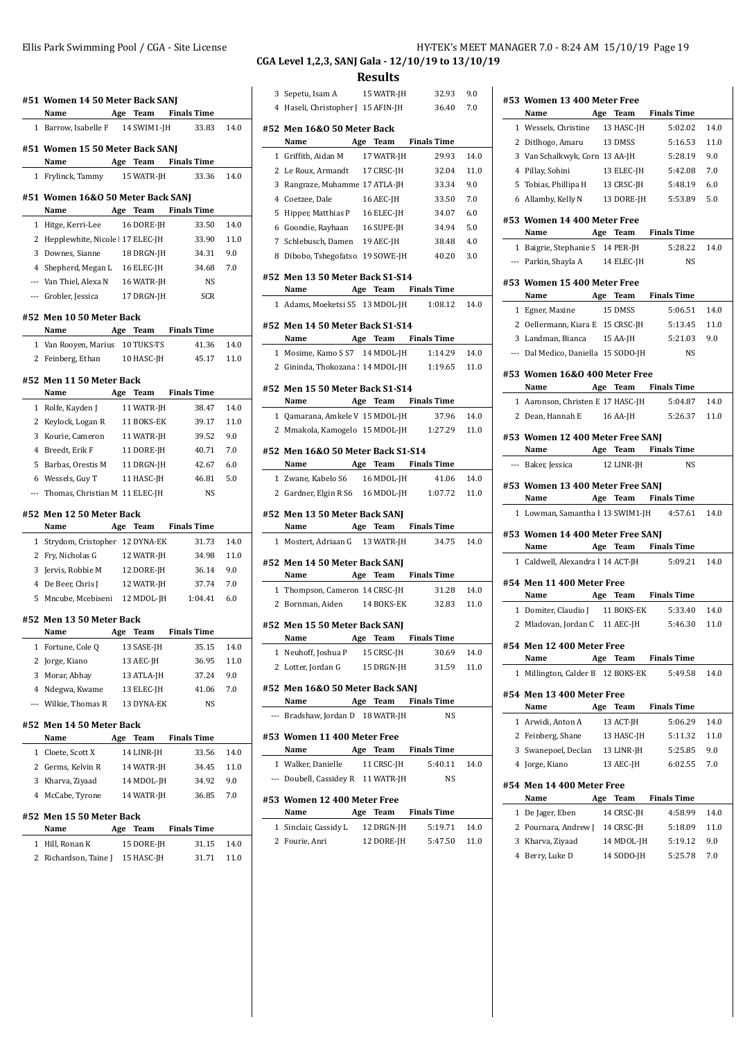## CGA Level 1,2,3, SANJ Gala - 12/10/19 to 13/10/19

## Results

### #51 Women 14 50 Meter Back SANJ

| | Name | Age | Team | Finals Time | |
|---|---|---|---|---|---|
| 1 | Barrow, Isabelle F | 14 | SWIM1-JH | 33.83 | 14.0 |

### #51 Women 15 50 Meter Back SANJ

| | Name | Age | Team | Finals Time | |
|---|---|---|---|---|---|
| 1 | Frylinck, Tammy | 15 | WATR-JH | 33.36 | 14.0 |

### #51 Women 16&O 50 Meter Back SANJ

| | Name | Age | Team | Finals Time | |
|---|---|---|---|---|---|
| 1 | Hitge, Kerri-Lee | 16 | DORE-JH | 33.50 | 14.0 |
| 2 | Hepplewhite, Nicole l | 17 | ELEC-JH | 33.90 | 11.0 |
| 3 | Downes, Sianne | 18 | DRGN-JH | 34.31 | 9.0 |
| 4 | Shepherd, Megan L | 16 | ELEC-JH | 34.68 | 7.0 |
| --- | Van Thiel, Alexa N | 16 | WATR-JH | NS | |
| --- | Grobler, Jessica | 17 | DRGN-JH | SCR | |

### #52 Men 10 50 Meter Back

| | Name | Age | Team | Finals Time | |
|---|---|---|---|---|---|
| 1 | Van Rooyen, Marius | 10 | TUKS-TS | 41.36 | 14.0 |
| 2 | Feinberg, Ethan | 10 | HASC-JH | 45.17 | 11.0 |

### #52 Men 11 50 Meter Back

| | Name | Age | Team | Finals Time | |
|---|---|---|---|---|---|
| 1 | Rolfe, Kayden J | 11 | WATR-JH | 38.47 | 14.0 |
| 2 | Keylock, Logan R | 11 | BOKS-EK | 39.17 | 11.0 |
| 3 | Kourie, Cameron | 11 | WATR-JH | 39.52 | 9.0 |
| 4 | Breedt, Erik F | 11 | DORE-JH | 40.71 | 7.0 |
| 5 | Barbas, Orestis M | 11 | DRGN-JH | 42.67 | 6.0 |
| 6 | Wessels, Guy T | 11 | HASC-JH | 46.81 | 5.0 |
| --- | Thomas, Christian M | 11 | ELEC-JH | NS | |

### #52 Men 12 50 Meter Back

| | Name | Age | Team | Finals Time | |
|---|---|---|---|---|---|
| 1 | Strydom, Cristopher | 12 | DYNA-EK | 31.73 | 14.0 |
| 2 | Fry, Nicholas G | 12 | WATR-JH | 34.98 | 11.0 |
| 3 | Jervis, Robbie M | 12 | DORE-JH | 36.14 | 9.0 |
| 4 | De Beer, Chris J | 12 | WATR-JH | 37.74 | 7.0 |
| 5 | Mncube, Mcebiseni | 12 | MDOL-JH | 1:04.41 | 6.0 |

### #52 Men 13 50 Meter Back

| | Name | Age | Team | Finals Time | |
|---|---|---|---|---|---|
| 1 | Fortune, Cole Q | 13 | SASE-JH | 35.15 | 14.0 |
| 2 | Jorge, Kiano | 13 | AEC-JH | 36.95 | 11.0 |
| 3 | Morar, Abhay | 13 | ATLA-JH | 37.24 | 9.0 |
| 4 | Ndegwa, Kwame | 13 | ELEC-JH | 41.06 | 7.0 |
| --- | Wilkie, Thomas R | 13 | DYNA-EK | NS | |

### #52 Men 14 50 Meter Back

| | Name | Age | Team | Finals Time | |
|---|---|---|---|---|---|
| 1 | Cloete, Scott X | 14 | LINR-JH | 33.56 | 14.0 |
| 2 | Germs, Kelvin R | 14 | WATR-JH | 34.45 | 11.0 |
| 3 | Kharva, Ziyaad | 14 | MDOL-JH | 34.92 | 9.0 |
| 4 | McCabe, Tyrone | 14 | WATR-JH | 36.85 | 7.0 |

### #52 Men 15 50 Meter Back

| | Name | Age | Team | Finals Time | |
|---|---|---|---|---|---|
| 1 | Hill, Ronan K | 15 | DORE-JH | 31.15 | 14.0 |
| 2 | Richardson, Taine J | 15 | HASC-JH | 31.71 | 11.0 |
| 3 | Sepetu, Isam A | 15 | WATR-JH | 32.93 | 9.0 |
| 4 | Haseli, Christopher J | 15 | AFIN-JH | 36.40 | 7.0 |

### #52 Men 16&O 50 Meter Back

| | Name | Age | Team | Finals Time | |
|---|---|---|---|---|---|
| 1 | Griffith, Aidan M | 17 | WATR-JH | 29.93 | 14.0 |
| 2 | Le Roux, Armandt | 17 | CRSC-JH | 32.04 | 11.0 |
| 3 | Rangraze, Muhamme | 17 | ATLA-JH | 33.34 | 9.0 |
| 4 | Coetzee, Dale | 16 | AEC-JH | 33.50 | 7.0 |
| 5 | Hipper, Matthias P | 16 | ELEC-JH | 34.07 | 6.0 |
| 6 | Goondie, Rayhaan | 16 | SUPE-JH | 34.94 | 5.0 |
| 7 | Schlebusch, Damen | 19 | AEC-JH | 38.48 | 4.0 |
| 8 | Dibobo, Tshegofatso | 19 | SOWE-JH | 40.20 | 3.0 |

### #52 Men 13 50 Meter Back S1-S14

| | Name | Age | Team | Finals Time | |
|---|---|---|---|---|---|
| 1 | Adams, Moeketsi S5 | 13 | MDOL-JH | 1:08.12 | 14.0 |

### #52 Men 14 50 Meter Back S1-S14

| | Name | Age | Team | Finals Time | |
|---|---|---|---|---|---|
| 1 | Mosime, Kamo S S7 | 14 | MDOL-JH | 1:14.29 | 14.0 |
| 2 | Gininda, Thokozana ! | 14 | MDOL-JH | 1:19.65 | 11.0 |

### #52 Men 15 50 Meter Back S1-S14

| | Name | Age | Team | Finals Time | |
|---|---|---|---|---|---|
| 1 | Qamarana, Amkele V | 15 | MDOL-JH | 37.96 | 14.0 |
| 2 | Mmakola, Kamogelo | 15 | MDOL-JH | 1:27.29 | 11.0 |

### #52 Men 16&O 50 Meter Back S1-S14

| | Name | Age | Team | Finals Time | |
|---|---|---|---|---|---|
| 1 | Zwane, Kabelo S6 | 16 | MDOL-JH | 41.06 | 14.0 |
| 2 | Gardner, Elgin R S6 | 16 | MDOL-JH | 1:07.72 | 11.0 |

### #52 Men 13 50 Meter Back SANJ

| | Name | Age | Team | Finals Time | |
|---|---|---|---|---|---|
| 1 | Mostert, Adriaan G | 13 | WATR-JH | 34.75 | 14.0 |

### #52 Men 14 50 Meter Back SANJ

| | Name | Age | Team | Finals Time | |
|---|---|---|---|---|---|
| 1 | Thompson, Cameron | 14 | CRSC-JH | 31.28 | 14.0 |
| 2 | Bornman, Aiden | 14 | BOKS-EK | 32.83 | 11.0 |

### #52 Men 15 50 Meter Back SANJ

| | Name | Age | Team | Finals Time | |
|---|---|---|---|---|---|
| 1 | Neuhoff, Joshua P | 15 | CRSC-JH | 30.69 | 14.0 |
| 2 | Lotter, Jordan G | 15 | DRGN-JH | 31.59 | 11.0 |

### #52 Men 16&O 50 Meter Back SANJ

| | Name | Age | Team | Finals Time | |
|---|---|---|---|---|---|
| --- | Bradshaw, Jordan D | 18 | WATR-JH | NS | |

### #53 Women 11 400 Meter Free

| | Name | Age | Team | Finals Time | |
|---|---|---|---|---|---|
| 1 | Walker, Danielle | 11 | CRSC-JH | 5:40.11 | 14.0 |
| --- | Doubell, Cassidey R | 11 | WATR-JH | NS | |

### #53 Women 12 400 Meter Free

| | Name | Age | Team | Finals Time | |
|---|---|---|---|---|---|
| 1 | Sinclair, Cassidy L | 12 | DRGN-JH | 5:19.71 | 14.0 |
| 2 | Fourie, Anri | 12 | DORE-JH | 5:47.50 | 11.0 |

### #53 Women 13 400 Meter Free

| | Name | Age | Team | Finals Time | |
|---|---|---|---|---|---|
| 1 | Wessels, Christine | 13 | HASC-JH | 5:02.02 | 14.0 |
| 2 | Ditlhogo, Amaru | 13 | DMSS | 5:16.53 | 11.0 |
| 3 | Van Schalkwyk, Corn | 13 | AA-JH | 5:28.19 | 9.0 |
| 4 | Pillay, Sohini | 13 | ELEC-JH | 5:42.08 | 7.0 |
| 5 | Tobias, Phillipa H | 13 | CRSC-JH | 5:48.19 | 6.0 |
| 6 | Allamby, Kelly N | 13 | DORE-JH | 5:53.89 | 5.0 |

### #53 Women 14 400 Meter Free

| | Name | Age | Team | Finals Time | |
|---|---|---|---|---|---|
| 1 | Baigrie, Stephanie S | 14 | PER-JH | 5:28.22 | 14.0 |
| --- | Parkin, Shayla A | 14 | ELEC-JH | NS | |

### #53 Women 15 400 Meter Free

| | Name | Age | Team | Finals Time | |
|---|---|---|---|---|---|
| 1 | Egner, Maxine | 15 | DMSS | 5:06.51 | 14.0 |
| 2 | Oellermann, Kiara E | 15 | CRSC-JH | 5:13.45 | 11.0 |
| 3 | Landman, Bianca | 15 | AA-JH | 5:21.03 | 9.0 |
| --- | Dal Medico, Daniella | 15 | SODO-JH | NS | |

### #53 Women 16&O 400 Meter Free

| | Name | Age | Team | Finals Time | |
|---|---|---|---|---|---|
| 1 | Aaronson, Christen E | 17 | HASC-JH | 5:04.87 | 14.0 |
| 2 | Dean, Hannah E | 16 | AA-JH | 5:26.37 | 11.0 |

### #53 Women 12 400 Meter Free SANJ

| | Name | Age | Team | Finals Time | |
|---|---|---|---|---|---|
| --- | Baker, Jessica | 12 | LINR-JH | NS | |

### #53 Women 13 400 Meter Free SANJ

| | Name | Age | Team | Finals Time | |
|---|---|---|---|---|---|
| 1 | Lowman, Samantha I | 13 | SWIM1-JH | 4:57.61 | 14.0 |

### #53 Women 14 400 Meter Free SANJ

| | Name | Age | Team | Finals Time | |
|---|---|---|---|---|---|
| 1 | Caldwell, Alexandra I | 14 | ACT-JH | 5:09.21 | 14.0 |

### #54 Men 11 400 Meter Free

| | Name | Age | Team | Finals Time | |
|---|---|---|---|---|---|
| 1 | Domiter, Claudio J | 11 | BOKS-EK | 5:33.40 | 14.0 |
| 2 | Mladovan, Jordan C | 11 | AEC-JH | 5:46.30 | 11.0 |

### #54 Men 12 400 Meter Free

| | Name | Age | Team | Finals Time | |
|---|---|---|---|---|---|
| 1 | Millington, Calder B | 12 | BOKS-EK | 5:49.58 | 14.0 |

### #54 Men 13 400 Meter Free

| | Name | Age | Team | Finals Time | |
|---|---|---|---|---|---|
| 1 | Arwidi, Anton A | 13 | ACT-JH | 5:06.29 | 14.0 |
| 2 | Feinberg, Shane | 13 | HASC-JH | 5:11.32 | 11.0 |
| 3 | Swanepoel, Declan | 13 | LINR-JH | 5:25.85 | 9.0 |
| 4 | Jorge, Kiano | 13 | AEC-JH | 6:02.55 | 7.0 |

### #54 Men 14 400 Meter Free

| | Name | Age | Team | Finals Time | |
|---|---|---|---|---|---|
| 1 | De Jager, Eben | 14 | CRSC-JH | 4:58.99 | 14.0 |
| 2 | Pournara, Andrew J | 14 | CRSC-JH | 5:18.09 | 11.0 |
| 3 | Kharva, Ziyaad | 14 | MDOL-JH | 5:19.12 | 9.0 |
| 4 | Berry, Luke D | 14 | SODO-JH | 5:25.78 | 7.0 |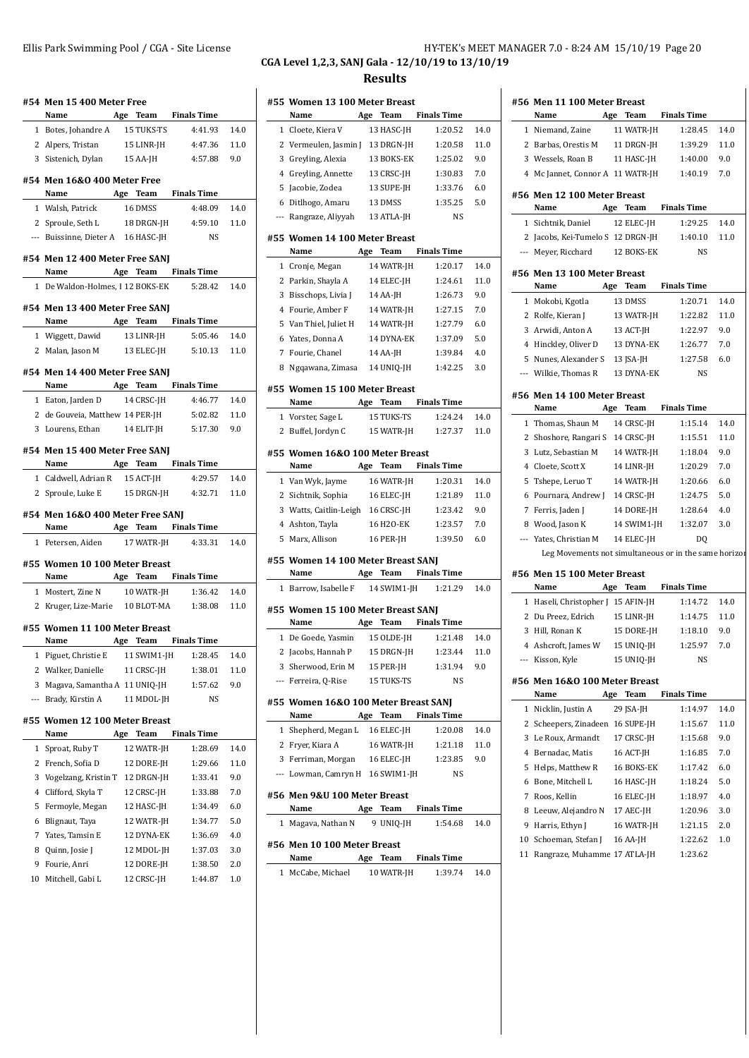**CGA Level 1,2,3, SANJ Gala - 12/10/19 to 13/10/19**

## Results

### #54 Men 15 400 Meter Free

| | Name | Age | Team | Finals Time | |
|---|---|---|---|---|---|
| 1 | Botes, Johandre A | 15 | TUKS-TS | 4:41.93 | 14.0 |
| 2 | Alpers, Tristan | 15 | LINR-JH | 4:47.36 | 11.0 |
| 3 | Sistenich, Dylan | 15 | AA-JH | 4:57.88 | 9.0 |

### #54 Men 16&O 400 Meter Free

| | Name | Age | Team | Finals Time | |
|---|---|---|---|---|---|
| 1 | Walsh, Patrick | 16 | DMSS | 4:48.09 | 14.0 |
| 2 | Sproule, Seth L | 18 | DRGN-JH | 4:59.10 | 11.0 |
| --- | Buissinne, Dieter A | 16 | HASC-JH | NS | |

### #54 Men 12 400 Meter Free SANJ

| | Name | Age | Team | Finals Time | |
|---|---|---|---|---|---|
| 1 | De Waldon-Holmes, I | 12 | BOKS-EK | 5:28.42 | 14.0 |

### #54 Men 13 400 Meter Free SANJ

| | Name | Age | Team | Finals Time | |
|---|---|---|---|---|---|
| 1 | Wiggett, Dawid | 13 | LINR-JH | 5:05.46 | 14.0 |
| 2 | Malan, Jason M | 13 | ELEC-JH | 5:10.13 | 11.0 |

### #54 Men 14 400 Meter Free SANJ

| | Name | Age | Team | Finals Time | |
|---|---|---|---|---|---|
| 1 | Eaton, Jarden D | 14 | CRSC-JH | 4:46.77 | 14.0 |
| 2 | de Gouveia, Matthew | 14 | PER-JH | 5:02.82 | 11.0 |
| 3 | Lourens, Ethan | 14 | ELIT-JH | 5:17.30 | 9.0 |

### #54 Men 15 400 Meter Free SANJ

| | Name | Age | Team | Finals Time | |
|---|---|---|---|---|---|
| 1 | Caldwell, Adrian R | 15 | ACT-JH | 4:29.57 | 14.0 |
| 2 | Sproule, Luke E | 15 | DRGN-JH | 4:32.71 | 11.0 |

### #54 Men 16&O 400 Meter Free SANJ

| | Name | Age | Team | Finals Time | |
|---|---|---|---|---|---|
| 1 | Petersen, Aiden | 17 | WATR-JH | 4:33.31 | 14.0 |

### #55 Women 10 100 Meter Breast

| | Name | Age | Team | Finals Time | |
|---|---|---|---|---|---|
| 1 | Mostert, Zine N | 10 | WATR-JH | 1:36.42 | 14.0 |
| 2 | Kruger, Lize-Marie | 10 | BLOT-MA | 1:38.08 | 11.0 |

### #55 Women 11 100 Meter Breast

| | Name | Age | Team | Finals Time | |
|---|---|---|---|---|---|
| 1 | Piguet, Christie E | 11 | SWIM1-JH | 1:28.45 | 14.0 |
| 2 | Walker, Danielle | 11 | CRSC-JH | 1:38.01 | 11.0 |
| 3 | Magava, Samantha A | 11 | UNIQ-JH | 1:57.62 | 9.0 |
| --- | Brady, Kirstin A | 11 | MDOL-JH | NS | |

### #55 Women 12 100 Meter Breast

| | Name | Age | Team | Finals Time | |
|---|---|---|---|---|---|
| 1 | Sproat, Ruby T | 12 | WATR-JH | 1:28.69 | 14.0 |
| 2 | French, Sofia D | 12 | DORE-JH | 1:29.66 | 11.0 |
| 3 | Vogelzang, Kristin T | 12 | DRGN-JH | 1:33.41 | 9.0 |
| 4 | Clifford, Skyla T | 12 | CRSC-JH | 1:33.88 | 7.0 |
| 5 | Fermoyle, Megan | 12 | HASC-JH | 1:34.49 | 6.0 |
| 6 | Blignaut, Taya | 12 | WATR-JH | 1:34.77 | 5.0 |
| 7 | Yates, Tamsin E | 12 | DYNA-EK | 1:36.69 | 4.0 |
| 8 | Quinn, Josie J | 12 | MDOL-JH | 1:37.03 | 3.0 |
| 9 | Fourie, Anri | 12 | DORE-JH | 1:38.50 | 2.0 |
| 10 | Mitchell, Gabi L | 12 | CRSC-JH | 1:44.87 | 1.0 |

### #55 Women 13 100 Meter Breast

| | Name | Age | Team | Finals Time | |
|---|---|---|---|---|---|
| 1 | Cloete, Kiera V | 13 | HASC-JH | 1:20.52 | 14.0 |
| 2 | Vermeulen, Jasmin J | 13 | DRGN-JH | 1:20.58 | 11.0 |
| 3 | Greyling, Alexia | 13 | BOKS-EK | 1:25.02 | 9.0 |
| 4 | Greyling, Annette | 13 | CRSC-JH | 1:30.83 | 7.0 |
| 5 | Jacobie, Zodea | 13 | SUPE-JH | 1:33.76 | 6.0 |
| 6 | Ditlhogo, Amaru | 13 | DMSS | 1:35.25 | 5.0 |
| --- | Rangraze, Aliyyah | 13 | ATLA-JH | NS | |

### #55 Women 14 100 Meter Breast

| | Name | Age | Team | Finals Time | |
|---|---|---|---|---|---|
| 1 | Cronje, Megan | 14 | WATR-JH | 1:20.17 | 14.0 |
| 2 | Parkin, Shayla A | 14 | ELEC-JH | 1:24.61 | 11.0 |
| 3 | Bisschops, Livia J | 14 | AA-JH | 1:26.73 | 9.0 |
| 4 | Fourie, Amber F | 14 | WATR-JH | 1:27.15 | 7.0 |
| 5 | Van Thiel, Juliet H | 14 | WATR-JH | 1:27.79 | 6.0 |
| 6 | Yates, Donna A | 14 | DYNA-EK | 1:37.09 | 5.0 |
| 7 | Fourie, Chanel | 14 | AA-JH | 1:39.84 | 4.0 |
| 8 | Ngqawana, Zimasa | 14 | UNIQ-JH | 1:42.25 | 3.0 |

### #55 Women 15 100 Meter Breast

| | Name | Age | Team | Finals Time | |
|---|---|---|---|---|---|
| 1 | Vorster, Sage L | 15 | TUKS-TS | 1:24.24 | 14.0 |
| 2 | Buffel, Jordyn C | 15 | WATR-JH | 1:27.37 | 11.0 |

### #55 Women 16&O 100 Meter Breast

| | Name | Age | Team | Finals Time | |
|---|---|---|---|---|---|
| 1 | Van Wyk, Jayme | 16 | WATR-JH | 1:20.31 | 14.0 |
| 2 | Sichtnik, Sophia | 16 | ELEC-JH | 1:21.89 | 11.0 |
| 3 | Watts, Caitlin-Leigh | 16 | CRSC-JH | 1:23.42 | 9.0 |
| 4 | Ashton, Tayla | 16 | H2O-EK | 1:23.57 | 7.0 |
| 5 | Marx, Allison | 16 | PER-JH | 1:39.50 | 6.0 |

### #55 Women 14 100 Meter Breast SANJ

| | Name | Age | Team | Finals Time | |
|---|---|---|---|---|---|
| 1 | Barrow, Isabelle F | 14 | SWIM1-JH | 1:21.29 | 14.0 |

### #55 Women 15 100 Meter Breast SANJ

| | Name | Age | Team | Finals Time | |
|---|---|---|---|---|---|
| 1 | De Goede, Yasmin | 15 | OLDE-JH | 1:21.48 | 14.0 |
| 2 | Jacobs, Hannah P | 15 | DRGN-JH | 1:23.44 | 11.0 |
| 3 | Sherwood, Erin M | 15 | PER-JH | 1:31.94 | 9.0 |
| --- | Ferreira, Q-Rise | 15 | TUKS-TS | NS | |

### #55 Women 16&O 100 Meter Breast SANJ

| | Name | Age | Team | Finals Time | |
|---|---|---|---|---|---|
| 1 | Shepherd, Megan L | 16 | ELEC-JH | 1:20.08 | 14.0 |
| 2 | Fryer, Kiara A | 16 | WATR-JH | 1:21.18 | 11.0 |
| 3 | Ferriman, Morgan | 16 | ELEC-JH | 1:23.85 | 9.0 |
| --- | Lowman, Camryn H | 16 | SWIM1-JH | NS | |

### #56 Men 9&U 100 Meter Breast

| | Name | Age | Team | Finals Time | |
|---|---|---|---|---|---|
| 1 | Magava, Nathan N | 9 | UNIQ-JH | 1:54.68 | 14.0 |

### #56 Men 10 100 Meter Breast

| | Name | Age | Team | Finals Time | |
|---|---|---|---|---|---|
| 1 | McCabe, Michael | 10 | WATR-JH | 1:39.74 | 14.0 |

### #56 Men 11 100 Meter Breast

| | Name | Age | Team | Finals Time | |
|---|---|---|---|---|---|
| 1 | Niemand, Zaine | 11 | WATR-JH | 1:28.45 | 14.0 |
| 2 | Barbas, Orestis M | 11 | DRGN-JH | 1:39.29 | 11.0 |
| 3 | Wessels, Roan B | 11 | HASC-JH | 1:40.00 | 9.0 |
| 4 | Mc Jannet, Connor A | 11 | WATR-JH | 1:40.19 | 7.0 |

### #56 Men 12 100 Meter Breast

| | Name | Age | Team | Finals Time | |
|---|---|---|---|---|---|
| 1 | Sichtnik, Daniel | 12 | ELEC-JH | 1:29.25 | 14.0 |
| 2 | Jacobs, Kei-Tumelo S | 12 | DRGN-JH | 1:40.10 | 11.0 |
| --- | Meyer, Ricchard | 12 | BOKS-EK | NS | |

### #56 Men 13 100 Meter Breast

| | Name | Age | Team | Finals Time | |
|---|---|---|---|---|---|
| 1 | Mokobi, Kgotla | 13 | DMSS | 1:20.71 | 14.0 |
| 2 | Rolfe, Kieran J | 13 | WATR-JH | 1:22.82 | 11.0 |
| 3 | Arwidi, Anton A | 13 | ACT-JH | 1:22.97 | 9.0 |
| 4 | Hinckley, Oliver D | 13 | DYNA-EK | 1:26.77 | 7.0 |
| 5 | Nunes, Alexander S | 13 | JSA-JH | 1:27.58 | 6.0 |
| --- | Wilkie, Thomas R | 13 | DYNA-EK | NS | |

### #56 Men 14 100 Meter Breast

| | Name | Age | Team | Finals Time | |
|---|---|---|---|---|---|
| 1 | Thomas, Shaun M | 14 | CRSC-JH | 1:15.14 | 14.0 |
| 2 | Shoshore, Rangari S | 14 | CRSC-JH | 1:15.51 | 11.0 |
| 3 | Lutz, Sebastian M | 14 | WATR-JH | 1:18.04 | 9.0 |
| 4 | Cloete, Scott X | 14 | LINR-JH | 1:20.29 | 7.0 |
| 5 | Tshepe, Leruo T | 14 | WATR-JH | 1:20.66 | 6.0 |
| 6 | Pournara, Andrew J | 14 | CRSC-JH | 1:24.75 | 5.0 |
| 7 | Ferris, Jaden J | 14 | DORE-JH | 1:28.64 | 4.0 |
| 8 | Wood, Jason K | 14 | SWIM1-JH | 1:32.07 | 3.0 |
| --- | Yates, Christian M | 14 | ELEC-JH | DQ | |
| | Leg Movements not simultaneous or in the same horizo | | | | |

### #56 Men 15 100 Meter Breast

| | Name | Age | Team | Finals Time | |
|---|---|---|---|---|---|
| 1 | Haseli, Christopher J | 15 | AFIN-JH | 1:14.72 | 14.0 |
| 2 | Du Preez, Edrich | 15 | LINR-JH | 1:14.75 | 11.0 |
| 3 | Hill, Ronan K | 15 | DORE-JH | 1:18.10 | 9.0 |
| 4 | Ashcroft, James W | 15 | UNIQ-JH | 1:25.97 | 7.0 |
| --- | Kisson, Kyle | 15 | UNIQ-JH | NS | |

### #56 Men 16&O 100 Meter Breast

| | Name | Age | Team | Finals Time | |
|---|---|---|---|---|---|
| 1 | Nicklin, Justin A | 29 | JSA-JH | 1:14.97 | 14.0 |
| 2 | Scheepers, Zinadeen | 16 | SUPE-JH | 1:15.67 | 11.0 |
| 3 | Le Roux, Armandt | 17 | CRSC-JH | 1:15.68 | 9.0 |
| 4 | Bernadac, Matis | 16 | ACT-JH | 1:16.85 | 7.0 |
| 5 | Helps, Matthew R | 16 | BOKS-EK | 1:17.42 | 6.0 |
| 6 | Bone, Mitchell L | 16 | HASC-JH | 1:18.24 | 5.0 |
| 7 | Roos, Kellin | 16 | ELEC-JH | 1:18.97 | 4.0 |
| 8 | Leeuw, Alejandro N | 17 | AEC-JH | 1:20.96 | 3.0 |
| 9 | Harris, Ethyn J | 16 | WATR-JH | 1:21.15 | 2.0 |
| 10 | Schoeman, Stefan J | 16 | AA-JH | 1:22.62 | 1.0 |
| 11 | Rangraze, Muhamme | 17 | ATLA-JH | 1:23.62 | |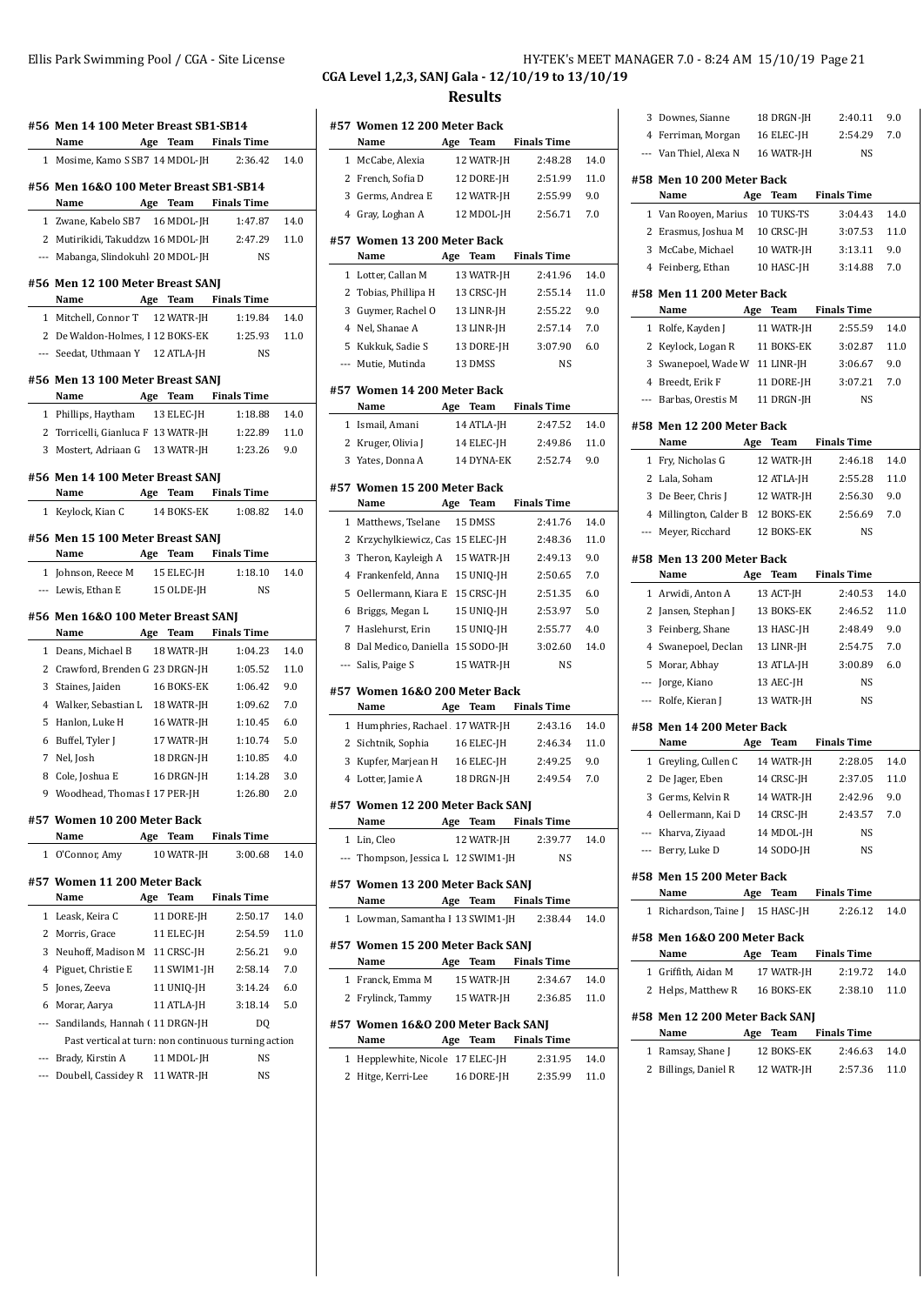## CGA Level 1,2,3, SANJ Gala - 12/10/19 to 13/10/19

## Results

### #56 Men 14 100 Meter Breast SB1-SB14

| | Name | Age | Team | Finals Time | |
|---|---|---|---|---|---|
| 1 | Mosime, Kamo S SB7 | 14 | MDOL-JH | 2:36.42 | 14.0 |

### #56 Men 16&O 100 Meter Breast SB1-SB14

| | Name | Age | Team | Finals Time | |
|---|---|---|---|---|---|
| 1 | Zwane, Kabelo SB7 | 16 | MDOL-JH | 1:47.87 | 14.0 |
| 2 | Mutirikidi, Takuddzw | 16 | MDOL-JH | 2:47.29 | 11.0 |
| --- | Mabanga, Slindokuhl | 20 | MDOL-JH | NS | |

### #56 Men 12 100 Meter Breast SANJ

| | Name | Age | Team | Finals Time | |
|---|---|---|---|---|---|
| 1 | Mitchell, Connor T | 12 | WATR-JH | 1:19.84 | 14.0 |
| 2 | De Waldon-Holmes, I | 12 | BOKS-EK | 1:25.93 | 11.0 |
| --- | Seedat, Uthmaan Y | 12 | ATLA-JH | NS | |

### #56 Men 13 100 Meter Breast SANJ

| | Name | Age | Team | Finals Time | |
|---|---|---|---|---|---|
| 1 | Phillips, Haytham | 13 | ELEC-JH | 1:18.88 | 14.0 |
| 2 | Torricelli, Gianluca F | 13 | WATR-JH | 1:22.89 | 11.0 |
| 3 | Mostert, Adriaan G | 13 | WATR-JH | 1:23.26 | 9.0 |

### #56 Men 14 100 Meter Breast SANJ

| | Name | Age | Team | Finals Time | |
|---|---|---|---|---|---|
| 1 | Keylock, Kian C | 14 | BOKS-EK | 1:08.82 | 14.0 |

### #56 Men 15 100 Meter Breast SANJ

| | Name | Age | Team | Finals Time | |
|---|---|---|---|---|---|
| 1 | Johnson, Reece M | 15 | ELEC-JH | 1:18.10 | 14.0 |
| --- | Lewis, Ethan E | 15 | OLDE-JH | NS | |

### #56 Men 16&O 100 Meter Breast SANJ

| | Name | Age | Team | Finals Time | |
|---|---|---|---|---|---|
| 1 | Deans, Michael B | 18 | WATR-JH | 1:04.23 | 14.0 |
| 2 | Crawford, Brenden G | 23 | DRGN-JH | 1:05.52 | 11.0 |
| 3 | Staines, Jaiden | 16 | BOKS-EK | 1:06.42 | 9.0 |
| 4 | Walker, Sebastian L | 18 | WATR-JH | 1:09.62 | 7.0 |
| 5 | Hanlon, Luke H | 16 | WATR-JH | 1:10.45 | 6.0 |
| 6 | Buffel, Tyler J | 17 | WATR-JH | 1:10.74 | 5.0 |
| 7 | Nel, Josh | 18 | DRGN-JH | 1:10.85 | 4.0 |
| 8 | Cole, Joshua E | 16 | DRGN-JH | 1:14.28 | 3.0 |
| 9 | Woodhead, Thomas I | 17 | PER-JH | 1:26.80 | 2.0 |

### #57 Women 10 200 Meter Back

| | Name | Age | Team | Finals Time | |
|---|---|---|---|---|---|
| 1 | O'Connor, Amy | 10 | WATR-JH | 3:00.68 | 14.0 |

### #57 Women 11 200 Meter Back

| | Name | Age | Team | Finals Time | |
|---|---|---|---|---|---|
| 1 | Leask, Keira C | 11 | DORE-JH | 2:50.17 | 14.0 |
| 2 | Morris, Grace | 11 | ELEC-JH | 2:54.59 | 11.0 |
| 3 | Neuhoff, Madison M | 11 | CRSC-JH | 2:56.21 | 9.0 |
| 4 | Piguet, Christie E | 11 | SWIM1-JH | 2:58.14 | 7.0 |
| 5 | Jones, Zeeva | 11 | UNIQ-JH | 3:14.24 | 6.0 |
| 6 | Morar, Aarya | 11 | ATLA-JH | 3:18.14 | 5.0 |
| --- | Sandilands, Hannah ( | 11 | DRGN-JH | DQ | |
| | Past vertical at turn: non continuous turning action | | | | |
| --- | Brady, Kirstin A | 11 | MDOL-JH | NS | |
| --- | Doubell, Cassidey R | 11 | WATR-JH | NS | |

### #57 Women 12 200 Meter Back

| | Name | Age | Team | Finals Time | |
|---|---|---|---|---|---|
| 1 | McCabe, Alexia | 12 | WATR-JH | 2:48.28 | 14.0 |
| 2 | French, Sofia D | 12 | DORE-JH | 2:51.99 | 11.0 |
| 3 | Germs, Andrea E | 12 | WATR-JH | 2:55.99 | 9.0 |
| 4 | Gray, Loghan A | 12 | MDOL-JH | 2:56.71 | 7.0 |

### #57 Women 13 200 Meter Back

| | Name | Age | Team | Finals Time | |
|---|---|---|---|---|---|
| 1 | Lotter, Callan M | 13 | WATR-JH | 2:41.96 | 14.0 |
| 2 | Tobias, Phillipa H | 13 | CRSC-JH | 2:55.14 | 11.0 |
| 3 | Guymer, Rachel O | 13 | LINR-JH | 2:55.22 | 9.0 |
| 4 | Nel, Shanae A | 13 | LINR-JH | 2:57.14 | 7.0 |
| 5 | Kukkuk, Sadie S | 13 | DORE-JH | 3:07.90 | 6.0 |
| --- | Mutie, Mutinda | 13 | DMSS | NS | |

### #57 Women 14 200 Meter Back

| | Name | Age | Team | Finals Time | |
|---|---|---|---|---|---|
| 1 | Ismail, Amani | 14 | ATLA-JH | 2:47.52 | 14.0 |
| 2 | Kruger, Olivia J | 14 | ELEC-JH | 2:49.86 | 11.0 |
| 3 | Yates, Donna A | 14 | DYNA-EK | 2:52.74 | 9.0 |

### #57 Women 15 200 Meter Back

| | Name | Age | Team | Finals Time | |
|---|---|---|---|---|---|
| 1 | Matthews, Tselane | 15 | DMSS | 2:41.76 | 14.0 |
| 2 | Krzychylkiewicz, Cas | 15 | ELEC-JH | 2:48.36 | 11.0 |
| 3 | Theron, Kayleigh A | 15 | WATR-JH | 2:49.13 | 9.0 |
| 4 | Frankenfeld, Anna | 15 | UNIQ-JH | 2:50.65 | 7.0 |
| 5 | Oellermann, Kiara E | 15 | CRSC-JH | 2:51.35 | 6.0 |
| 6 | Briggs, Megan L | 15 | UNIQ-JH | 2:53.97 | 5.0 |
| 7 | Haslehurst, Erin | 15 | UNIQ-JH | 2:55.77 | 4.0 |
| 8 | Dal Medico, Daniella | 15 | SODO-JH | 3:02.60 | 14.0 |
| --- | Salis, Paige S | 15 | WATR-JH | NS | |

### #57 Women 16&O 200 Meter Back

| | Name | Age | Team | Finals Time | |
|---|---|---|---|---|---|
| 1 | Humphries, Rachael | 17 | WATR-JH | 2:43.16 | 14.0 |
| 2 | Sichtnik, Sophia | 16 | ELEC-JH | 2:46.34 | 11.0 |
| 3 | Kupfer, Marjean H | 16 | ELEC-JH | 2:49.25 | 9.0 |
| 4 | Lotter, Jamie A | 18 | DRGN-JH | 2:49.54 | 7.0 |

### #57 Women 12 200 Meter Back SANJ

| | Name | Age | Team | Finals Time | |
|---|---|---|---|---|---|
| 1 | Lin, Cleo | 12 | WATR-JH | 2:39.77 | 14.0 |
| --- | Thompson, Jessica L | 12 | SWIM1-JH | NS | |

### #57 Women 13 200 Meter Back SANJ

| | Name | Age | Team | Finals Time | |
|---|---|---|---|---|---|
| 1 | Lowman, Samantha I | 13 | SWIM1-JH | 2:38.44 | 14.0 |

### #57 Women 15 200 Meter Back SANJ

| | Name | Age | Team | Finals Time | |
|---|---|---|---|---|---|
| 1 | Franck, Emma M | 15 | WATR-JH | 2:34.67 | 14.0 |
| 2 | Frylinck, Tammy | 15 | WATR-JH | 2:36.85 | 11.0 |

### #57 Women 16&O 200 Meter Back SANJ

| | Name | Age | Team | Finals Time | |
|---|---|---|---|---|---|
| 1 | Hepplewhite, Nicole | 17 | ELEC-JH | 2:31.95 | 14.0 |
| 2 | Hitge, Kerri-Lee | 16 | DORE-JH | 2:35.99 | 11.0 |
| 3 | Downes, Sianne | 18 | DRGN-JH | 2:40.11 | 9.0 |
| 4 | Ferriman, Morgan | 16 | ELEC-JH | 2:54.29 | 7.0 |
| --- | Van Thiel, Alexa N | 16 | WATR-JH | NS | |

### #58 Men 10 200 Meter Back

| | Name | Age | Team | Finals Time | |
|---|---|---|---|---|---|
| 1 | Van Rooyen, Marius | 10 | TUKS-TS | 3:04.43 | 14.0 |
| 2 | Erasmus, Joshua M | 10 | CRSC-JH | 3:07.53 | 11.0 |
| 3 | McCabe, Michael | 10 | WATR-JH | 3:13.11 | 9.0 |
| 4 | Feinberg, Ethan | 10 | HASC-JH | 3:14.88 | 7.0 |

### #58 Men 11 200 Meter Back

| | Name | Age | Team | Finals Time | |
|---|---|---|---|---|---|
| 1 | Rolfe, Kayden J | 11 | WATR-JH | 2:55.59 | 14.0 |
| 2 | Keylock, Logan R | 11 | BOKS-EK | 3:02.87 | 11.0 |
| 3 | Swanepoel, Wade W | 11 | LINR-JH | 3:06.67 | 9.0 |
| 4 | Breedt, Erik F | 11 | DORE-JH | 3:07.21 | 7.0 |
| --- | Barbas, Orestis M | 11 | DRGN-JH | NS | |

### #58 Men 12 200 Meter Back

| | Name | Age | Team | Finals Time | |
|---|---|---|---|---|---|
| 1 | Fry, Nicholas G | 12 | WATR-JH | 2:46.18 | 14.0 |
| 2 | Lala, Soham | 12 | ATLA-JH | 2:55.28 | 11.0 |
| 3 | De Beer, Chris J | 12 | WATR-JH | 2:56.30 | 9.0 |
| 4 | Millington, Calder B | 12 | BOKS-EK | 2:56.69 | 7.0 |
| --- | Meyer, Ricchard | 12 | BOKS-EK | NS | |

### #58 Men 13 200 Meter Back

| | Name | Age | Team | Finals Time | |
|---|---|---|---|---|---|
| 1 | Arwidi, Anton A | 13 | ACT-JH | 2:40.53 | 14.0 |
| 2 | Jansen, Stephan J | 13 | BOKS-EK | 2:46.52 | 11.0 |
| 3 | Feinberg, Shane | 13 | HASC-JH | 2:48.49 | 9.0 |
| 4 | Swanepoel, Declan | 13 | LINR-JH | 2:54.75 | 7.0 |
| 5 | Morar, Abhay | 13 | ATLA-JH | 3:00.89 | 6.0 |
| --- | Jorge, Kiano | 13 | AEC-JH | NS | |
| --- | Rolfe, Kieran J | 13 | WATR-JH | NS | |

### #58 Men 14 200 Meter Back

| | Name | Age | Team | Finals Time | |
|---|---|---|---|---|---|
| 1 | Greyling, Cullen C | 14 | WATR-JH | 2:28.05 | 14.0 |
| 2 | De Jager, Eben | 14 | CRSC-JH | 2:37.05 | 11.0 |
| 3 | Germs, Kelvin R | 14 | WATR-JH | 2:42.96 | 9.0 |
| 4 | Oellermann, Kai D | 14 | CRSC-JH | 2:43.57 | 7.0 |
| --- | Kharva, Ziyaad | 14 | MDOL-JH | NS | |
| --- | Berry, Luke D | 14 | SODO-JH | NS | |

### #58 Men 15 200 Meter Back

| | Name | Age | Team | Finals Time | |
|---|---|---|---|---|---|
| 1 | Richardson, Taine J | 15 | HASC-JH | 2:26.12 | 14.0 |

### #58 Men 16&O 200 Meter Back

| | Name | Age | Team | Finals Time | |
|---|---|---|---|---|---|
| 1 | Griffith, Aidan M | 17 | WATR-JH | 2:19.72 | 14.0 |
| 2 | Helps, Matthew R | 16 | BOKS-EK | 2:38.10 | 11.0 |

### #58 Men 12 200 Meter Back SANJ

| | Name | Age | Team | Finals Time | |
|---|---|---|---|---|---|
| 1 | Ramsay, Shane J | 12 | BOKS-EK | 2:46.63 | 14.0 |
| 2 | Billings, Daniel R | 12 | WATR-JH | 2:57.36 | 11.0 |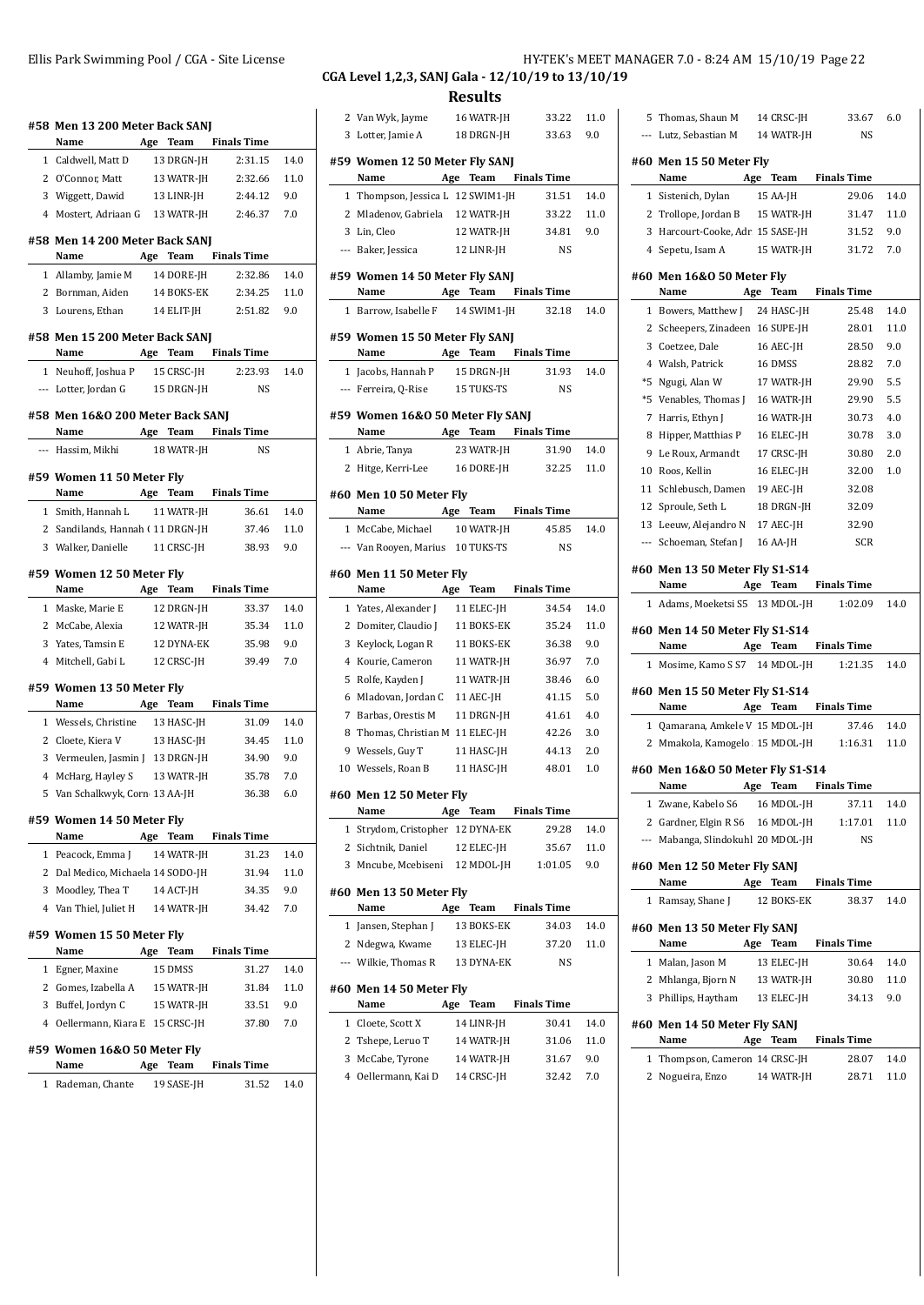## CGA Level 1,2,3, SANJ Gala - 12/10/19 to 13/10/19

## Results

### #58 Men 13 200 Meter Back SANJ

| | Name | Age | Team | Finals Time | |
|---|---|---|---|---|---|
| 1 | Caldwell, Matt D | 13 | DRGN-JH | 2:31.15 | 14.0 |
| 2 | O'Connor, Matt | 13 | WATR-JH | 2:32.66 | 11.0 |
| 3 | Wiggett, Dawid | 13 | LINR-JH | 2:44.12 | 9.0 |
| 4 | Mostert, Adriaan G | 13 | WATR-JH | 2:46.37 | 7.0 |

### #58 Men 14 200 Meter Back SANJ

| | Name | Age | Team | Finals Time | |
|---|---|---|---|---|---|
| 1 | Allamby, Jamie M | 14 | DORE-JH | 2:32.86 | 14.0 |
| 2 | Bornman, Aiden | 14 | BOKS-EK | 2:34.25 | 11.0 |
| 3 | Lourens, Ethan | 14 | ELIT-JH | 2:51.82 | 9.0 |

### #58 Men 15 200 Meter Back SANJ

| | Name | Age | Team | Finals Time | |
|---|---|---|---|---|---|
| 1 | Neuhoff, Joshua P | 15 | CRSC-JH | 2:23.93 | 14.0 |
| --- | Lotter, Jordan G | 15 | DRGN-JH | NS | |

### #58 Men 16&O 200 Meter Back SANJ

| | Name | Age | Team | Finals Time | |
|---|---|---|---|---|---|
| --- | Hassim, Mikhi | 18 | WATR-JH | NS | |

### #59 Women 11 50 Meter Fly

| | Name | Age | Team | Finals Time | |
|---|---|---|---|---|---|
| 1 | Smith, Hannah L | 11 | WATR-JH | 36.61 | 14.0 |
| 2 | Sandilands, Hannah ( | 11 | DRGN-JH | 37.46 | 11.0 |
| 3 | Walker, Danielle | 11 | CRSC-JH | 38.93 | 9.0 |

### #59 Women 12 50 Meter Fly

| | Name | Age | Team | Finals Time | |
|---|---|---|---|---|---|
| 1 | Maske, Marie E | 12 | DRGN-JH | 33.37 | 14.0 |
| 2 | McCabe, Alexia | 12 | WATR-JH | 35.34 | 11.0 |
| 3 | Yates, Tamsin E | 12 | DYNA-EK | 35.98 | 9.0 |
| 4 | Mitchell, Gabi L | 12 | CRSC-JH | 39.49 | 7.0 |

### #59 Women 13 50 Meter Fly

| | Name | Age | Team | Finals Time | |
|---|---|---|---|---|---|
| 1 | Wessels, Christine | 13 | HASC-JH | 31.09 | 14.0 |
| 2 | Cloete, Kiera V | 13 | HASC-JH | 34.45 | 11.0 |
| 3 | Vermeulen, Jasmin J | 13 | DRGN-JH | 34.90 | 9.0 |
| 4 | McHarg, Hayley S | 13 | WATR-JH | 35.78 | 7.0 |
| 5 | Van Schalkwyk, Corn | 13 | AA-JH | 36.38 | 6.0 |

### #59 Women 14 50 Meter Fly

| | Name | Age | Team | Finals Time | |
|---|---|---|---|---|---|
| 1 | Peacock, Emma J | 14 | WATR-JH | 31.23 | 14.0 |
| 2 | Dal Medico, Michaela | 14 | SODO-JH | 31.94 | 11.0 |
| 3 | Moodley, Thea T | 14 | ACT-JH | 34.35 | 9.0 |
| 4 | Van Thiel, Juliet H | 14 | WATR-JH | 34.42 | 7.0 |

### #59 Women 15 50 Meter Fly

| | Name | Age | Team | Finals Time | |
|---|---|---|---|---|---|
| 1 | Egner, Maxine | 15 | DMSS | 31.27 | 14.0 |
| 2 | Gomes, Izabella A | 15 | WATR-JH | 31.84 | 11.0 |
| 3 | Buffel, Jordyn C | 15 | WATR-JH | 33.51 | 9.0 |
| 4 | Oellermann, Kiara E | 15 | CRSC-JH | 37.80 | 7.0 |

### #59 Women 16&O 50 Meter Fly

| | Name | Age | Team | Finals Time | |
|---|---|---|---|---|---|
| 1 | Rademan, Chante | 19 | SASE-JH | 31.52 | 14.0 |
| 2 | Van Wyk, Jayme | 16 | WATR-JH | 33.22 | 11.0 |
| 3 | Lotter, Jamie A | 18 | DRGN-JH | 33.63 | 9.0 |

### #59 Women 12 50 Meter Fly SANJ

| | Name | Age | Team | Finals Time | |
|---|---|---|---|---|---|
| 1 | Thompson, Jessica L | 12 | SWIM1-JH | 31.51 | 14.0 |
| 2 | Mladenov, Gabriela | 12 | WATR-JH | 33.22 | 11.0 |
| 3 | Lin, Cleo | 12 | WATR-JH | 34.81 | 9.0 |
| --- | Baker, Jessica | 12 | LINR-JH | NS | |

### #59 Women 14 50 Meter Fly SANJ

| | Name | Age | Team | Finals Time | |
|---|---|---|---|---|---|
| 1 | Barrow, Isabelle F | 14 | SWIM1-JH | 32.18 | 14.0 |

### #59 Women 15 50 Meter Fly SANJ

| | Name | Age | Team | Finals Time | |
|---|---|---|---|---|---|
| 1 | Jacobs, Hannah P | 15 | DRGN-JH | 31.93 | 14.0 |
| --- | Ferreira, Q-Rise | 15 | TUKS-TS | NS | |

### #59 Women 16&O 50 Meter Fly SANJ

| | Name | Age | Team | Finals Time | |
|---|---|---|---|---|---|
| 1 | Abrie, Tanya | 23 | WATR-JH | 31.90 | 14.0 |
| 2 | Hitge, Kerri-Lee | 16 | DORE-JH | 32.25 | 11.0 |

### #60 Men 10 50 Meter Fly

| | Name | Age | Team | Finals Time | |
|---|---|---|---|---|---|
| 1 | McCabe, Michael | 10 | WATR-JH | 45.85 | 14.0 |
| --- | Van Rooyen, Marius | 10 | TUKS-TS | NS | |

### #60 Men 11 50 Meter Fly

| | Name | Age | Team | Finals Time | |
|---|---|---|---|---|---|
| 1 | Yates, Alexander J | 11 | ELEC-JH | 34.54 | 14.0 |
| 2 | Domiter, Claudio J | 11 | BOKS-EK | 35.24 | 11.0 |
| 3 | Keylock, Logan R | 11 | BOKS-EK | 36.38 | 9.0 |
| 4 | Kourie, Cameron | 11 | WATR-JH | 36.97 | 7.0 |
| 5 | Rolfe, Kayden J | 11 | WATR-JH | 38.46 | 6.0 |
| 6 | Mladovan, Jordan C | 11 | AEC-JH | 41.15 | 5.0 |
| 7 | Barbas, Orestis M | 11 | DRGN-JH | 41.61 | 4.0 |
| 8 | Thomas, Christian M | 11 | ELEC-JH | 42.26 | 3.0 |
| 9 | Wessels, Guy T | 11 | HASC-JH | 44.13 | 2.0 |
| 10 | Wessels, Roan B | 11 | HASC-JH | 48.01 | 1.0 |

### #60 Men 12 50 Meter Fly

| | Name | Age | Team | Finals Time | |
|---|---|---|---|---|---|
| 1 | Strydom, Cristopher | 12 | DYNA-EK | 29.28 | 14.0 |
| 2 | Sichtnik, Daniel | 12 | ELEC-JH | 35.67 | 11.0 |
| 3 | Mncube, Mcebiseni | 12 | MDOL-JH | 1:01.05 | 9.0 |

### #60 Men 13 50 Meter Fly

| | Name | Age | Team | Finals Time | |
|---|---|---|---|---|---|
| 1 | Jansen, Stephan J | 13 | BOKS-EK | 34.03 | 14.0 |
| 2 | Ndegwa, Kwame | 13 | ELEC-JH | 37.20 | 11.0 |
| --- | Wilkie, Thomas R | 13 | DYNA-EK | NS | |

### #60 Men 14 50 Meter Fly

| | Name | Age | Team | Finals Time | |
|---|---|---|---|---|---|
| 1 | Cloete, Scott X | 14 | LINR-JH | 30.41 | 14.0 |
| 2 | Tshepe, Leruo T | 14 | WATR-JH | 31.06 | 11.0 |
| 3 | McCabe, Tyrone | 14 | WATR-JH | 31.67 | 9.0 |
| 4 | Oellermann, Kai D | 14 | CRSC-JH | 32.42 | 7.0 |
| 5 | Thomas, Shaun M | 14 | CRSC-JH | 33.67 | 6.0 |
| --- | Lutz, Sebastian M | 14 | WATR-JH | NS | |

### #60 Men 15 50 Meter Fly

| | Name | Age | Team | Finals Time | |
|---|---|---|---|---|---|
| 1 | Sistenich, Dylan | 15 | AA-JH | 29.06 | 14.0 |
| 2 | Trollope, Jordan B | 15 | WATR-JH | 31.47 | 11.0 |
| 3 | Harcourt-Cooke, Adr | 15 | SASE-JH | 31.52 | 9.0 |
| 4 | Sepetu, Isam A | 15 | WATR-JH | 31.72 | 7.0 |

### #60 Men 16&O 50 Meter Fly

| | Name | Age | Team | Finals Time | |
|---|---|---|---|---|---|
| 1 | Bowers, Matthew J | 24 | HASC-JH | 25.48 | 14.0 |
| 2 | Scheepers, Zinadeen | 16 | SUPE-JH | 28.01 | 11.0 |
| 3 | Coetzee, Dale | 16 | AEC-JH | 28.50 | 9.0 |
| 4 | Walsh, Patrick | 16 | DMSS | 28.82 | 7.0 |
| *5 | Ngugi, Alan W | 17 | WATR-JH | 29.90 | 5.5 |
| *5 | Venables, Thomas J | 16 | WATR-JH | 29.90 | 5.5 |
| 7 | Harris, Ethyn J | 16 | WATR-JH | 30.73 | 4.0 |
| 8 | Hipper, Matthias P | 16 | ELEC-JH | 30.78 | 3.0 |
| 9 | Le Roux, Armandt | 17 | CRSC-JH | 30.80 | 2.0 |
| 10 | Roos, Kellin | 16 | ELEC-JH | 32.00 | 1.0 |
| 11 | Schlebusch, Damen | 19 | AEC-JH | 32.08 | |
| 12 | Sproule, Seth L | 18 | DRGN-JH | 32.09 | |
| 13 | Leeuw, Alejandro N | 17 | AEC-JH | 32.90 | |
| --- | Schoeman, Stefan J | 16 | AA-JH | SCR | |

### #60 Men 13 50 Meter Fly S1-S14

| | Name | Age | Team | Finals Time | |
|---|---|---|---|---|---|
| 1 | Adams, Moeketsi S5 | 13 | MDOL-JH | 1:02.09 | 14.0 |

### #60 Men 14 50 Meter Fly S1-S14

| | Name | Age | Team | Finals Time | |
|---|---|---|---|---|---|
| 1 | Mosime, Kamo S S7 | 14 | MDOL-JH | 1:21.35 | 14.0 |

### #60 Men 15 50 Meter Fly S1-S14

| | Name | Age | Team | Finals Time | |
|---|---|---|---|---|---|
| 1 | Qamarana, Amkele V | 15 | MDOL-JH | 37.46 | 14.0 |
| 2 | Mmakola, Kamogelo | 15 | MDOL-JH | 1:16.31 | 11.0 |

### #60 Men 16&O 50 Meter Fly S1-S14

| | Name | Age | Team | Finals Time | |
|---|---|---|---|---|---|
| 1 | Zwane, Kabelo S6 | 16 | MDOL-JH | 37.11 | 14.0 |
| 2 | Gardner, Elgin R S6 | 16 | MDOL-JH | 1:17.01 | 11.0 |
| --- | Mabanga, Slindokuhl | 20 | MDOL-JH | NS | |

### #60 Men 12 50 Meter Fly SANJ

| | Name | Age | Team | Finals Time | |
|---|---|---|---|---|---|
| 1 | Ramsay, Shane J | 12 | BOKS-EK | 38.37 | 14.0 |

### #60 Men 13 50 Meter Fly SANJ

| | Name | Age | Team | Finals Time | |
|---|---|---|---|---|---|
| 1 | Malan, Jason M | 13 | ELEC-JH | 30.64 | 14.0 |
| 2 | Mhlanga, Bjorn N | 13 | WATR-JH | 30.80 | 11.0 |
| 3 | Phillips, Haytham | 13 | ELEC-JH | 34.13 | 9.0 |

### #60 Men 14 50 Meter Fly SANJ

| | Name | Age | Team | Finals Time | |
|---|---|---|---|---|---|
| 1 | Thompson, Cameron | 14 | CRSC-JH | 28.07 | 14.0 |
| 2 | Nogueira, Enzo | 14 | WATR-JH | 28.71 | 11.0 |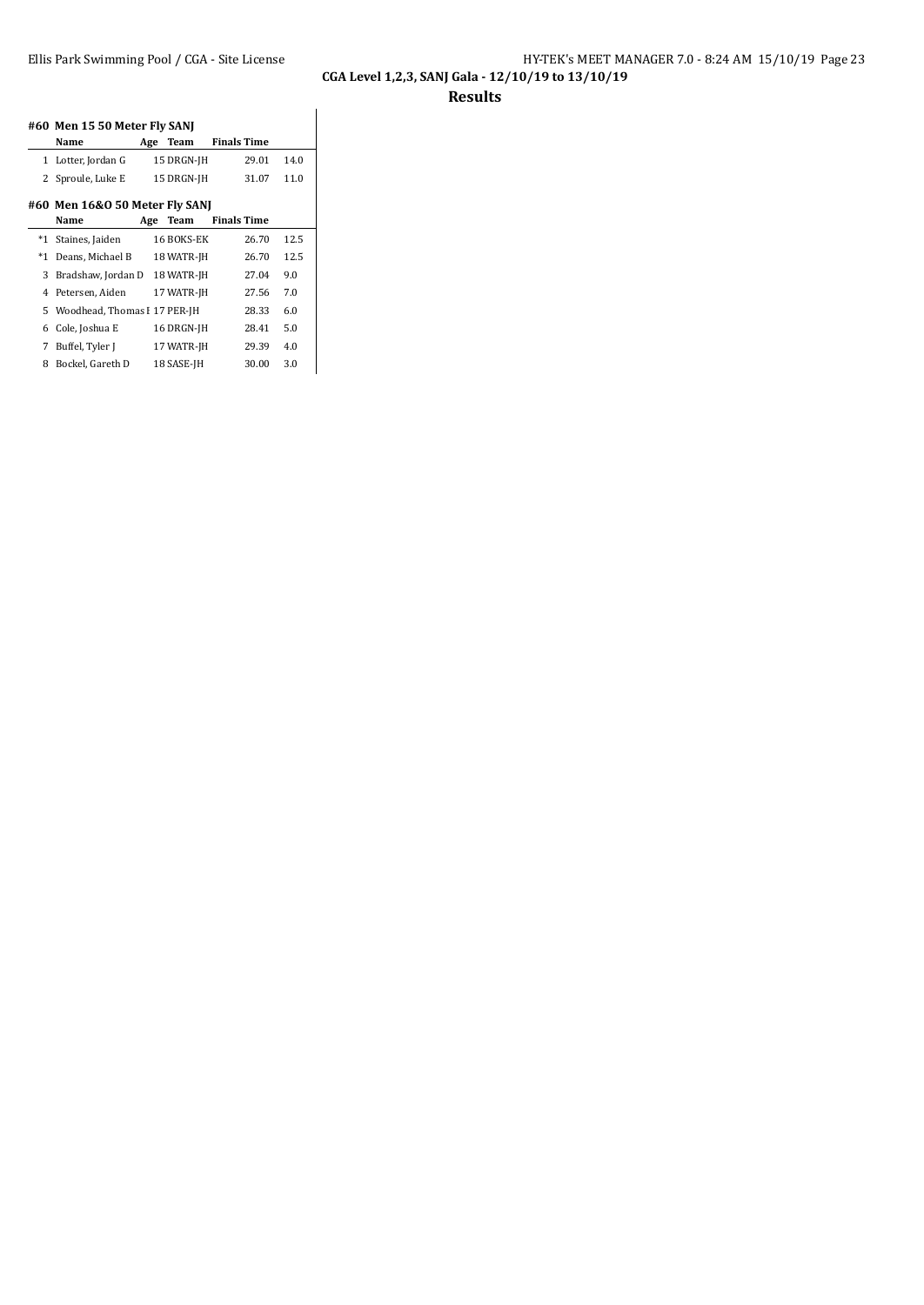## Results

### #60 Men 15 50 Meter Fly SANJ

| | Name | Age | Team | Finals Time | |
|---|---|---|---|---|---|
| 1 | Lotter, Jordan G | 15 | DRGN-JH | 29.01 | 14.0 |
| 2 | Sproule, Luke E | 15 | DRGN-JH | 31.07 | 11.0 |

### #60 Men 16&O 50 Meter Fly SANJ

| | Name | Age | Team | Finals Time | |
|---|---|---|---|---|---|
| *1 | Staines, Jaiden | 16 | BOKS-EK | 26.70 | 12.5 |
| *1 | Deans, Michael B | 18 | WATR-JH | 26.70 | 12.5 |
| 3 | Bradshaw, Jordan D | 18 | WATR-JH | 27.04 | 9.0 |
| 4 | Petersen, Aiden | 17 | WATR-JH | 27.56 | 7.0 |
| 5 | Woodhead, Thomas I | 17 | PER-JH | 28.33 | 6.0 |
| 6 | Cole, Joshua E | 16 | DRGN-JH | 28.41 | 5.0 |
| 7 | Buffel, Tyler J | 17 | WATR-JH | 29.39 | 4.0 |
| 8 | Bockel, Gareth D | 18 | SASE-JH | 30.00 | 3.0 |